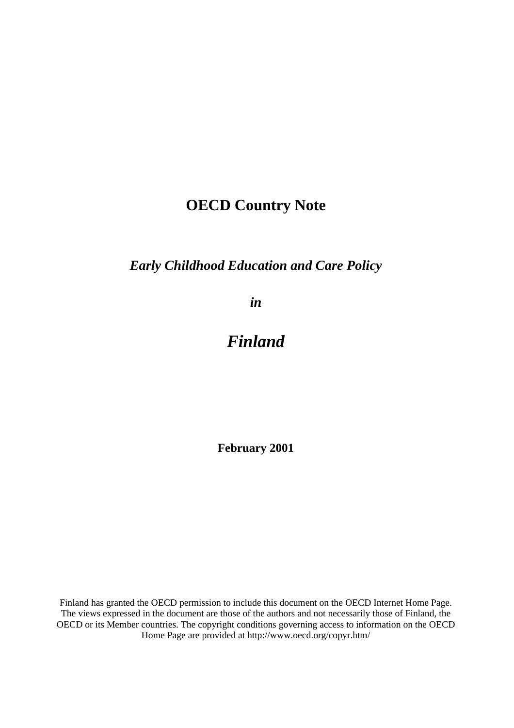# OECD Country Note

## *Early Childhood Education and Care Policy*

## *in*

# *Finland*

**February 2001**

Finland has granted the OECD permission to include this document on the OECD Internet Home Page. The views expressed in the document are those of the authors and not necessarily those of Finland, the OECD or its Member countries. The copyright conditions governing access to information on the OECD Home Page are provided at http://www.oecd.org/copyr.htm/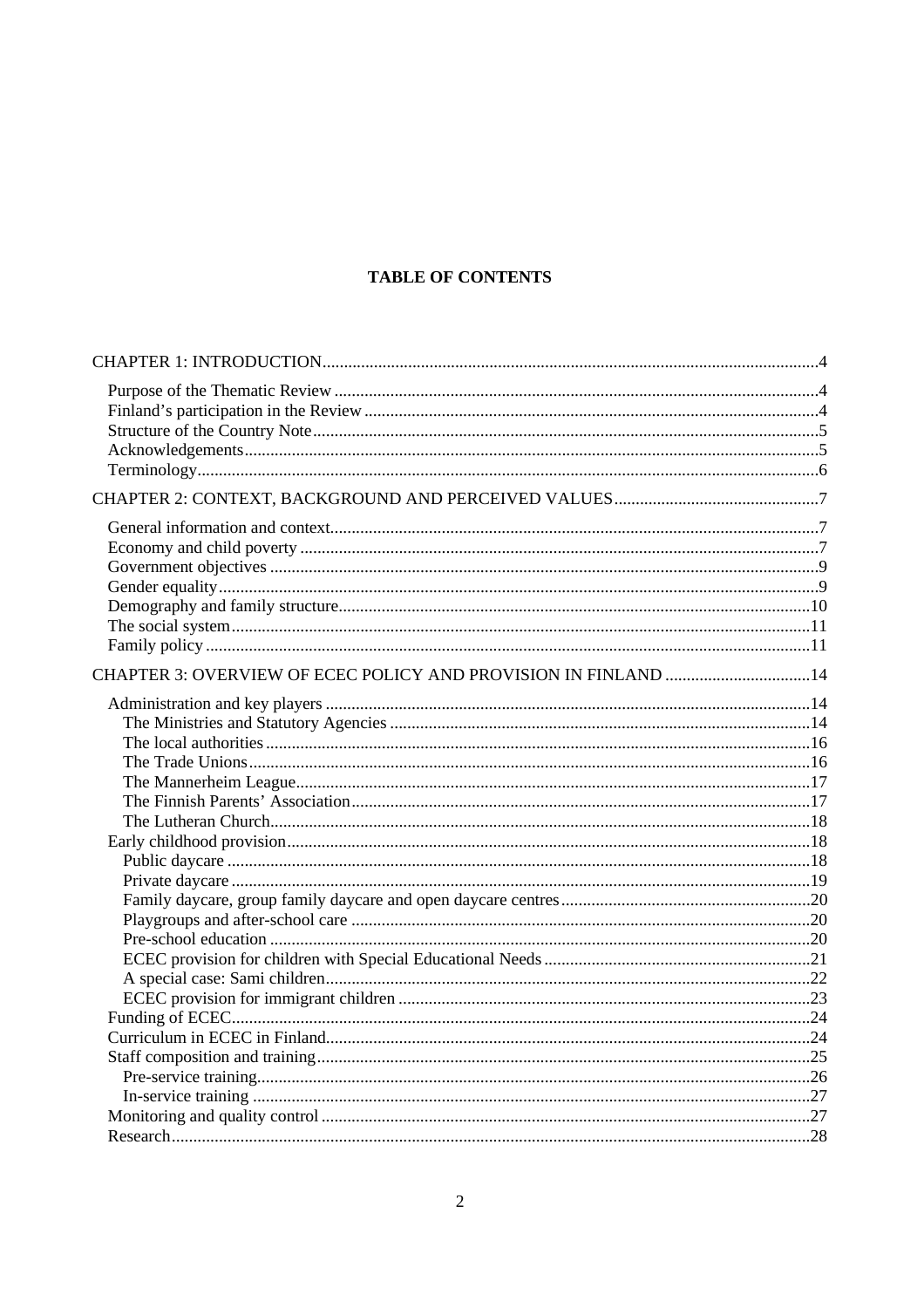**TABLE OF CONTENTS**

CHAPTER 1: INTRODUCTION....4

- Purpose of the Thematic Review....4
- Finland's participation in the Review....4
- Structure of the Country Note....5
- Acknowledgements....5
- Terminology....6

CHAPTER 2: CONTEXT, BACKGROUND AND PERCEIVED VALUES....7

- General information and context....7
- Economy and child poverty....7
- Government objectives....9
- Gender equality....9
- Demography and family structure....10
- The social system....11
- Family policy....11

CHAPTER 3: OVERVIEW OF ECEC POLICY AND PROVISION IN FINLAND....14

- Administration and key players....14
  - The Ministries and Statutory Agencies....14
  - The local authorities....16
  - The Trade Unions....16
  - The Mannerheim League....17
  - The Finnish Parents' Association....17
  - The Lutheran Church....18
- Early childhood provision....18
  - Public daycare....18
  - Private daycare....19
  - Family daycare, group family daycare and open daycare centres....20
  - Playgroups and after-school care....20
  - Pre-school education....20
  - ECEC provision for children with Special Educational Needs....21
  - A special case: Sami children....22
  - ECEC provision for immigrant children....23
- Funding of ECEC....24
- Curriculum in ECEC in Finland....24
- Staff composition and training....25
  - Pre-service training....26
  - In-service training....27
- Monitoring and quality control....27
- Research....28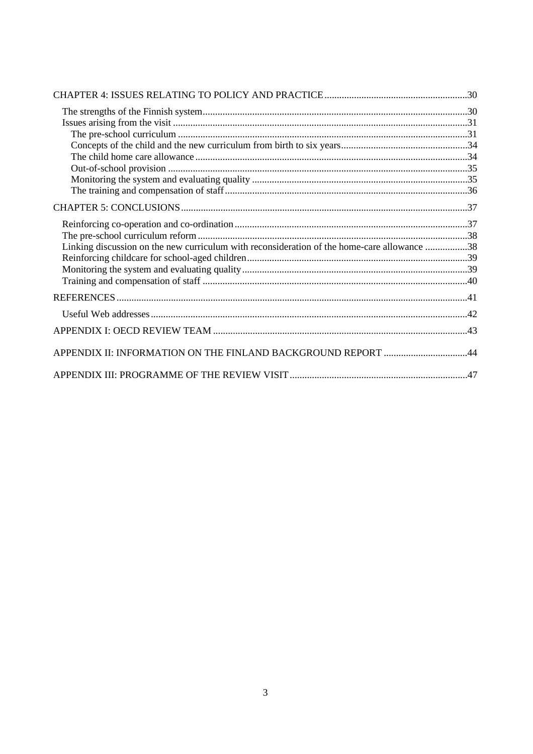CHAPTER 4: ISSUES RELATING TO POLICY AND PRACTICE .......... 30

- The strengths of the Finnish system .......... 30
- Issues arising from the visit .......... 31
  - The pre-school curriculum .......... 31
  - Concepts of the child and the new curriculum from birth to six years .......... 34
  - The child home care allowance .......... 34
  - Out-of-school provision .......... 35
  - Monitoring the system and evaluating quality .......... 35
  - The training and compensation of staff .......... 36

CHAPTER 5: CONCLUSIONS .......... 37

- Reinforcing co-operation and co-ordination .......... 37
- The pre-school curriculum reform .......... 38
- Linking discussion on the new curriculum with reconsideration of the home-care allowance .......... 38
- Reinforcing childcare for school-aged children .......... 39
- Monitoring the system and evaluating quality .......... 39
- Training and compensation of staff .......... 40

REFERENCES .......... 41

- Useful Web addresses .......... 42

APPENDIX I: OECD REVIEW TEAM .......... 43

APPENDIX II: INFORMATION ON THE FINLAND BACKGROUND REPORT .......... 44

APPENDIX III: PROGRAMME OF THE REVIEW VISIT .......... 47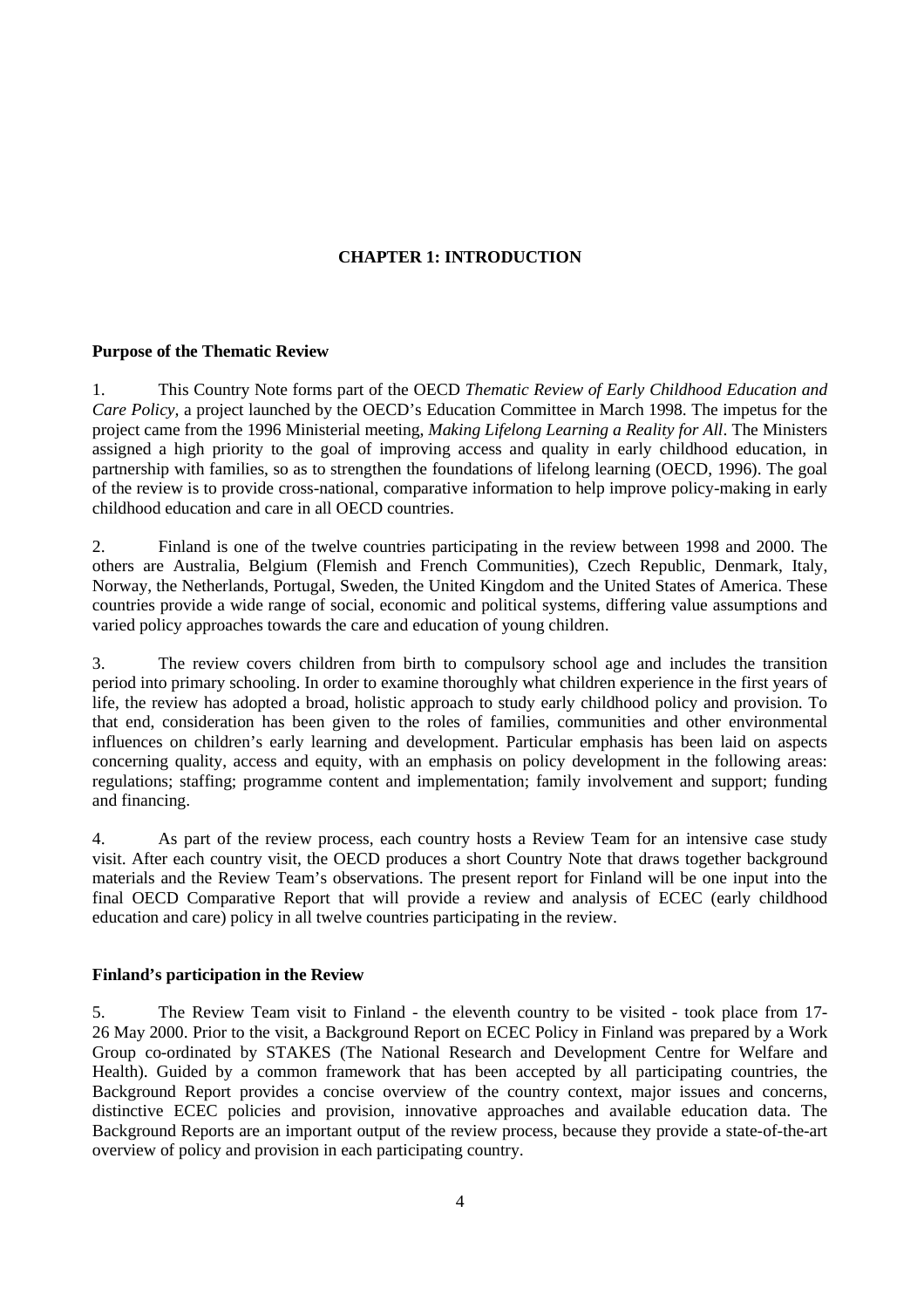# CHAPTER 1: INTRODUCTION

## Purpose of the Thematic Review

1. This Country Note forms part of the OECD *Thematic Review of Early Childhood Education and Care Policy,* a project launched by the OECD's Education Committee in March 1998. The impetus for the project came from the 1996 Ministerial meeting, *Making Lifelong Learning a Reality for All*. The Ministers assigned a high priority to the goal of improving access and quality in early childhood education, in partnership with families, so as to strengthen the foundations of lifelong learning (OECD, 1996). The goal of the review is to provide cross-national, comparative information to help improve policy-making in early childhood education and care in all OECD countries.

2. Finland is one of the twelve countries participating in the review between 1998 and 2000. The others are Australia, Belgium (Flemish and French Communities), Czech Republic, Denmark, Italy, Norway, the Netherlands, Portugal, Sweden, the United Kingdom and the United States of America. These countries provide a wide range of social, economic and political systems, differing value assumptions and varied policy approaches towards the care and education of young children.

3. The review covers children from birth to compulsory school age and includes the transition period into primary schooling. In order to examine thoroughly what children experience in the first years of life, the review has adopted a broad, holistic approach to study early childhood policy and provision. To that end, consideration has been given to the roles of families, communities and other environmental influences on children's early learning and development. Particular emphasis has been laid on aspects concerning quality, access and equity, with an emphasis on policy development in the following areas: regulations; staffing; programme content and implementation; family involvement and support; funding and financing.

4. As part of the review process, each country hosts a Review Team for an intensive case study visit. After each country visit, the OECD produces a short Country Note that draws together background materials and the Review Team's observations. The present report for Finland will be one input into the final OECD Comparative Report that will provide a review and analysis of ECEC (early childhood education and care) policy in all twelve countries participating in the review.

## Finland's participation in the Review

5. The Review Team visit to Finland - the eleventh country to be visited - took place from 17-26 May 2000. Prior to the visit, a Background Report on ECEC Policy in Finland was prepared by a Work Group co-ordinated by STAKES (The National Research and Development Centre for Welfare and Health). Guided by a common framework that has been accepted by all participating countries, the Background Report provides a concise overview of the country context, major issues and concerns, distinctive ECEC policies and provision, innovative approaches and available education data. The Background Reports are an important output of the review process, because they provide a state-of-the-art overview of policy and provision in each participating country.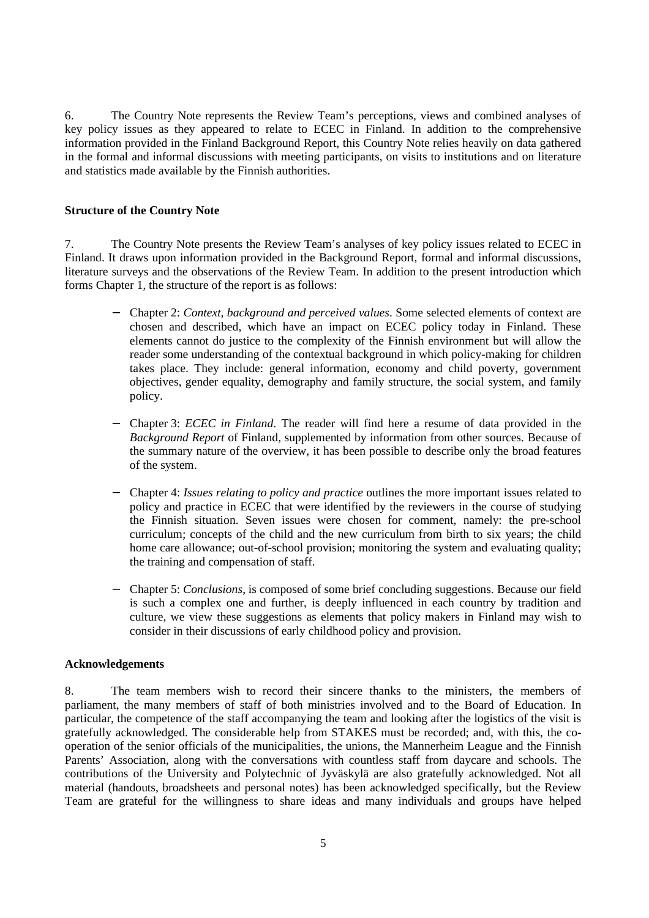6. The Country Note represents the Review Team's perceptions, views and combined analyses of key policy issues as they appeared to relate to ECEC in Finland. In addition to the comprehensive information provided in the Finland Background Report, this Country Note relies heavily on data gathered in the formal and informal discussions with meeting participants, on visits to institutions and on literature and statistics made available by the Finnish authorities.

**Structure of the Country Note**

7. The Country Note presents the Review Team's analyses of key policy issues related to ECEC in Finland. It draws upon information provided in the Background Report, formal and informal discussions, literature surveys and the observations of the Review Team. In addition to the present introduction which forms Chapter 1, the structure of the report is as follows:

- Chapter 2: *Context, background and perceived values*. Some selected elements of context are chosen and described, which have an impact on ECEC policy today in Finland. These elements cannot do justice to the complexity of the Finnish environment but will allow the reader some understanding of the contextual background in which policy-making for children takes place. They include: general information, economy and child poverty, government objectives, gender equality, demography and family structure, the social system, and family policy.

- Chapter 3: *ECEC in Finland*. The reader will find here a resume of data provided in the *Background Report* of Finland, supplemented by information from other sources. Because of the summary nature of the overview, it has been possible to describe only the broad features of the system.

- Chapter 4: *Issues relating to policy and practice* outlines the more important issues related to policy and practice in ECEC that were identified by the reviewers in the course of studying the Finnish situation. Seven issues were chosen for comment, namely: the pre-school curriculum; concepts of the child and the new curriculum from birth to six years; the child home care allowance; out-of-school provision; monitoring the system and evaluating quality; the training and compensation of staff.

- Chapter 5: *Conclusions*, is composed of some brief concluding suggestions. Because our field is such a complex one and further, is deeply influenced in each country by tradition and culture, we view these suggestions as elements that policy makers in Finland may wish to consider in their discussions of early childhood policy and provision.

**Acknowledgements**

8. The team members wish to record their sincere thanks to the ministers, the members of parliament, the many members of staff of both ministries involved and to the Board of Education. In particular, the competence of the staff accompanying the team and looking after the logistics of the visit is gratefully acknowledged. The considerable help from STAKES must be recorded; and, with this, the co-operation of the senior officials of the municipalities, the unions, the Mannerheim League and the Finnish Parents' Association, along with the conversations with countless staff from daycare and schools. The contributions of the University and Polytechnic of Jyväskylä are also gratefully acknowledged. Not all material (handouts, broadsheets and personal notes) has been acknowledged specifically, but the Review Team are grateful for the willingness to share ideas and many individuals and groups have helped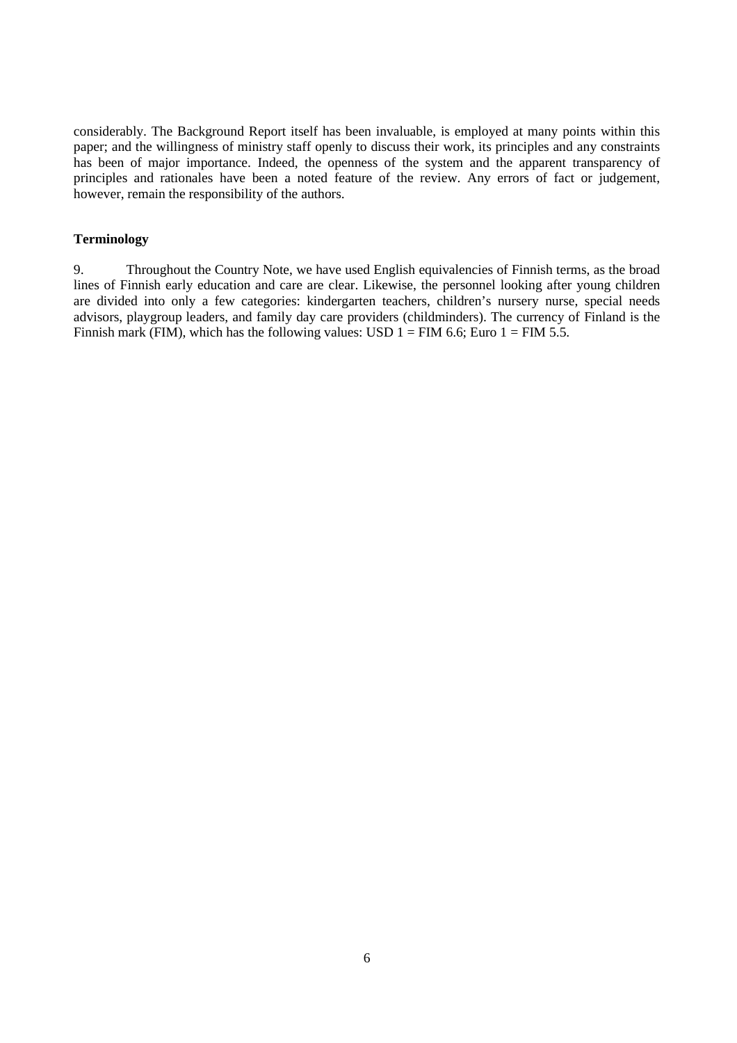considerably. The Background Report itself has been invaluable, is employed at many points within this paper; and the willingness of ministry staff openly to discuss their work, its principles and any constraints has been of major importance. Indeed, the openness of the system and the apparent transparency of principles and rationales have been a noted feature of the review. Any errors of fact or judgement, however, remain the responsibility of the authors.

**Terminology**

9. Throughout the Country Note, we have used English equivalencies of Finnish terms, as the broad lines of Finnish early education and care are clear. Likewise, the personnel looking after young children are divided into only a few categories: kindergarten teachers, children's nursery nurse, special needs advisors, playgroup leaders, and family day care providers (childminders). The currency of Finland is the Finnish mark (FIM), which has the following values: USD 1 = FIM 6.6; Euro 1 = FIM 5.5.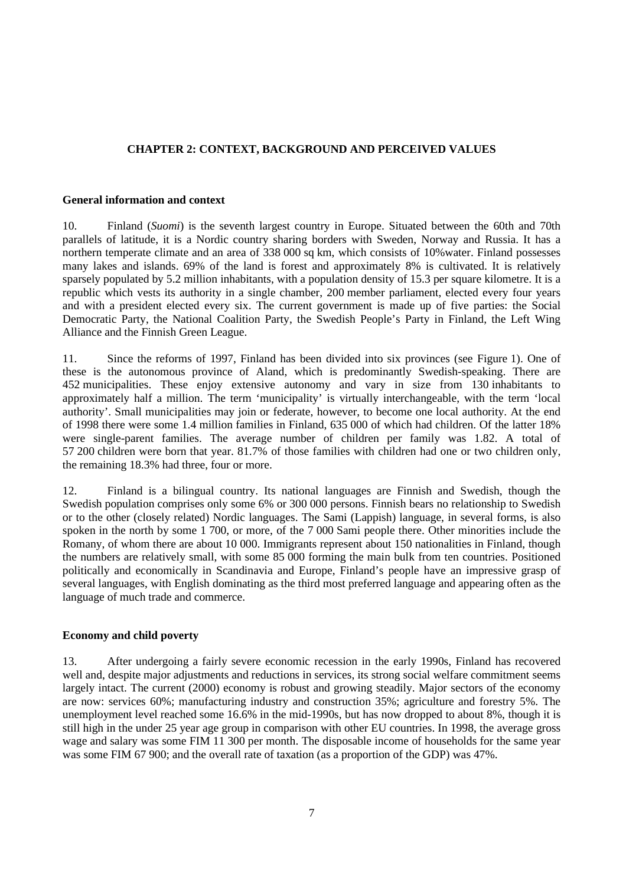## CHAPTER 2: CONTEXT, BACKGROUND AND PERCEIVED VALUES

### General information and context

10. Finland (*Suomi*) is the seventh largest country in Europe. Situated between the 60th and 70th parallels of latitude, it is a Nordic country sharing borders with Sweden, Norway and Russia. It has a northern temperate climate and an area of 338 000 sq km, which consists of 10%water. Finland possesses many lakes and islands. 69% of the land is forest and approximately 8% is cultivated. It is relatively sparsely populated by 5.2 million inhabitants, with a population density of 15.3 per square kilometre. It is a republic which vests its authority in a single chamber, 200 member parliament, elected every four years and with a president elected every six. The current government is made up of five parties: the Social Democratic Party, the National Coalition Party, the Swedish People's Party in Finland, the Left Wing Alliance and the Finnish Green League.

11. Since the reforms of 1997, Finland has been divided into six provinces (see Figure 1). One of these is the autonomous province of Aland, which is predominantly Swedish-speaking. There are 452 municipalities. These enjoy extensive autonomy and vary in size from 130 inhabitants to approximately half a million. The term 'municipality' is virtually interchangeable, with the term 'local authority'. Small municipalities may join or federate, however, to become one local authority. At the end of 1998 there were some 1.4 million families in Finland, 635 000 of which had children. Of the latter 18% were single-parent families. The average number of children per family was 1.82. A total of 57 200 children were born that year. 81.7% of those families with children had one or two children only, the remaining 18.3% had three, four or more.

12. Finland is a bilingual country. Its national languages are Finnish and Swedish, though the Swedish population comprises only some 6% or 300 000 persons. Finnish bears no relationship to Swedish or to the other (closely related) Nordic languages. The Sami (Lappish) language, in several forms, is also spoken in the north by some 1 700, or more, of the 7 000 Sami people there. Other minorities include the Romany, of whom there are about 10 000. Immigrants represent about 150 nationalities in Finland, though the numbers are relatively small, with some 85 000 forming the main bulk from ten countries. Positioned politically and economically in Scandinavia and Europe, Finland's people have an impressive grasp of several languages, with English dominating as the third most preferred language and appearing often as the language of much trade and commerce.

### Economy and child poverty

13. After undergoing a fairly severe economic recession in the early 1990s, Finland has recovered well and, despite major adjustments and reductions in services, its strong social welfare commitment seems largely intact. The current (2000) economy is robust and growing steadily. Major sectors of the economy are now: services 60%; manufacturing industry and construction 35%; agriculture and forestry 5%. The unemployment level reached some 16.6% in the mid-1990s, but has now dropped to about 8%, though it is still high in the under 25 year age group in comparison with other EU countries. In 1998, the average gross wage and salary was some FIM 11 300 per month. The disposable income of households for the same year was some FIM 67 900; and the overall rate of taxation (as a proportion of the GDP) was 47%.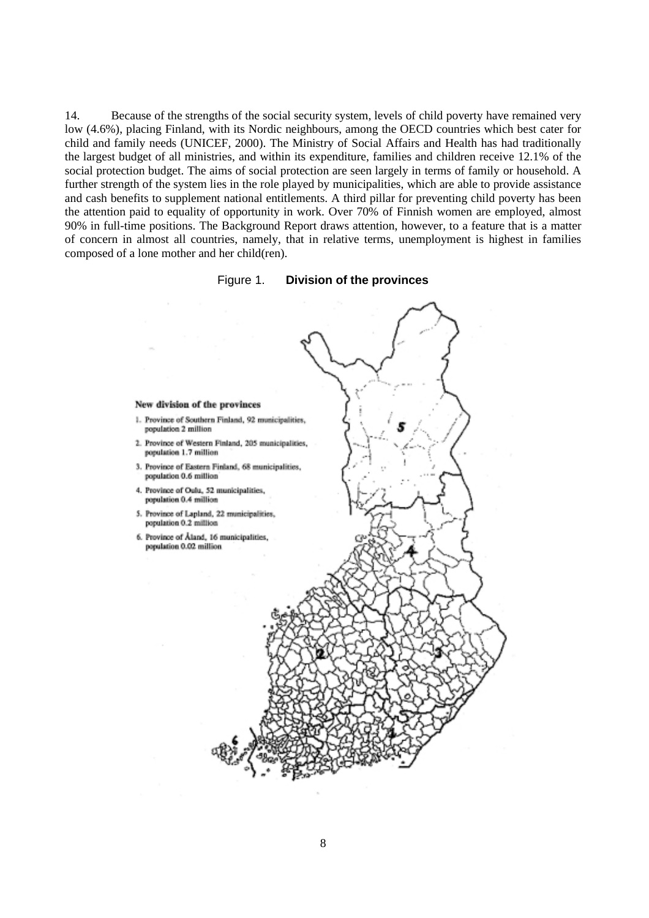14. Because of the strengths of the social security system, levels of child poverty have remained very low (4.6%), placing Finland, with its Nordic neighbours, among the OECD countries which best cater for child and family needs (UNICEF, 2000). The Ministry of Social Affairs and Health has had traditionally the largest budget of all ministries, and within its expenditure, families and children receive 12.1% of the social protection budget. The aims of social protection are seen largely in terms of family or household. A further strength of the system lies in the role played by municipalities, which are able to provide assistance and cash benefits to supplement national entitlements. A third pillar for preventing child poverty has been the attention paid to equality of opportunity in work. Over 70% of Finnish women are employed, almost 90% in full-time positions. The Background Report draws attention, however, to a feature that is a matter of concern in almost all countries, namely, that in relative terms, unemployment is highest in families composed of a lone mother and her child(ren).

Figure 1. **Division of the provinces**

**New division of the provinces**

1. Province of Southern Finland, 92 municipalities, population 2 million
2. Province of Western Finland, 205 municipalities, population 1.7 million
3. Province of Eastern Finland, 68 municipalities, population 0.6 million
4. Province of Oulu, 52 municipalities, population 0.4 million
5. Province of Lapland, 22 municipalities, population 0.2 million
6. Province of Åland, 16 municipalities, population 0.02 million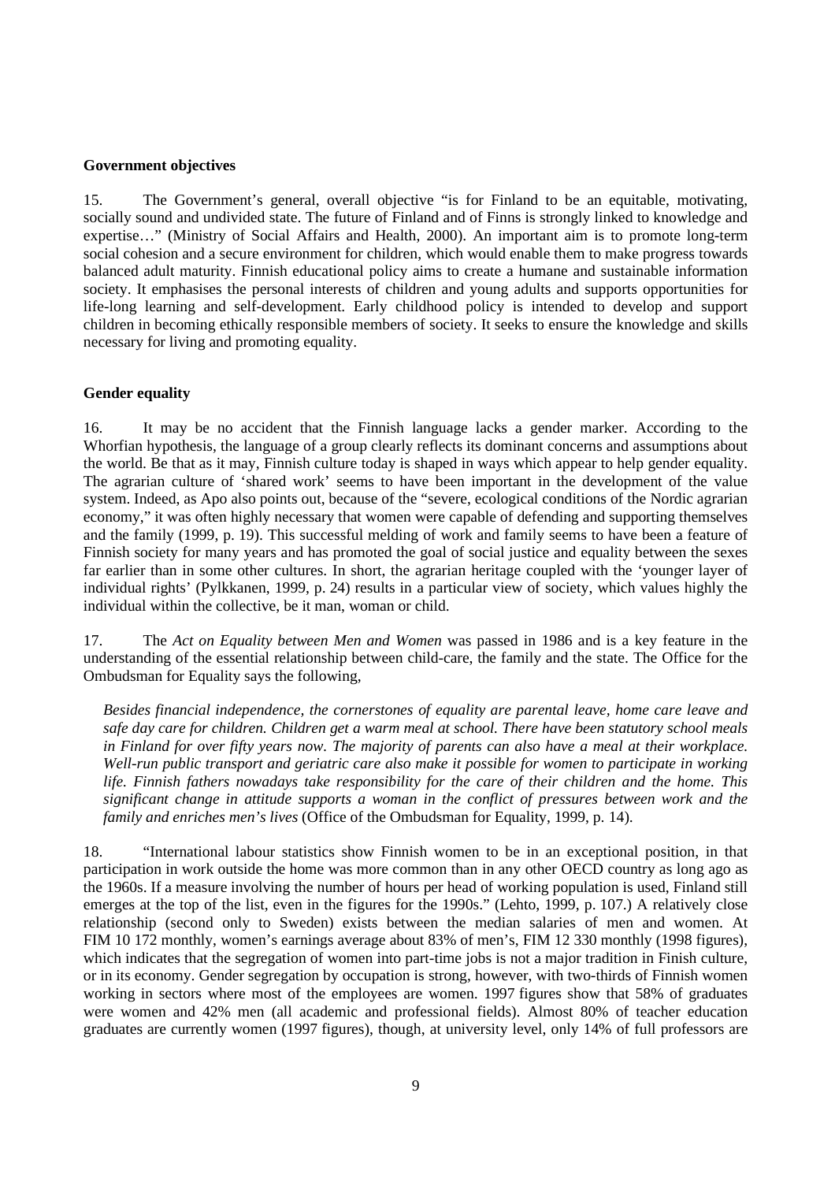**Government objectives**

15. The Government's general, overall objective "is for Finland to be an equitable, motivating, socially sound and undivided state. The future of Finland and of Finns is strongly linked to knowledge and expertise…" (Ministry of Social Affairs and Health, 2000). An important aim is to promote long-term social cohesion and a secure environment for children, which would enable them to make progress towards balanced adult maturity. Finnish educational policy aims to create a humane and sustainable information society. It emphasises the personal interests of children and young adults and supports opportunities for life-long learning and self-development. Early childhood policy is intended to develop and support children in becoming ethically responsible members of society. It seeks to ensure the knowledge and skills necessary for living and promoting equality.

**Gender equality**

16. It may be no accident that the Finnish language lacks a gender marker. According to the Whorfian hypothesis, the language of a group clearly reflects its dominant concerns and assumptions about the world. Be that as it may, Finnish culture today is shaped in ways which appear to help gender equality. The agrarian culture of 'shared work' seems to have been important in the development of the value system. Indeed, as Apo also points out, because of the "severe, ecological conditions of the Nordic agrarian economy," it was often highly necessary that women were capable of defending and supporting themselves and the family (1999, p. 19). This successful melding of work and family seems to have been a feature of Finnish society for many years and has promoted the goal of social justice and equality between the sexes far earlier than in some other cultures. In short, the agrarian heritage coupled with the 'younger layer of individual rights' (Pylkkanen, 1999, p. 24) results in a particular view of society, which values highly the individual within the collective, be it man, woman or child.

17. The *Act on Equality between Men and Women* was passed in 1986 and is a key feature in the understanding of the essential relationship between child-care, the family and the state. The Office for the Ombudsman for Equality says the following,

> *Besides financial independence, the cornerstones of equality are parental leave, home care leave and safe day care for children. Children get a warm meal at school. There have been statutory school meals in Finland for over fifty years now. The majority of parents can also have a meal at their workplace. Well-run public transport and geriatric care also make it possible for women to participate in working life. Finnish fathers nowadays take responsibility for the care of their children and the home. This significant change in attitude supports a woman in the conflict of pressures between work and the family and enriches men's lives* (Office of the Ombudsman for Equality, 1999, p. 14).

18. "International labour statistics show Finnish women to be in an exceptional position, in that participation in work outside the home was more common than in any other OECD country as long ago as the 1960s. If a measure involving the number of hours per head of working population is used, Finland still emerges at the top of the list, even in the figures for the 1990s." (Lehto, 1999, p. 107.) A relatively close relationship (second only to Sweden) exists between the median salaries of men and women. At FIM 10 172 monthly, women's earnings average about 83% of men's, FIM 12 330 monthly (1998 figures), which indicates that the segregation of women into part-time jobs is not a major tradition in Finish culture, or in its economy. Gender segregation by occupation is strong, however, with two-thirds of Finnish women working in sectors where most of the employees are women. 1997 figures show that 58% of graduates were women and 42% men (all academic and professional fields). Almost 80% of teacher education graduates are currently women (1997 figures), though, at university level, only 14% of full professors are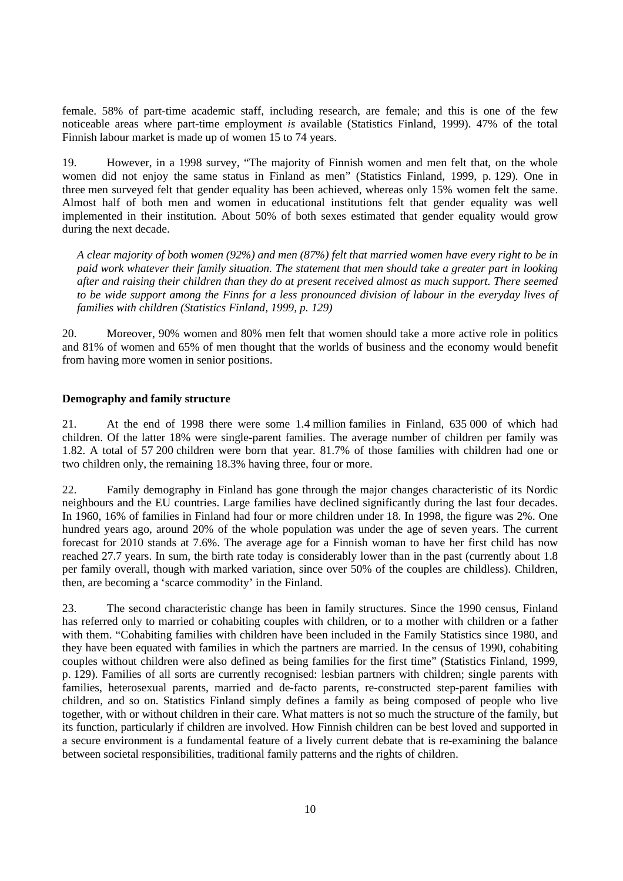female. 58% of part-time academic staff, including research, are female; and this is one of the few noticeable areas where part-time employment *is* available (Statistics Finland, 1999). 47% of the total Finnish labour market is made up of women 15 to 74 years.

19. However, in a 1998 survey, "The majority of Finnish women and men felt that, on the whole women did not enjoy the same status in Finland as men" (Statistics Finland, 1999, p. 129). One in three men surveyed felt that gender equality has been achieved, whereas only 15% women felt the same. Almost half of both men and women in educational institutions felt that gender equality was well implemented in their institution. About 50% of both sexes estimated that gender equality would grow during the next decade.

> *A clear majority of both women (92%) and men (87%) felt that married women have every right to be in paid work whatever their family situation. The statement that men should take a greater part in looking after and raising their children than they do at present received almost as much support. There seemed to be wide support among the Finns for a less pronounced division of labour in the everyday lives of families with children (Statistics Finland, 1999, p. 129)*

20. Moreover, 90% women and 80% men felt that women should take a more active role in politics and 81% of women and 65% of men thought that the worlds of business and the economy would benefit from having more women in senior positions.

**Demography and family structure**

21. At the end of 1998 there were some 1.4 million families in Finland, 635 000 of which had children. Of the latter 18% were single-parent families. The average number of children per family was 1.82. A total of 57 200 children were born that year. 81.7% of those families with children had one or two children only, the remaining 18.3% having three, four or more.

22. Family demography in Finland has gone through the major changes characteristic of its Nordic neighbours and the EU countries. Large families have declined significantly during the last four decades. In 1960, 16% of families in Finland had four or more children under 18. In 1998, the figure was 2%. One hundred years ago, around 20% of the whole population was under the age of seven years. The current forecast for 2010 stands at 7.6%. The average age for a Finnish woman to have her first child has now reached 27.7 years. In sum, the birth rate today is considerably lower than in the past (currently about 1.8 per family overall, though with marked variation, since over 50% of the couples are childless). Children, then, are becoming a 'scarce commodity' in the Finland.

23. The second characteristic change has been in family structures. Since the 1990 census, Finland has referred only to married or cohabiting couples with children, or to a mother with children or a father with them. "Cohabiting families with children have been included in the Family Statistics since 1980, and they have been equated with families in which the partners are married. In the census of 1990, cohabiting couples without children were also defined as being families for the first time" (Statistics Finland, 1999, p. 129). Families of all sorts are currently recognised: lesbian partners with children; single parents with families, heterosexual parents, married and de-facto parents, re-constructed step-parent families with children, and so on. Statistics Finland simply defines a family as being composed of people who live together, with or without children in their care. What matters is not so much the structure of the family, but its function, particularly if children are involved. How Finnish children can be best loved and supported in a secure environment is a fundamental feature of a lively current debate that is re-examining the balance between societal responsibilities, traditional family patterns and the rights of children.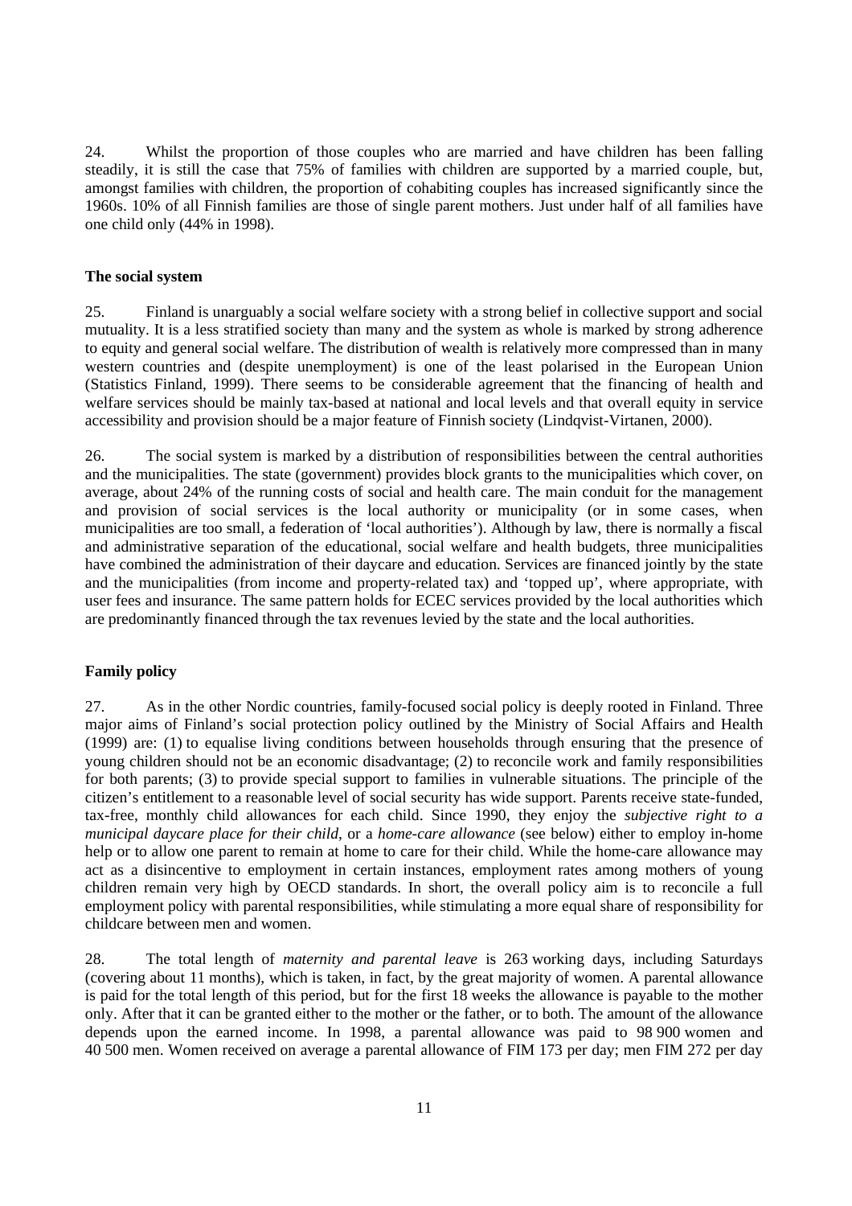24. Whilst the proportion of those couples who are married and have children has been falling steadily, it is still the case that 75% of families with children are supported by a married couple, but, amongst families with children, the proportion of cohabiting couples has increased significantly since the 1960s. 10% of all Finnish families are those of single parent mothers. Just under half of all families have one child only (44% in 1998).

### The social system

25. Finland is unarguably a social welfare society with a strong belief in collective support and social mutuality. It is a less stratified society than many and the system as whole is marked by strong adherence to equity and general social welfare. The distribution of wealth is relatively more compressed than in many western countries and (despite unemployment) is one of the least polarised in the European Union (Statistics Finland, 1999). There seems to be considerable agreement that the financing of health and welfare services should be mainly tax-based at national and local levels and that overall equity in service accessibility and provision should be a major feature of Finnish society (Lindqvist-Virtanen, 2000).

26. The social system is marked by a distribution of responsibilities between the central authorities and the municipalities. The state (government) provides block grants to the municipalities which cover, on average, about 24% of the running costs of social and health care. The main conduit for the management and provision of social services is the local authority or municipality (or in some cases, when municipalities are too small, a federation of 'local authorities'). Although by law, there is normally a fiscal and administrative separation of the educational, social welfare and health budgets, three municipalities have combined the administration of their daycare and education. Services are financed jointly by the state and the municipalities (from income and property-related tax) and 'topped up', where appropriate, with user fees and insurance. The same pattern holds for ECEC services provided by the local authorities which are predominantly financed through the tax revenues levied by the state and the local authorities.

### Family policy

27. As in the other Nordic countries, family-focused social policy is deeply rooted in Finland. Three major aims of Finland's social protection policy outlined by the Ministry of Social Affairs and Health (1999) are: (1) to equalise living conditions between households through ensuring that the presence of young children should not be an economic disadvantage; (2) to reconcile work and family responsibilities for both parents; (3) to provide special support to families in vulnerable situations. The principle of the citizen's entitlement to a reasonable level of social security has wide support. Parents receive state-funded, tax-free, monthly child allowances for each child. Since 1990, they enjoy the *subjective right to a municipal daycare place for their child*, or a *home-care allowance* (see below) either to employ in-home help or to allow one parent to remain at home to care for their child. While the home-care allowance may act as a disincentive to employment in certain instances, employment rates among mothers of young children remain very high by OECD standards. In short, the overall policy aim is to reconcile a full employment policy with parental responsibilities, while stimulating a more equal share of responsibility for childcare between men and women.

28. The total length of *maternity and parental leave* is 263 working days, including Saturdays (covering about 11 months), which is taken, in fact, by the great majority of women. A parental allowance is paid for the total length of this period, but for the first 18 weeks the allowance is payable to the mother only. After that it can be granted either to the mother or the father, or to both. The amount of the allowance depends upon the earned income. In 1998, a parental allowance was paid to 98 900 women and 40 500 men. Women received on average a parental allowance of FIM 173 per day; men FIM 272 per day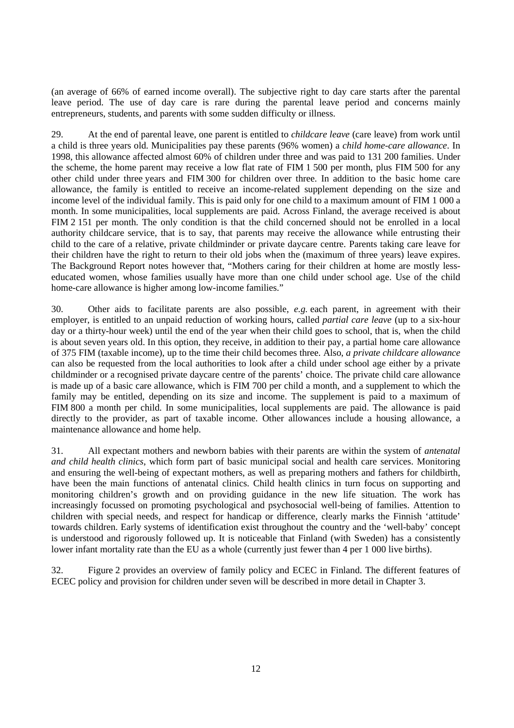(an average of 66% of earned income overall). The subjective right to day care starts after the parental leave period. The use of day care is rare during the parental leave period and concerns mainly entrepreneurs, students, and parents with some sudden difficulty or illness.

29. At the end of parental leave, one parent is entitled to *childcare leave* (care leave) from work until a child is three years old. Municipalities pay these parents (96% women) a *child home-care allowance*. In 1998, this allowance affected almost 60% of children under three and was paid to 131 200 families. Under the scheme, the home parent may receive a low flat rate of FIM 1 500 per month, plus FIM 500 for any other child under three years and FIM 300 for children over three. In addition to the basic home care allowance, the family is entitled to receive an income-related supplement depending on the size and income level of the individual family. This is paid only for one child to a maximum amount of FIM 1 000 a month. In some municipalities, local supplements are paid. Across Finland, the average received is about FIM 2 151 per month. The only condition is that the child concerned should not be enrolled in a local authority childcare service, that is to say, that parents may receive the allowance while entrusting their child to the care of a relative, private childminder or private daycare centre. Parents taking care leave for their children have the right to return to their old jobs when the (maximum of three years) leave expires. The Background Report notes however that, "Mothers caring for their children at home are mostly less-educated women, whose families usually have more than one child under school age. Use of the child home-care allowance is higher among low-income families."

30. Other aids to facilitate parents are also possible, *e.g.* each parent, in agreement with their employer, is entitled to an unpaid reduction of working hours, called *partial care leave* (up to a six-hour day or a thirty-hour week) until the end of the year when their child goes to school, that is, when the child is about seven years old. In this option, they receive, in addition to their pay, a partial home care allowance of 375 FIM (taxable income), up to the time their child becomes three. Also, *a private childcare allowance* can also be requested from the local authorities to look after a child under school age either by a private childminder or a recognised private daycare centre of the parents' choice. The private child care allowance is made up of a basic care allowance, which is FIM 700 per child a month, and a supplement to which the family may be entitled, depending on its size and income. The supplement is paid to a maximum of FIM 800 a month per child. In some municipalities, local supplements are paid. The allowance is paid directly to the provider, as part of taxable income. Other allowances include a housing allowance, a maintenance allowance and home help.

31. All expectant mothers and newborn babies with their parents are within the system of *antenatal and child health clinics*, which form part of basic municipal social and health care services. Monitoring and ensuring the well-being of expectant mothers, as well as preparing mothers and fathers for childbirth, have been the main functions of antenatal clinics. Child health clinics in turn focus on supporting and monitoring children's growth and on providing guidance in the new life situation. The work has increasingly focussed on promoting psychological and psychosocial well-being of families. Attention to children with special needs, and respect for handicap or difference, clearly marks the Finnish 'attitude' towards children. Early systems of identification exist throughout the country and the 'well-baby' concept is understood and rigorously followed up. It is noticeable that Finland (with Sweden) has a consistently lower infant mortality rate than the EU as a whole (currently just fewer than 4 per 1 000 live births).

32. Figure 2 provides an overview of family policy and ECEC in Finland. The different features of ECEC policy and provision for children under seven will be described in more detail in Chapter 3.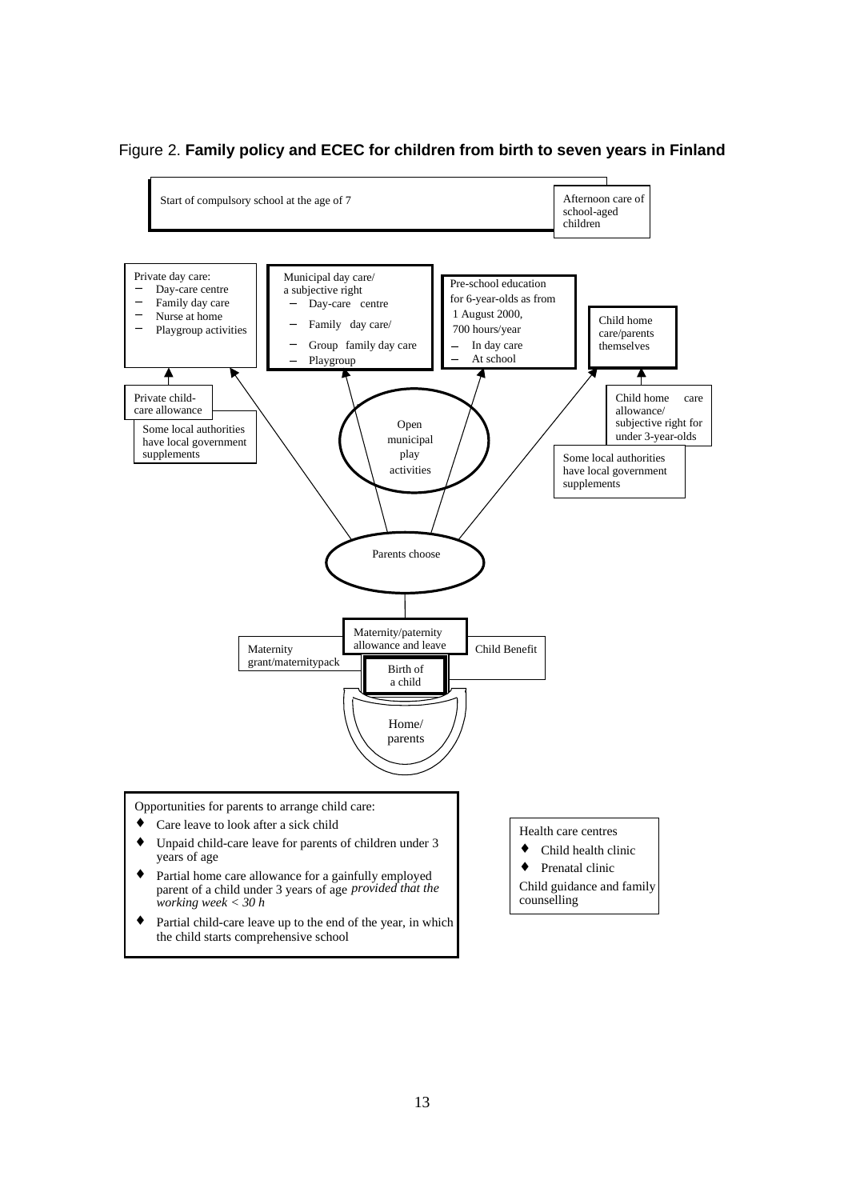Figure 2. **Family policy and ECEC for children from birth to seven years in Finland**

Start of compulsory school at the age of 7

Afternoon care of school-aged children

Private day care:
- Day-care centre
- Family day care
- Nurse at home
- Playgroup activities

Municipal day care/ a subjective right
- Day-care centre
- Family day care/
- Group family day care
- Playgroup

Pre-school education for 6-year-olds as from 1 August 2000, 700 hours/year
- In day care
- At school

Child home care/parents themselves

Private child-care allowance

Some local authorities have local government supplements

Open municipal play activities

Child home care allowance/ subjective right for under 3-year-olds

Some local authorities have local government supplements

Parents choose

Maternity grant/maternitypack

Maternity/paternity allowance and leave

Child Benefit

Birth of a child

Home/ parents

Opportunities for parents to arrange child care:

- Care leave to look after a sick child
- Unpaid child-care leave for parents of children under 3 years of age
- Partial home care allowance for a gainfully employed parent of a child under 3 years of age *provided that the working week < 30 h*
- Partial child-care leave up to the end of the year, in which the child starts comprehensive school

Health care centres

- Child health clinic
- Prenatal clinic

Child guidance and family counselling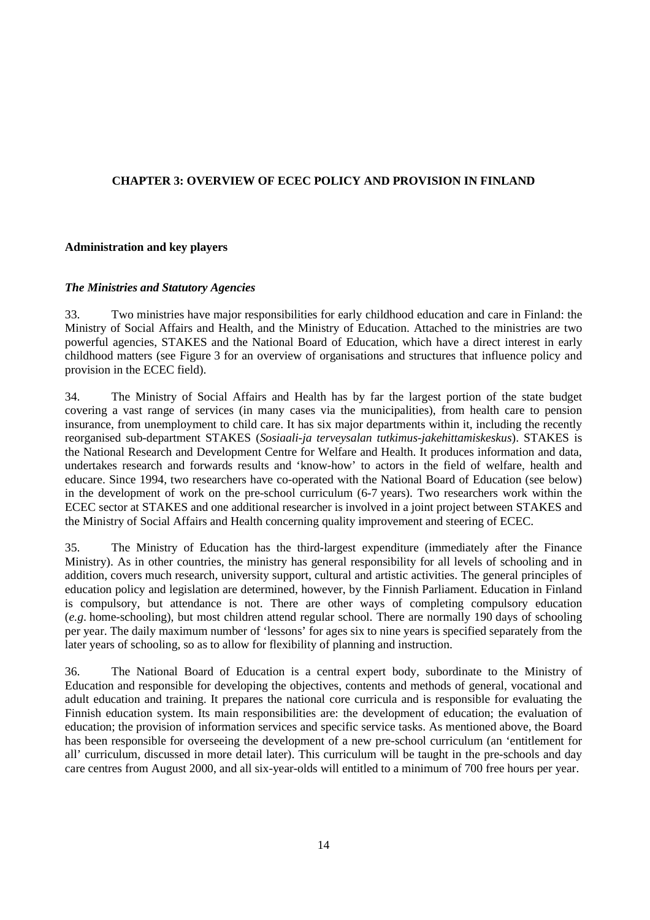# CHAPTER 3: OVERVIEW OF ECEC POLICY AND PROVISION IN FINLAND

## Administration and key players

### *The Ministries and Statutory Agencies*

33. Two ministries have major responsibilities for early childhood education and care in Finland: the Ministry of Social Affairs and Health, and the Ministry of Education. Attached to the ministries are two powerful agencies, STAKES and the National Board of Education, which have a direct interest in early childhood matters (see Figure 3 for an overview of organisations and structures that influence policy and provision in the ECEC field).

34. The Ministry of Social Affairs and Health has by far the largest portion of the state budget covering a vast range of services (in many cases via the municipalities), from health care to pension insurance, from unemployment to child care. It has six major departments within it, including the recently reorganised sub-department STAKES (*Sosiaali-ja terveysalan tutkimus-jakehittamiskeskus*). STAKES is the National Research and Development Centre for Welfare and Health. It produces information and data, undertakes research and forwards results and 'know-how' to actors in the field of welfare, health and educare. Since 1994, two researchers have co-operated with the National Board of Education (see below) in the development of work on the pre-school curriculum (6-7 years). Two researchers work within the ECEC sector at STAKES and one additional researcher is involved in a joint project between STAKES and the Ministry of Social Affairs and Health concerning quality improvement and steering of ECEC.

35. The Ministry of Education has the third-largest expenditure (immediately after the Finance Ministry). As in other countries, the ministry has general responsibility for all levels of schooling and in addition, covers much research, university support, cultural and artistic activities. The general principles of education policy and legislation are determined, however, by the Finnish Parliament. Education in Finland is compulsory, but attendance is not. There are other ways of completing compulsory education (*e.g*. home-schooling), but most children attend regular school. There are normally 190 days of schooling per year. The daily maximum number of 'lessons' for ages six to nine years is specified separately from the later years of schooling, so as to allow for flexibility of planning and instruction.

36. The National Board of Education is a central expert body, subordinate to the Ministry of Education and responsible for developing the objectives, contents and methods of general, vocational and adult education and training. It prepares the national core curricula and is responsible for evaluating the Finnish education system. Its main responsibilities are: the development of education; the evaluation of education; the provision of information services and specific service tasks. As mentioned above, the Board has been responsible for overseeing the development of a new pre-school curriculum (an 'entitlement for all' curriculum, discussed in more detail later). This curriculum will be taught in the pre-schools and day care centres from August 2000, and all six-year-olds will entitled to a minimum of 700 free hours per year.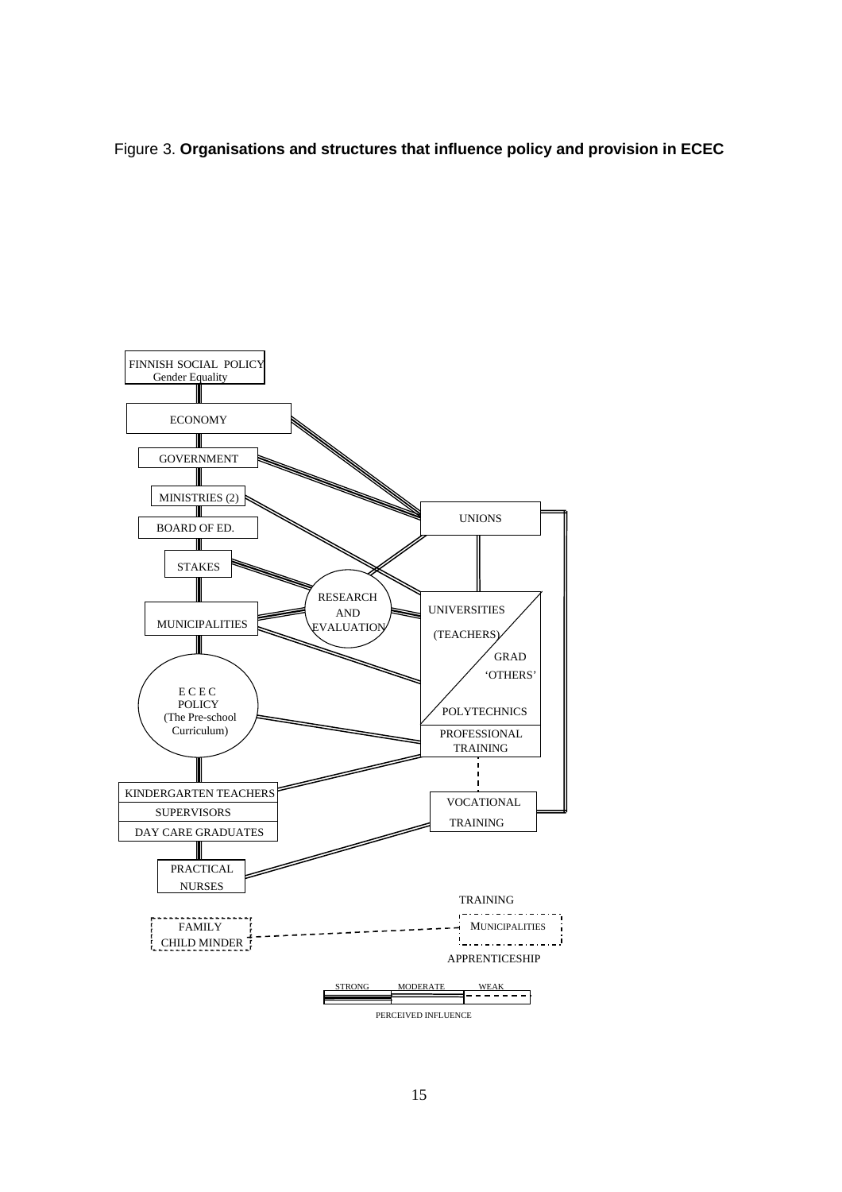Figure 3. **Organisations and structures that influence policy and provision in ECEC**

FINNISH SOCIAL POLICY
Gender Equality

ECONOMY

GOVERNMENT

MINISTRIES (2)

BOARD OF ED.

STAKES

MUNICIPALITIES

E C E C
POLICY
(The Pre-school Curriculum)

KINDERGARTEN TEACHERS

SUPERVISORS

DAY CARE GRADUATES

PRACTICAL NURSES

FAMILY CHILD MINDER

RESEARCH AND EVALUATION

UNIONS

UNIVERSITIES (TEACHERS)

GRAD 'OTHERS'

POLYTECHNICS

PROFESSIONAL TRAINING

VOCATIONAL TRAINING

TRAINING

MUNICIPALITIES

APPRENTICESHIP

STRONG MODERATE WEAK

PERCEIVED INFLUENCE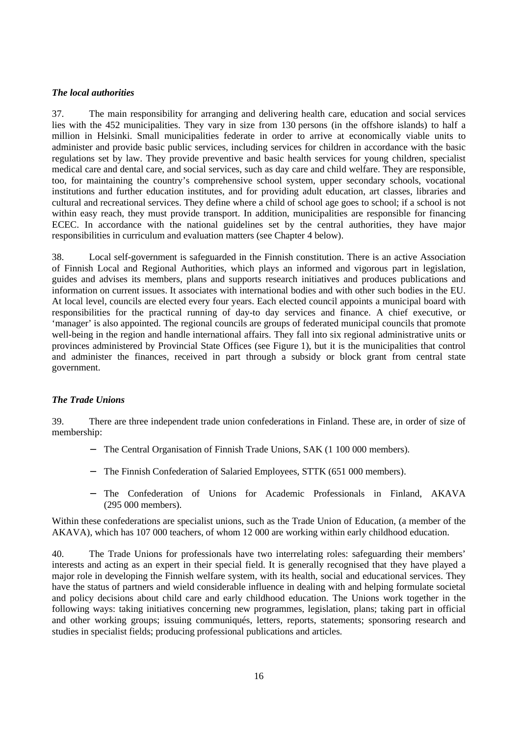*The local authorities*

37. The main responsibility for arranging and delivering health care, education and social services lies with the 452 municipalities. They vary in size from 130 persons (in the offshore islands) to half a million in Helsinki. Small municipalities federate in order to arrive at economically viable units to administer and provide basic public services, including services for children in accordance with the basic regulations set by law. They provide preventive and basic health services for young children, specialist medical care and dental care, and social services, such as day care and child welfare. They are responsible, too, for maintaining the country's comprehensive school system, upper secondary schools, vocational institutions and further education institutes, and for providing adult education, art classes, libraries and cultural and recreational services. They define where a child of school age goes to school; if a school is not within easy reach, they must provide transport. In addition, municipalities are responsible for financing ECEC. In accordance with the national guidelines set by the central authorities, they have major responsibilities in curriculum and evaluation matters (see Chapter 4 below).

38. Local self-government is safeguarded in the Finnish constitution. There is an active Association of Finnish Local and Regional Authorities, which plays an informed and vigorous part in legislation, guides and advises its members, plans and supports research initiatives and produces publications and information on current issues. It associates with international bodies and with other such bodies in the EU. At local level, councils are elected every four years. Each elected council appoints a municipal board with responsibilities for the practical running of day-to day services and finance. A chief executive, or 'manager' is also appointed. The regional councils are groups of federated municipal councils that promote well-being in the region and handle international affairs. They fall into six regional administrative units or provinces administered by Provincial State Offices (see Figure 1), but it is the municipalities that control and administer the finances, received in part through a subsidy or block grant from central state government.

*The Trade Unions*

39. There are three independent trade union confederations in Finland. These are, in order of size of membership:

- The Central Organisation of Finnish Trade Unions, SAK (1 100 000 members).
- The Finnish Confederation of Salaried Employees, STTK (651 000 members).
- The Confederation of Unions for Academic Professionals in Finland, AKAVA (295 000 members).

Within these confederations are specialist unions, such as the Trade Union of Education, (a member of the AKAVA), which has 107 000 teachers, of whom 12 000 are working within early childhood education.

40. The Trade Unions for professionals have two interrelating roles: safeguarding their members' interests and acting as an expert in their special field. It is generally recognised that they have played a major role in developing the Finnish welfare system, with its health, social and educational services. They have the status of partners and wield considerable influence in dealing with and helping formulate societal and policy decisions about child care and early childhood education. The Unions work together in the following ways: taking initiatives concerning new programmes, legislation, plans; taking part in official and other working groups; issuing communiqués, letters, reports, statements; sponsoring research and studies in specialist fields; producing professional publications and articles.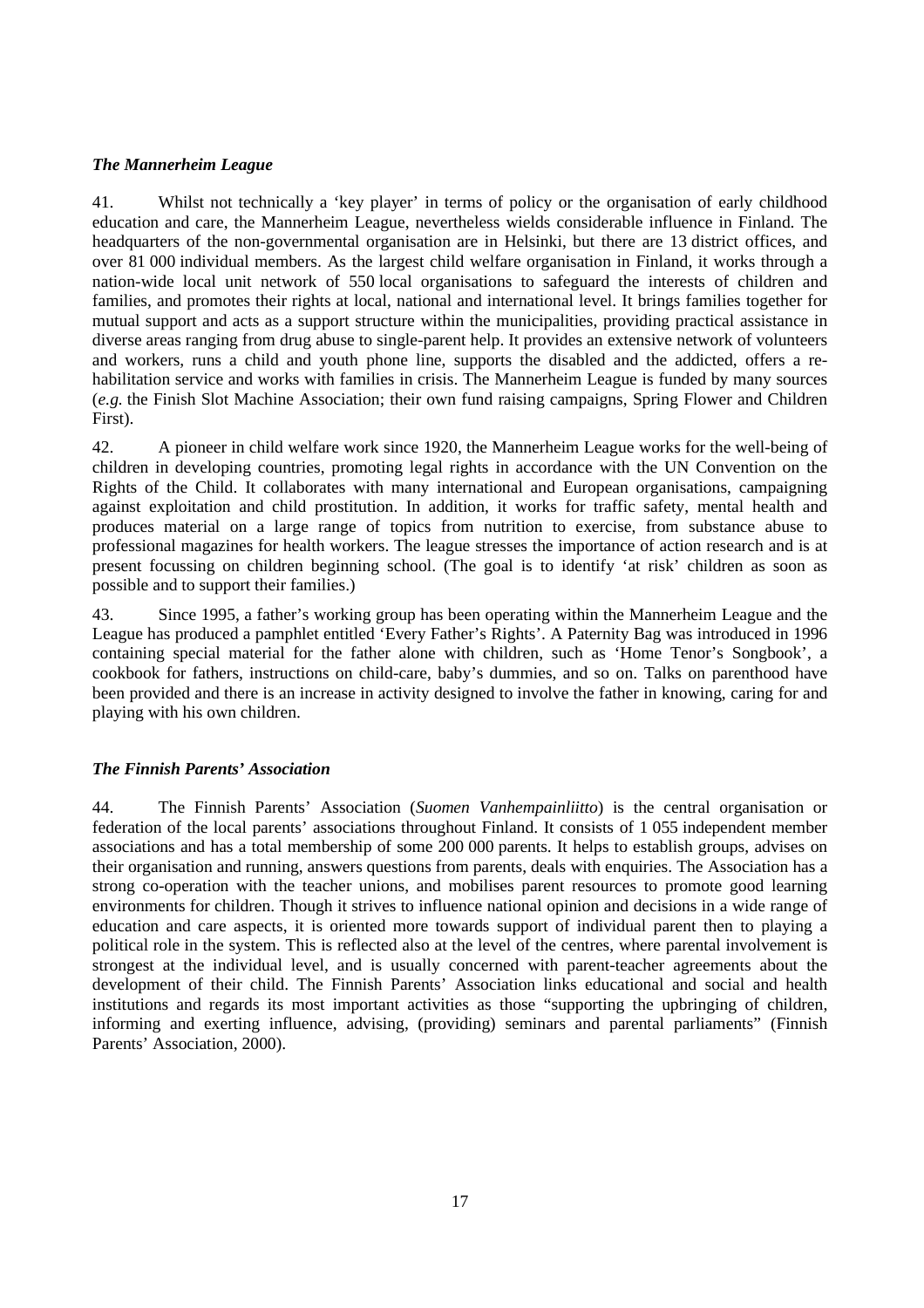### *The Mannerheim League*

41. Whilst not technically a 'key player' in terms of policy or the organisation of early childhood education and care, the Mannerheim League, nevertheless wields considerable influence in Finland. The headquarters of the non-governmental organisation are in Helsinki, but there are 13 district offices, and over 81 000 individual members. As the largest child welfare organisation in Finland, it works through a nation-wide local unit network of 550 local organisations to safeguard the interests of children and families, and promotes their rights at local, national and international level. It brings families together for mutual support and acts as a support structure within the municipalities, providing practical assistance in diverse areas ranging from drug abuse to single-parent help. It provides an extensive network of volunteers and workers, runs a child and youth phone line, supports the disabled and the addicted, offers a re-habilitation service and works with families in crisis. The Mannerheim League is funded by many sources (*e.g.* the Finish Slot Machine Association; their own fund raising campaigns, Spring Flower and Children First).

42. A pioneer in child welfare work since 1920, the Mannerheim League works for the well-being of children in developing countries, promoting legal rights in accordance with the UN Convention on the Rights of the Child. It collaborates with many international and European organisations, campaigning against exploitation and child prostitution. In addition, it works for traffic safety, mental health and produces material on a large range of topics from nutrition to exercise, from substance abuse to professional magazines for health workers. The league stresses the importance of action research and is at present focussing on children beginning school. (The goal is to identify 'at risk' children as soon as possible and to support their families.)

43. Since 1995, a father's working group has been operating within the Mannerheim League and the League has produced a pamphlet entitled 'Every Father's Rights'. A Paternity Bag was introduced in 1996 containing special material for the father alone with children, such as 'Home Tenor's Songbook', a cookbook for fathers, instructions on child-care, baby's dummies, and so on. Talks on parenthood have been provided and there is an increase in activity designed to involve the father in knowing, caring for and playing with his own children.

### *The Finnish Parents' Association*

44. The Finnish Parents' Association (*Suomen Vanhempainliitto*) is the central organisation or federation of the local parents' associations throughout Finland. It consists of 1 055 independent member associations and has a total membership of some 200 000 parents. It helps to establish groups, advises on their organisation and running, answers questions from parents, deals with enquiries. The Association has a strong co-operation with the teacher unions, and mobilises parent resources to promote good learning environments for children. Though it strives to influence national opinion and decisions in a wide range of education and care aspects, it is oriented more towards support of individual parent then to playing a political role in the system. This is reflected also at the level of the centres, where parental involvement is strongest at the individual level, and is usually concerned with parent-teacher agreements about the development of their child. The Finnish Parents' Association links educational and social and health institutions and regards its most important activities as those "supporting the upbringing of children, informing and exerting influence, advising, (providing) seminars and parental parliaments" (Finnish Parents' Association, 2000).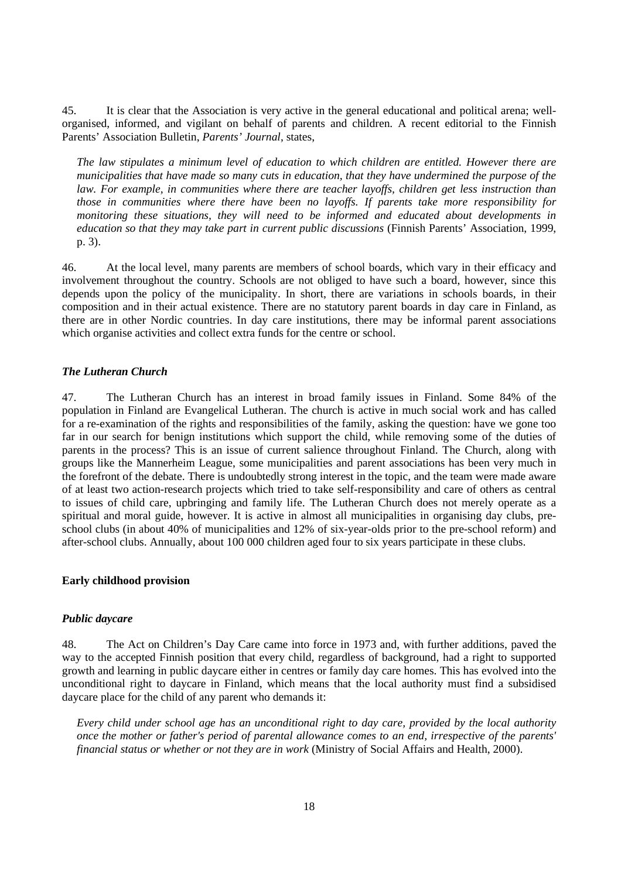45. It is clear that the Association is very active in the general educational and political arena; well-organised, informed, and vigilant on behalf of parents and children. A recent editorial to the Finnish Parents' Association Bulletin, *Parents' Journal*, states,

> *The law stipulates a minimum level of education to which children are entitled. However there are municipalities that have made so many cuts in education, that they have undermined the purpose of the law. For example, in communities where there are teacher layoffs, children get less instruction than those in communities where there have been no layoffs. If parents take more responsibility for monitoring these situations, they will need to be informed and educated about developments in education so that they may take part in current public discussions* (Finnish Parents' Association, 1999, p. 3).

46. At the local level, many parents are members of school boards, which vary in their efficacy and involvement throughout the country. Schools are not obliged to have such a board, however, since this depends upon the policy of the municipality. In short, there are variations in schools boards, in their composition and in their actual existence. There are no statutory parent boards in day care in Finland, as there are in other Nordic countries. In day care institutions, there may be informal parent associations which organise activities and collect extra funds for the centre or school.

### *The Lutheran Church*

47. The Lutheran Church has an interest in broad family issues in Finland. Some 84% of the population in Finland are Evangelical Lutheran. The church is active in much social work and has called for a re-examination of the rights and responsibilities of the family, asking the question: have we gone too far in our search for benign institutions which support the child, while removing some of the duties of parents in the process? This is an issue of current salience throughout Finland. The Church, along with groups like the Mannerheim League, some municipalities and parent associations has been very much in the forefront of the debate. There is undoubtedly strong interest in the topic, and the team were made aware of at least two action-research projects which tried to take self-responsibility and care of others as central to issues of child care, upbringing and family life. The Lutheran Church does not merely operate as a spiritual and moral guide, however. It is active in almost all municipalities in organising day clubs, pre-school clubs (in about 40% of municipalities and 12% of six-year-olds prior to the pre-school reform) and after-school clubs. Annually, about 100 000 children aged four to six years participate in these clubs.

## **Early childhood provision**

### *Public daycare*

48. The Act on Children's Day Care came into force in 1973 and, with further additions, paved the way to the accepted Finnish position that every child, regardless of background, had a right to supported growth and learning in public daycare either in centres or family day care homes. This has evolved into the unconditional right to daycare in Finland, which means that the local authority must find a subsidised daycare place for the child of any parent who demands it:

> *Every child under school age has an unconditional right to day care, provided by the local authority once the mother or father's period of parental allowance comes to an end, irrespective of the parents' financial status or whether or not they are in work* (Ministry of Social Affairs and Health, 2000).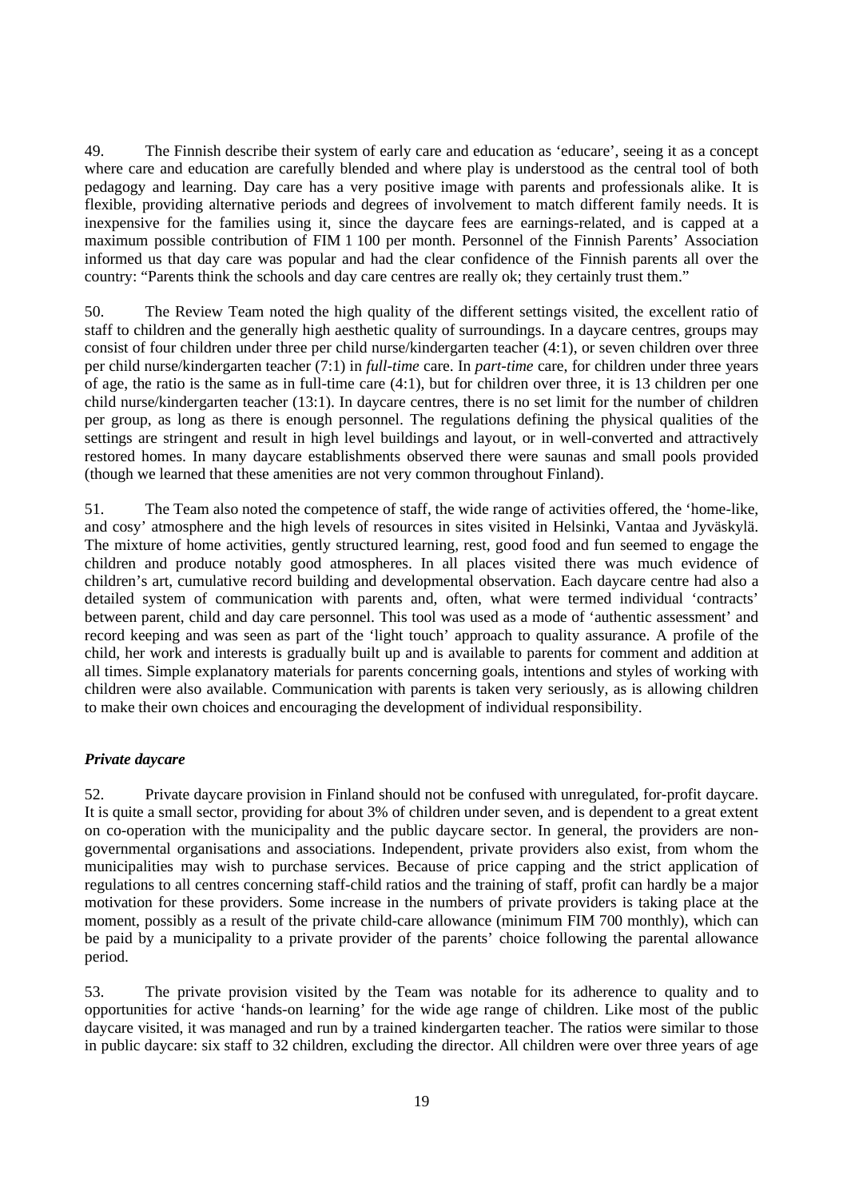49. The Finnish describe their system of early care and education as 'educare', seeing it as a concept where care and education are carefully blended and where play is understood as the central tool of both pedagogy and learning. Day care has a very positive image with parents and professionals alike. It is flexible, providing alternative periods and degrees of involvement to match different family needs. It is inexpensive for the families using it, since the daycare fees are earnings-related, and is capped at a maximum possible contribution of FIM 1 100 per month. Personnel of the Finnish Parents' Association informed us that day care was popular and had the clear confidence of the Finnish parents all over the country: "Parents think the schools and day care centres are really ok; they certainly trust them."

50. The Review Team noted the high quality of the different settings visited, the excellent ratio of staff to children and the generally high aesthetic quality of surroundings. In a daycare centres, groups may consist of four children under three per child nurse/kindergarten teacher (4:1), or seven children over three per child nurse/kindergarten teacher (7:1) in *full-time* care. In *part-time* care, for children under three years of age, the ratio is the same as in full-time care (4:1), but for children over three, it is 13 children per one child nurse/kindergarten teacher (13:1). In daycare centres, there is no set limit for the number of children per group, as long as there is enough personnel. The regulations defining the physical qualities of the settings are stringent and result in high level buildings and layout, or in well-converted and attractively restored homes. In many daycare establishments observed there were saunas and small pools provided (though we learned that these amenities are not very common throughout Finland).

51. The Team also noted the competence of staff, the wide range of activities offered, the 'home-like, and cosy' atmosphere and the high levels of resources in sites visited in Helsinki, Vantaa and Jyväskylä. The mixture of home activities, gently structured learning, rest, good food and fun seemed to engage the children and produce notably good atmospheres. In all places visited there was much evidence of children's art, cumulative record building and developmental observation. Each daycare centre had also a detailed system of communication with parents and, often, what were termed individual 'contracts' between parent, child and day care personnel. This tool was used as a mode of 'authentic assessment' and record keeping and was seen as part of the 'light touch' approach to quality assurance. A profile of the child, her work and interests is gradually built up and is available to parents for comment and addition at all times. Simple explanatory materials for parents concerning goals, intentions and styles of working with children were also available. Communication with parents is taken very seriously, as is allowing children to make their own choices and encouraging the development of individual responsibility.

### *Private daycare*

52. Private daycare provision in Finland should not be confused with unregulated, for-profit daycare. It is quite a small sector, providing for about 3% of children under seven, and is dependent to a great extent on co-operation with the municipality and the public daycare sector. In general, the providers are non-governmental organisations and associations. Independent, private providers also exist, from whom the municipalities may wish to purchase services. Because of price capping and the strict application of regulations to all centres concerning staff-child ratios and the training of staff, profit can hardly be a major motivation for these providers. Some increase in the numbers of private providers is taking place at the moment, possibly as a result of the private child-care allowance (minimum FIM 700 monthly), which can be paid by a municipality to a private provider of the parents' choice following the parental allowance period.

53. The private provision visited by the Team was notable for its adherence to quality and to opportunities for active 'hands-on learning' for the wide age range of children. Like most of the public daycare visited, it was managed and run by a trained kindergarten teacher. The ratios were similar to those in public daycare: six staff to 32 children, excluding the director. All children were over three years of age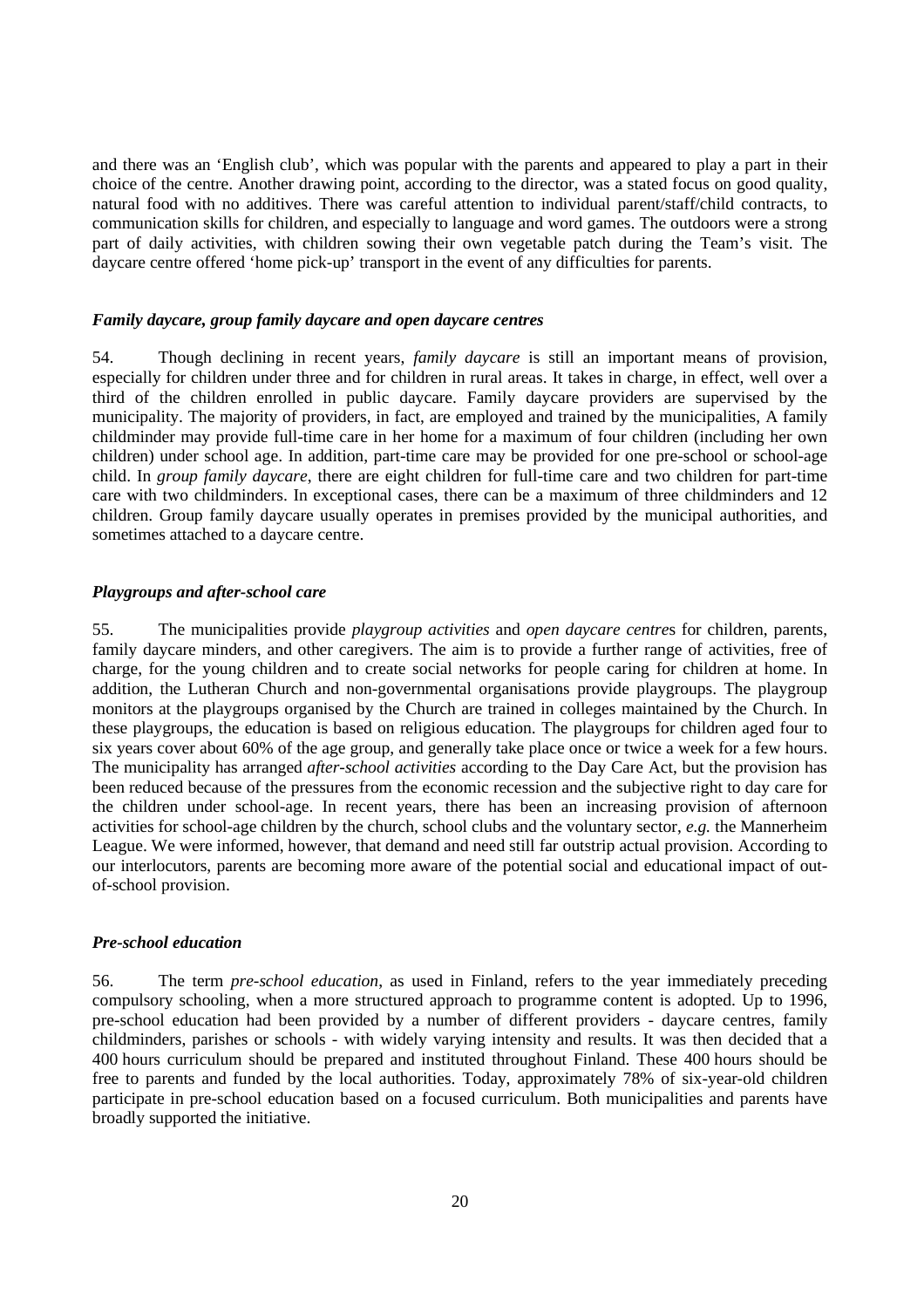and there was an 'English club', which was popular with the parents and appeared to play a part in their choice of the centre. Another drawing point, according to the director, was a stated focus on good quality, natural food with no additives. There was careful attention to individual parent/staff/child contracts, to communication skills for children, and especially to language and word games. The outdoors were a strong part of daily activities, with children sowing their own vegetable patch during the Team's visit. The daycare centre offered 'home pick-up' transport in the event of any difficulties for parents.

### *Family daycare, group family daycare and open daycare centres*

54. Though declining in recent years, *family daycare* is still an important means of provision, especially for children under three and for children in rural areas. It takes in charge, in effect, well over a third of the children enrolled in public daycare. Family daycare providers are supervised by the municipality. The majority of providers, in fact, are employed and trained by the municipalities, A family childminder may provide full-time care in her home for a maximum of four children (including her own children) under school age. In addition, part-time care may be provided for one pre-school or school-age child. In *group family daycare*, there are eight children for full-time care and two children for part-time care with two childminders. In exceptional cases, there can be a maximum of three childminders and 12 children. Group family daycare usually operates in premises provided by the municipal authorities, and sometimes attached to a daycare centre.

### *Playgroups and after-school care*

55. The municipalities provide *playgroup activities* and *open daycare centre*s for children, parents, family daycare minders, and other caregivers. The aim is to provide a further range of activities, free of charge, for the young children and to create social networks for people caring for children at home. In addition, the Lutheran Church and non-governmental organisations provide playgroups. The playgroup monitors at the playgroups organised by the Church are trained in colleges maintained by the Church. In these playgroups, the education is based on religious education. The playgroups for children aged four to six years cover about 60% of the age group, and generally take place once or twice a week for a few hours. The municipality has arranged *after-school activities* according to the Day Care Act, but the provision has been reduced because of the pressures from the economic recession and the subjective right to day care for the children under school-age. In recent years, there has been an increasing provision of afternoon activities for school-age children by the church, school clubs and the voluntary sector, *e.g.* the Mannerheim League. We were informed, however, that demand and need still far outstrip actual provision. According to our interlocutors, parents are becoming more aware of the potential social and educational impact of out-of-school provision.

### *Pre-school education*

56. The term *pre-school education*, as used in Finland, refers to the year immediately preceding compulsory schooling, when a more structured approach to programme content is adopted. Up to 1996, pre-school education had been provided by a number of different providers - daycare centres, family childminders, parishes or schools - with widely varying intensity and results. It was then decided that a 400 hours curriculum should be prepared and instituted throughout Finland. These 400 hours should be free to parents and funded by the local authorities. Today, approximately 78% of six-year-old children participate in pre-school education based on a focused curriculum. Both municipalities and parents have broadly supported the initiative.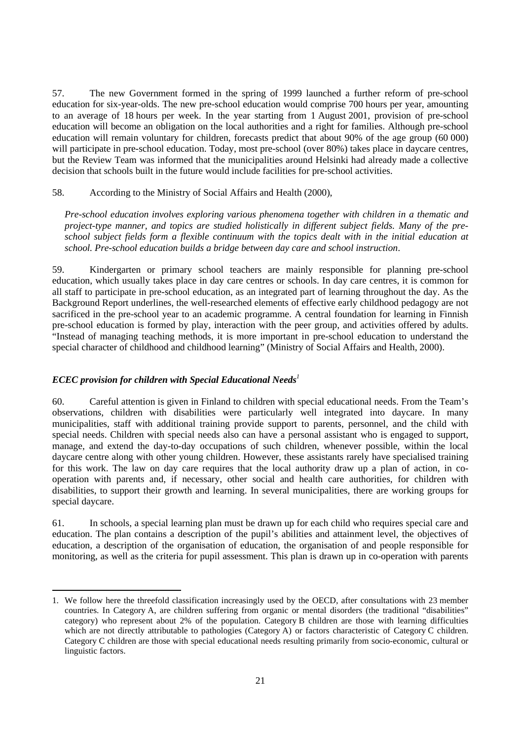57. The new Government formed in the spring of 1999 launched a further reform of pre-school education for six-year-olds. The new pre-school education would comprise 700 hours per year, amounting to an average of 18 hours per week. In the year starting from 1 August 2001, provision of pre-school education will become an obligation on the local authorities and a right for families. Although pre-school education will remain voluntary for children, forecasts predict that about 90% of the age group (60 000) will participate in pre-school education. Today, most pre-school (over 80%) takes place in daycare centres, but the Review Team was informed that the municipalities around Helsinki had already made a collective decision that schools built in the future would include facilities for pre-school activities.

58. According to the Ministry of Social Affairs and Health (2000),

> *Pre-school education involves exploring various phenomena together with children in a thematic and project-type manner, and topics are studied holistically in different subject fields. Many of the pre-school subject fields form a flexible continuum with the topics dealt with in the initial education at school. Pre-school education builds a bridge between day care and school instruction*.

59. Kindergarten or primary school teachers are mainly responsible for planning pre-school education, which usually takes place in day care centres or schools. In day care centres, it is common for all staff to participate in pre-school education, as an integrated part of learning throughout the day. As the Background Report underlines, the well-researched elements of effective early childhood pedagogy are not sacrificed in the pre-school year to an academic programme. A central foundation for learning in Finnish pre-school education is formed by play, interaction with the peer group, and activities offered by adults. "Instead of managing teaching methods, it is more important in pre-school education to understand the special character of childhood and childhood learning" (Ministry of Social Affairs and Health, 2000).

### *ECEC provision for children with Special Educational Needs*[1]

60. Careful attention is given in Finland to children with special educational needs. From the Team's observations, children with disabilities were particularly well integrated into daycare. In many municipalities, staff with additional training provide support to parents, personnel, and the child with special needs. Children with special needs also can have a personal assistant who is engaged to support, manage, and extend the day-to-day occupations of such children, whenever possible, within the local daycare centre along with other young children. However, these assistants rarely have specialised training for this work. The law on day care requires that the local authority draw up a plan of action, in co-operation with parents and, if necessary, other social and health care authorities, for children with disabilities, to support their growth and learning. In several municipalities, there are working groups for special daycare.

61. In schools, a special learning plan must be drawn up for each child who requires special care and education. The plan contains a description of the pupil's abilities and attainment level, the objectives of education, a description of the organisation of education, the organisation of and people responsible for monitoring, as well as the criteria for pupil assessment. This plan is drawn up in co-operation with parents

---

1. We follow here the threefold classification increasingly used by the OECD, after consultations with 23 member countries. In Category A, are children suffering from organic or mental disorders (the traditional "disabilities" category) who represent about 2% of the population. Category B children are those with learning difficulties which are not directly attributable to pathologies (Category A) or factors characteristic of Category C children. Category C children are those with special educational needs resulting primarily from socio-economic, cultural or linguistic factors.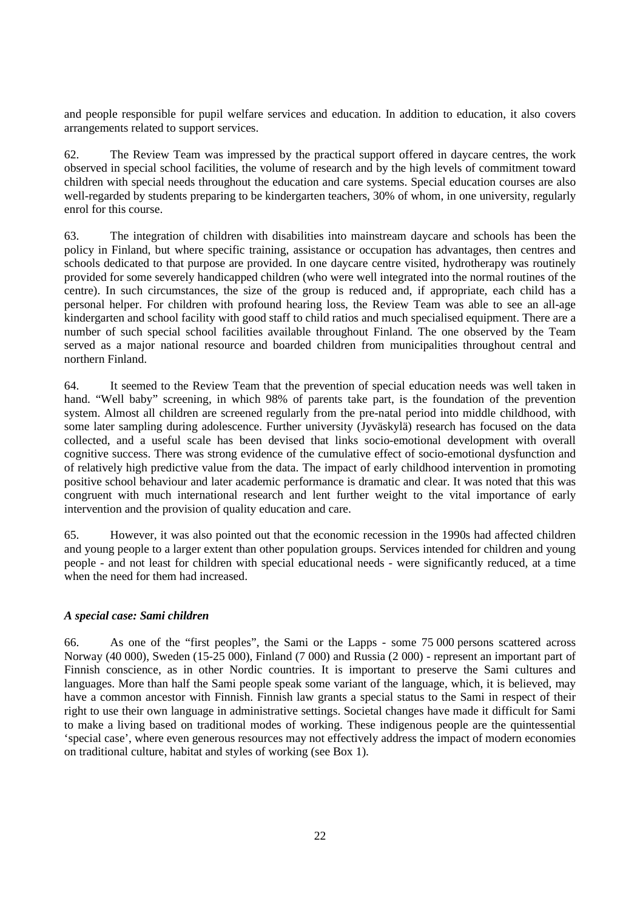and people responsible for pupil welfare services and education. In addition to education, it also covers arrangements related to support services.

62. The Review Team was impressed by the practical support offered in daycare centres, the work observed in special school facilities, the volume of research and by the high levels of commitment toward children with special needs throughout the education and care systems. Special education courses are also well-regarded by students preparing to be kindergarten teachers, 30% of whom, in one university, regularly enrol for this course.

63. The integration of children with disabilities into mainstream daycare and schools has been the policy in Finland, but where specific training, assistance or occupation has advantages, then centres and schools dedicated to that purpose are provided. In one daycare centre visited, hydrotherapy was routinely provided for some severely handicapped children (who were well integrated into the normal routines of the centre). In such circumstances, the size of the group is reduced and, if appropriate, each child has a personal helper. For children with profound hearing loss, the Review Team was able to see an all-age kindergarten and school facility with good staff to child ratios and much specialised equipment. There are a number of such special school facilities available throughout Finland. The one observed by the Team served as a major national resource and boarded children from municipalities throughout central and northern Finland.

64. It seemed to the Review Team that the prevention of special education needs was well taken in hand. "Well baby" screening, in which 98% of parents take part, is the foundation of the prevention system. Almost all children are screened regularly from the pre-natal period into middle childhood, with some later sampling during adolescence. Further university (Jyväskylä) research has focused on the data collected, and a useful scale has been devised that links socio-emotional development with overall cognitive success. There was strong evidence of the cumulative effect of socio-emotional dysfunction and of relatively high predictive value from the data. The impact of early childhood intervention in promoting positive school behaviour and later academic performance is dramatic and clear. It was noted that this was congruent with much international research and lent further weight to the vital importance of early intervention and the provision of quality education and care.

65. However, it was also pointed out that the economic recession in the 1990s had affected children and young people to a larger extent than other population groups. Services intended for children and young people - and not least for children with special educational needs - were significantly reduced, at a time when the need for them had increased.

***A special case: Sami children***

66. As one of the "first peoples", the Sami or the Lapps - some 75 000 persons scattered across Norway (40 000), Sweden (15-25 000), Finland (7 000) and Russia (2 000) - represent an important part of Finnish conscience, as in other Nordic countries. It is important to preserve the Sami cultures and languages. More than half the Sami people speak some variant of the language, which, it is believed, may have a common ancestor with Finnish. Finnish law grants a special status to the Sami in respect of their right to use their own language in administrative settings. Societal changes have made it difficult for Sami to make a living based on traditional modes of working. These indigenous people are the quintessential 'special case', where even generous resources may not effectively address the impact of modern economies on traditional culture, habitat and styles of working (see Box 1).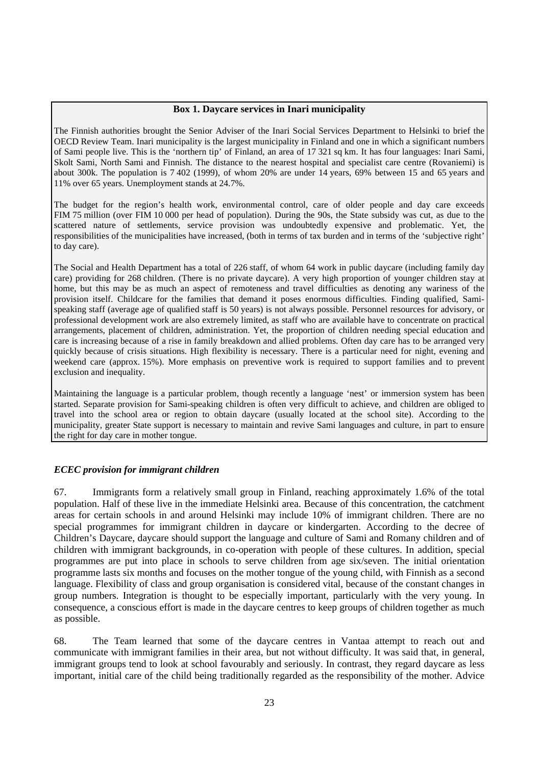**Box 1. Daycare services in Inari municipality**

The Finnish authorities brought the Senior Adviser of the Inari Social Services Department to Helsinki to brief the OECD Review Team. Inari municipality is the largest municipality in Finland and one in which a significant numbers of Sami people live. This is the 'northern tip' of Finland, an area of 17 321 sq km. It has four languages: Inari Sami, Skolt Sami, North Sami and Finnish. The distance to the nearest hospital and specialist care centre (Rovaniemi) is about 300k. The population is 7 402 (1999), of whom 20% are under 14 years, 69% between 15 and 65 years and 11% over 65 years. Unemployment stands at 24.7%.

The budget for the region's health work, environmental control, care of older people and day care exceeds FIM 75 million (over FIM 10 000 per head of population). During the 90s, the State subsidy was cut, as due to the scattered nature of settlements, service provision was undoubtedly expensive and problematic. Yet, the responsibilities of the municipalities have increased, (both in terms of tax burden and in terms of the 'subjective right' to day care).

The Social and Health Department has a total of 226 staff, of whom 64 work in public daycare (including family day care) providing for 268 children. (There is no private daycare). A very high proportion of younger children stay at home, but this may be as much an aspect of remoteness and travel difficulties as denoting any wariness of the provision itself. Childcare for the families that demand it poses enormous difficulties. Finding qualified, Sami-speaking staff (average age of qualified staff is 50 years) is not always possible. Personnel resources for advisory, or professional development work are also extremely limited, as staff who are available have to concentrate on practical arrangements, placement of children, administration. Yet, the proportion of children needing special education and care is increasing because of a rise in family breakdown and allied problems. Often day care has to be arranged very quickly because of crisis situations. High flexibility is necessary. There is a particular need for night, evening and weekend care (approx. 15%). More emphasis on preventive work is required to support families and to prevent exclusion and inequality.

Maintaining the language is a particular problem, though recently a language 'nest' or immersion system has been started. Separate provision for Sami-speaking children is often very difficult to achieve, and children are obliged to travel into the school area or region to obtain daycare (usually located at the school site). According to the municipality, greater State support is necessary to maintain and revive Sami languages and culture, in part to ensure the right for day care in mother tongue.

### *ECEC provision for immigrant children*

67. Immigrants form a relatively small group in Finland, reaching approximately 1.6% of the total population. Half of these live in the immediate Helsinki area. Because of this concentration, the catchment areas for certain schools in and around Helsinki may include 10% of immigrant children. There are no special programmes for immigrant children in daycare or kindergarten. According to the decree of Children's Daycare, daycare should support the language and culture of Sami and Romany children and of children with immigrant backgrounds, in co-operation with people of these cultures. In addition, special programmes are put into place in schools to serve children from age six/seven. The initial orientation programme lasts six months and focuses on the mother tongue of the young child, with Finnish as a second language. Flexibility of class and group organisation is considered vital, because of the constant changes in group numbers. Integration is thought to be especially important, particularly with the very young. In consequence, a conscious effort is made in the daycare centres to keep groups of children together as much as possible.

68. The Team learned that some of the daycare centres in Vantaa attempt to reach out and communicate with immigrant families in their area, but not without difficulty. It was said that, in general, immigrant groups tend to look at school favourably and seriously. In contrast, they regard daycare as less important, initial care of the child being traditionally regarded as the responsibility of the mother. Advice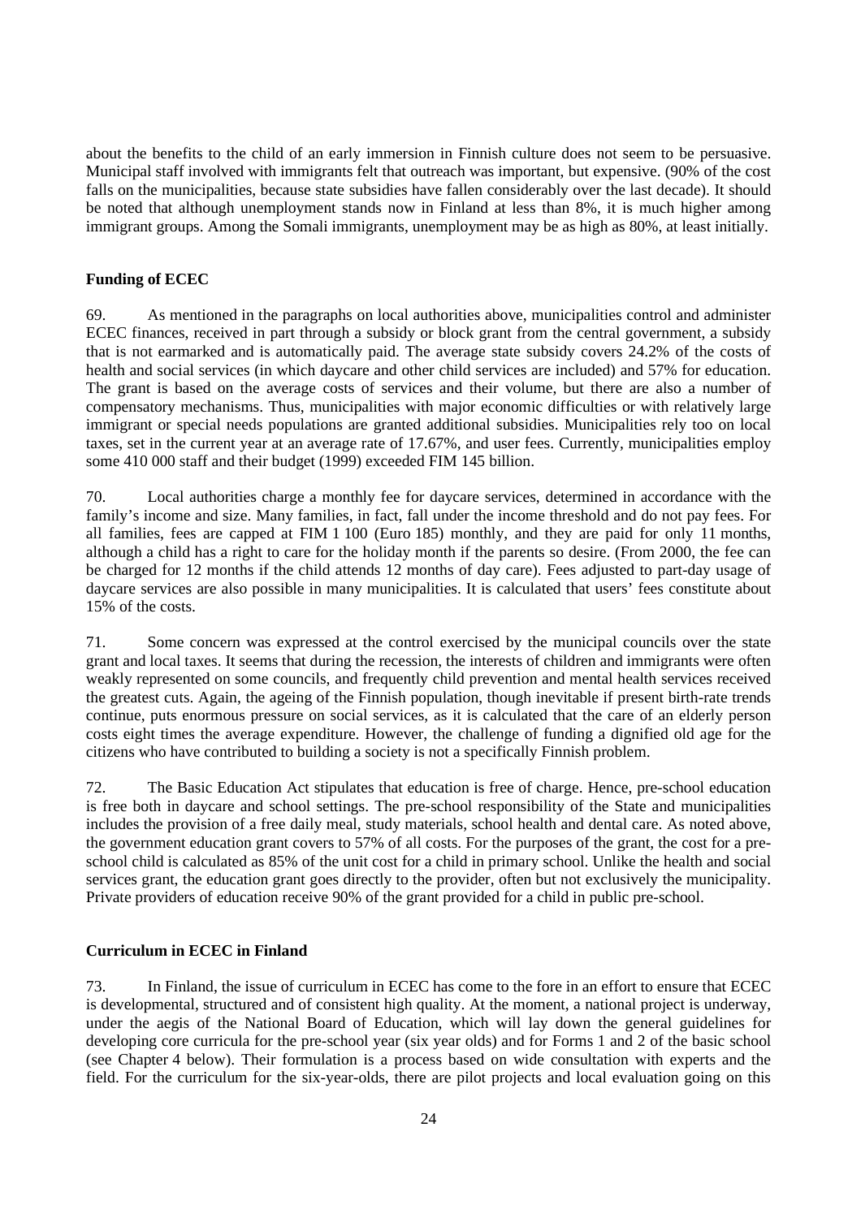about the benefits to the child of an early immersion in Finnish culture does not seem to be persuasive. Municipal staff involved with immigrants felt that outreach was important, but expensive. (90% of the cost falls on the municipalities, because state subsidies have fallen considerably over the last decade). It should be noted that although unemployment stands now in Finland at less than 8%, it is much higher among immigrant groups. Among the Somali immigrants, unemployment may be as high as 80%, at least initially.

**Funding of ECEC**

69. As mentioned in the paragraphs on local authorities above, municipalities control and administer ECEC finances, received in part through a subsidy or block grant from the central government, a subsidy that is not earmarked and is automatically paid. The average state subsidy covers 24.2% of the costs of health and social services (in which daycare and other child services are included) and 57% for education. The grant is based on the average costs of services and their volume, but there are also a number of compensatory mechanisms. Thus, municipalities with major economic difficulties or with relatively large immigrant or special needs populations are granted additional subsidies. Municipalities rely too on local taxes, set in the current year at an average rate of 17.67%, and user fees. Currently, municipalities employ some 410 000 staff and their budget (1999) exceeded FIM 145 billion.

70. Local authorities charge a monthly fee for daycare services, determined in accordance with the family's income and size. Many families, in fact, fall under the income threshold and do not pay fees. For all families, fees are capped at FIM 1 100 (Euro 185) monthly, and they are paid for only 11 months, although a child has a right to care for the holiday month if the parents so desire. (From 2000, the fee can be charged for 12 months if the child attends 12 months of day care). Fees adjusted to part-day usage of daycare services are also possible in many municipalities. It is calculated that users' fees constitute about 15% of the costs.

71. Some concern was expressed at the control exercised by the municipal councils over the state grant and local taxes. It seems that during the recession, the interests of children and immigrants were often weakly represented on some councils, and frequently child prevention and mental health services received the greatest cuts. Again, the ageing of the Finnish population, though inevitable if present birth-rate trends continue, puts enormous pressure on social services, as it is calculated that the care of an elderly person costs eight times the average expenditure. However, the challenge of funding a dignified old age for the citizens who have contributed to building a society is not a specifically Finnish problem.

72. The Basic Education Act stipulates that education is free of charge. Hence, pre-school education is free both in daycare and school settings. The pre-school responsibility of the State and municipalities includes the provision of a free daily meal, study materials, school health and dental care. As noted above, the government education grant covers to 57% of all costs. For the purposes of the grant, the cost for a pre-school child is calculated as 85% of the unit cost for a child in primary school. Unlike the health and social services grant, the education grant goes directly to the provider, often but not exclusively the municipality. Private providers of education receive 90% of the grant provided for a child in public pre-school.

**Curriculum in ECEC in Finland**

73. In Finland, the issue of curriculum in ECEC has come to the fore in an effort to ensure that ECEC is developmental, structured and of consistent high quality. At the moment, a national project is underway, under the aegis of the National Board of Education, which will lay down the general guidelines for developing core curricula for the pre-school year (six year olds) and for Forms 1 and 2 of the basic school (see Chapter 4 below). Their formulation is a process based on wide consultation with experts and the field. For the curriculum for the six-year-olds, there are pilot projects and local evaluation going on this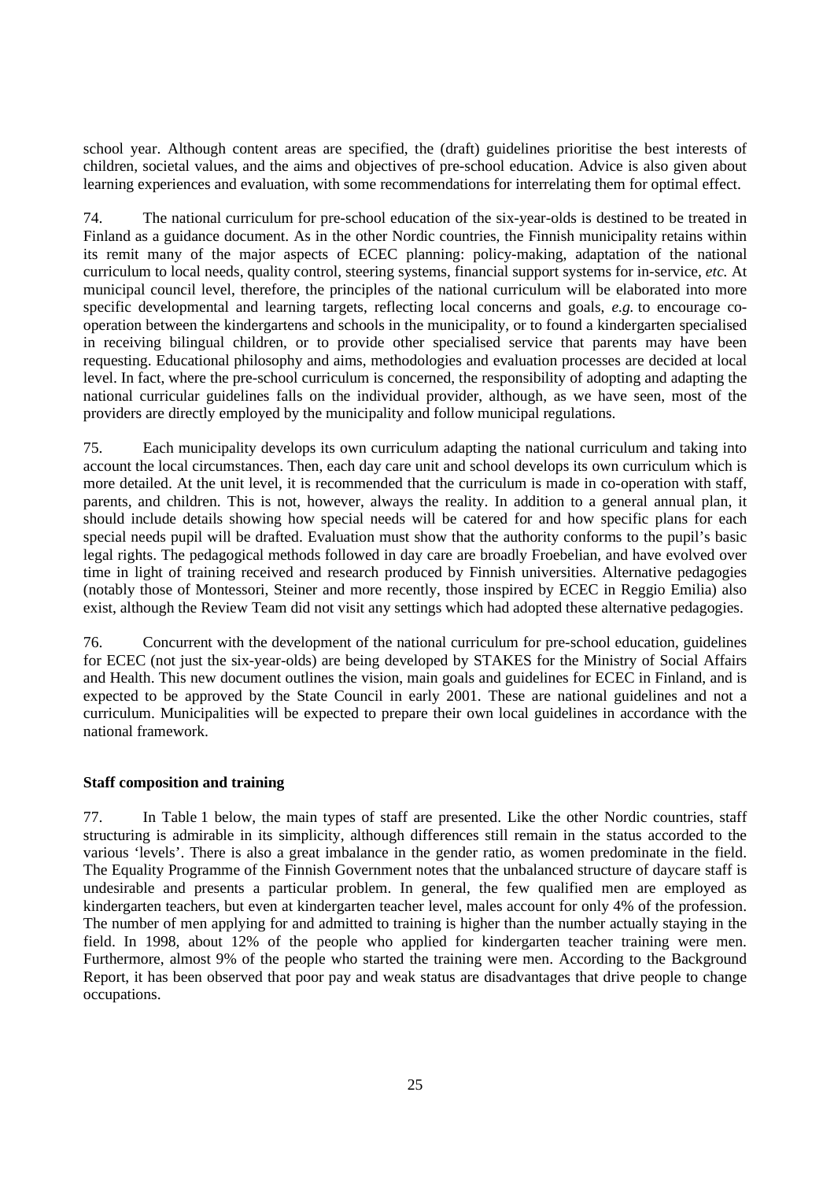school year. Although content areas are specified, the (draft) guidelines prioritise the best interests of children, societal values, and the aims and objectives of pre-school education. Advice is also given about learning experiences and evaluation, with some recommendations for interrelating them for optimal effect.

74. The national curriculum for pre-school education of the six-year-olds is destined to be treated in Finland as a guidance document. As in the other Nordic countries, the Finnish municipality retains within its remit many of the major aspects of ECEC planning: policy-making, adaptation of the national curriculum to local needs, quality control, steering systems, financial support systems for in-service, *etc.* At municipal council level, therefore, the principles of the national curriculum will be elaborated into more specific developmental and learning targets, reflecting local concerns and goals, *e.g.* to encourage co-operation between the kindergartens and schools in the municipality, or to found a kindergarten specialised in receiving bilingual children, or to provide other specialised service that parents may have been requesting. Educational philosophy and aims, methodologies and evaluation processes are decided at local level. In fact, where the pre-school curriculum is concerned, the responsibility of adopting and adapting the national curricular guidelines falls on the individual provider, although, as we have seen, most of the providers are directly employed by the municipality and follow municipal regulations.

75. Each municipality develops its own curriculum adapting the national curriculum and taking into account the local circumstances. Then, each day care unit and school develops its own curriculum which is more detailed. At the unit level, it is recommended that the curriculum is made in co-operation with staff, parents, and children. This is not, however, always the reality. In addition to a general annual plan, it should include details showing how special needs will be catered for and how specific plans for each special needs pupil will be drafted. Evaluation must show that the authority conforms to the pupil's basic legal rights. The pedagogical methods followed in day care are broadly Froebelian, and have evolved over time in light of training received and research produced by Finnish universities. Alternative pedagogies (notably those of Montessori, Steiner and more recently, those inspired by ECEC in Reggio Emilia) also exist, although the Review Team did not visit any settings which had adopted these alternative pedagogies.

76. Concurrent with the development of the national curriculum for pre-school education, guidelines for ECEC (not just the six-year-olds) are being developed by STAKES for the Ministry of Social Affairs and Health. This new document outlines the vision, main goals and guidelines for ECEC in Finland, and is expected to be approved by the State Council in early 2001. These are national guidelines and not a curriculum. Municipalities will be expected to prepare their own local guidelines in accordance with the national framework.

**Staff composition and training**

77. In Table 1 below, the main types of staff are presented. Like the other Nordic countries, staff structuring is admirable in its simplicity, although differences still remain in the status accorded to the various 'levels'. There is also a great imbalance in the gender ratio, as women predominate in the field. The Equality Programme of the Finnish Government notes that the unbalanced structure of daycare staff is undesirable and presents a particular problem. In general, the few qualified men are employed as kindergarten teachers, but even at kindergarten teacher level, males account for only 4% of the profession. The number of men applying for and admitted to training is higher than the number actually staying in the field. In 1998, about 12% of the people who applied for kindergarten teacher training were men. Furthermore, almost 9% of the people who started the training were men. According to the Background Report, it has been observed that poor pay and weak status are disadvantages that drive people to change occupations.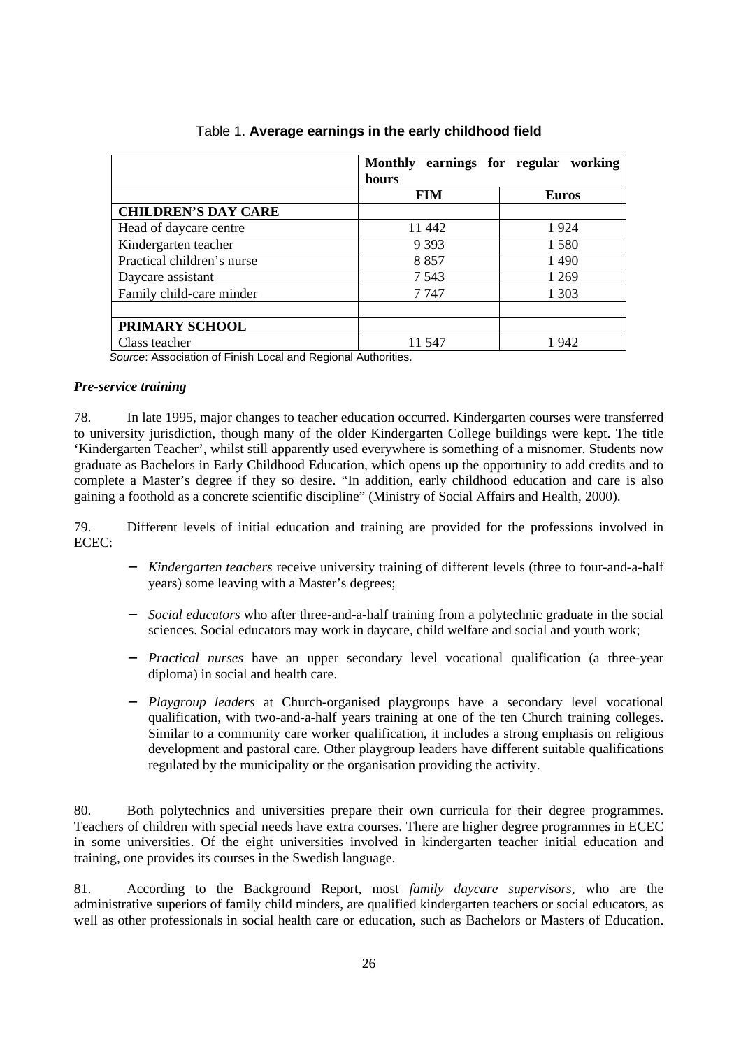Table 1. **Average earnings in the early childhood field**

| | **Monthly earnings for regular working hours** | |
|---|---|---|
| | **FIM** | **Euros** |
| **CHILDREN'S DAY CARE** | | |
| Head of daycare centre | 11 442 | 1 924 |
| Kindergarten teacher | 9 393 | 1 580 |
| Practical children's nurse | 8 857 | 1 490 |
| Daycare assistant | 7 543 | 1 269 |
| Family child-care minder | 7 747 | 1 303 |
| | | |
| **PRIMARY SCHOOL** | | |
| Class teacher | 11 547 | 1 942 |

*Source*: Association of Finish Local and Regional Authorities.

***Pre-service training***

78. In late 1995, major changes to teacher education occurred. Kindergarten courses were transferred to university jurisdiction, though many of the older Kindergarten College buildings were kept. The title 'Kindergarten Teacher', whilst still apparently used everywhere is something of a misnomer. Students now graduate as Bachelors in Early Childhood Education, which opens up the opportunity to add credits and to complete a Master's degree if they so desire. "In addition, early childhood education and care is also gaining a foothold as a concrete scientific discipline" (Ministry of Social Affairs and Health, 2000).

79. Different levels of initial education and training are provided for the professions involved in ECEC:

- *Kindergarten teachers* receive university training of different levels (three to four-and-a-half years) some leaving with a Master's degrees;
- *Social educators* who after three-and-a-half training from a polytechnic graduate in the social sciences. Social educators may work in daycare, child welfare and social and youth work;
- *Practical nurses* have an upper secondary level vocational qualification (a three-year diploma) in social and health care.
- *Playgroup leaders* at Church-organised playgroups have a secondary level vocational qualification, with two-and-a-half years training at one of the ten Church training colleges. Similar to a community care worker qualification, it includes a strong emphasis on religious development and pastoral care. Other playgroup leaders have different suitable qualifications regulated by the municipality or the organisation providing the activity.

80. Both polytechnics and universities prepare their own curricula for their degree programmes. Teachers of children with special needs have extra courses. There are higher degree programmes in ECEC in some universities. Of the eight universities involved in kindergarten teacher initial education and training, one provides its courses in the Swedish language.

81. According to the Background Report, most *family daycare supervisors*, who are the administrative superiors of family child minders, are qualified kindergarten teachers or social educators, as well as other professionals in social health care or education, such as Bachelors or Masters of Education.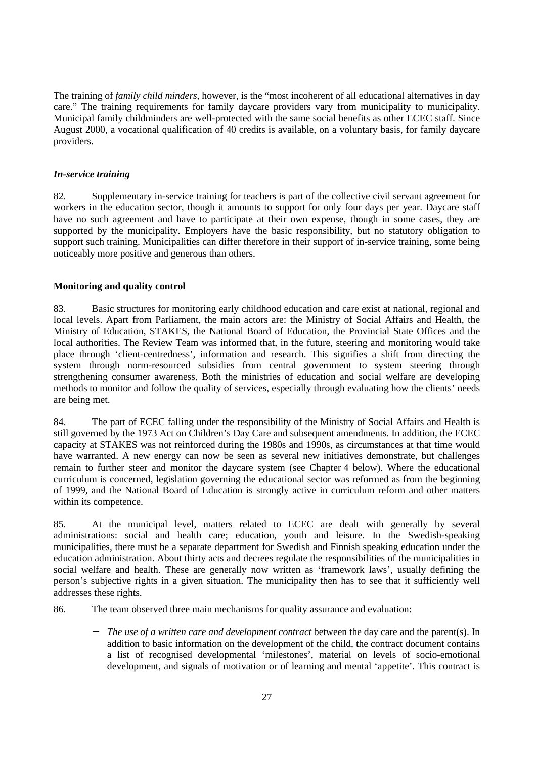The training of *family child minders*, however, is the "most incoherent of all educational alternatives in day care." The training requirements for family daycare providers vary from municipality to municipality. Municipal family childminders are well-protected with the same social benefits as other ECEC staff. Since August 2000, a vocational qualification of 40 credits is available, on a voluntary basis, for family daycare providers.

### *In-service training*

82. Supplementary in-service training for teachers is part of the collective civil servant agreement for workers in the education sector, though it amounts to support for only four days per year. Daycare staff have no such agreement and have to participate at their own expense, though in some cases, they are supported by the municipality. Employers have the basic responsibility, but no statutory obligation to support such training. Municipalities can differ therefore in their support of in-service training, some being noticeably more positive and generous than others.

### **Monitoring and quality control**

83. Basic structures for monitoring early childhood education and care exist at national, regional and local levels. Apart from Parliament, the main actors are: the Ministry of Social Affairs and Health, the Ministry of Education, STAKES, the National Board of Education, the Provincial State Offices and the local authorities. The Review Team was informed that, in the future, steering and monitoring would take place through 'client-centredness', information and research. This signifies a shift from directing the system through norm-resourced subsidies from central government to system steering through strengthening consumer awareness. Both the ministries of education and social welfare are developing methods to monitor and follow the quality of services, especially through evaluating how the clients' needs are being met.

84. The part of ECEC falling under the responsibility of the Ministry of Social Affairs and Health is still governed by the 1973 Act on Children's Day Care and subsequent amendments. In addition, the ECEC capacity at STAKES was not reinforced during the 1980s and 1990s, as circumstances at that time would have warranted. A new energy can now be seen as several new initiatives demonstrate, but challenges remain to further steer and monitor the daycare system (see Chapter 4 below). Where the educational curriculum is concerned, legislation governing the educational sector was reformed as from the beginning of 1999, and the National Board of Education is strongly active in curriculum reform and other matters within its competence.

85. At the municipal level, matters related to ECEC are dealt with generally by several administrations: social and health care; education, youth and leisure. In the Swedish-speaking municipalities, there must be a separate department for Swedish and Finnish speaking education under the education administration. About thirty acts and decrees regulate the responsibilities of the municipalities in social welfare and health. These are generally now written as 'framework laws', usually defining the person's subjective rights in a given situation. The municipality then has to see that it sufficiently well addresses these rights.

86. The team observed three main mechanisms for quality assurance and evaluation:

- *The use of a written care and development contract* between the day care and the parent(s). In addition to basic information on the development of the child, the contract document contains a list of recognised developmental 'milestones', material on levels of socio-emotional development, and signals of motivation or of learning and mental 'appetite'. This contract is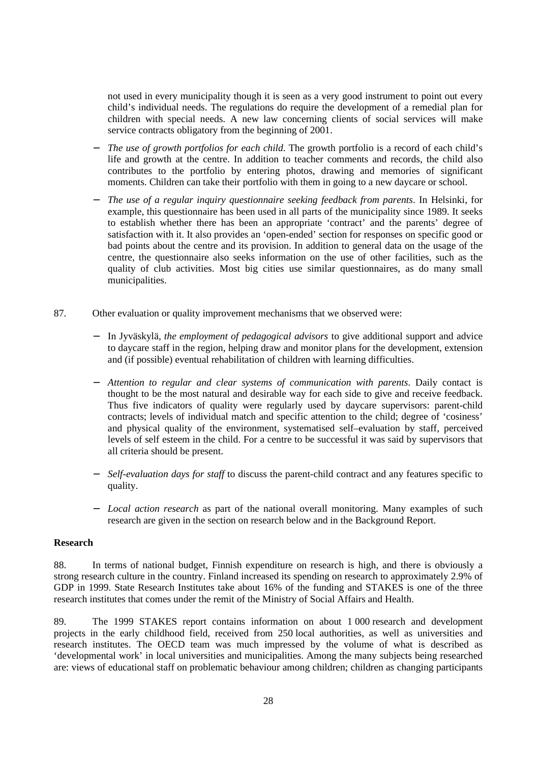not used in every municipality though it is seen as a very good instrument to point out every child's individual needs. The regulations do require the development of a remedial plan for children with special needs. A new law concerning clients of social services will make service contracts obligatory from the beginning of 2001.

- *The use of growth portfolios for each child.* The growth portfolio is a record of each child's life and growth at the centre. In addition to teacher comments and records, the child also contributes to the portfolio by entering photos, drawing and memories of significant moments. Children can take their portfolio with them in going to a new daycare or school.

- *The use of a regular inquiry questionnaire seeking feedback from parents*. In Helsinki, for example, this questionnaire has been used in all parts of the municipality since 1989. It seeks to establish whether there has been an appropriate 'contract' and the parents' degree of satisfaction with it. It also provides an 'open-ended' section for responses on specific good or bad points about the centre and its provision. In addition to general data on the usage of the centre, the questionnaire also seeks information on the use of other facilities, such as the quality of club activities. Most big cities use similar questionnaires, as do many small municipalities.

87. Other evaluation or quality improvement mechanisms that we observed were:

- In Jyväskylä, *the employment of pedagogical advisors* to give additional support and advice to daycare staff in the region, helping draw and monitor plans for the development, extension and (if possible) eventual rehabilitation of children with learning difficulties.

- *Attention to regular and clear systems of communication with parents*. Daily contact is thought to be the most natural and desirable way for each side to give and receive feedback. Thus five indicators of quality were regularly used by daycare supervisors: parent-child contracts; levels of individual match and specific attention to the child; degree of 'cosiness' and physical quality of the environment, systematised self–evaluation by staff, perceived levels of self esteem in the child. For a centre to be successful it was said by supervisors that all criteria should be present.

- *Self-evaluation days for staff* to discuss the parent-child contract and any features specific to quality.

- *Local action research* as part of the national overall monitoring. Many examples of such research are given in the section on research below and in the Background Report.

**Research**

88. In terms of national budget, Finnish expenditure on research is high, and there is obviously a strong research culture in the country. Finland increased its spending on research to approximately 2.9% of GDP in 1999. State Research Institutes take about 16% of the funding and STAKES is one of the three research institutes that comes under the remit of the Ministry of Social Affairs and Health.

89. The 1999 STAKES report contains information on about 1 000 research and development projects in the early childhood field, received from 250 local authorities, as well as universities and research institutes. The OECD team was much impressed by the volume of what is described as 'developmental work' in local universities and municipalities. Among the many subjects being researched are: views of educational staff on problematic behaviour among children; children as changing participants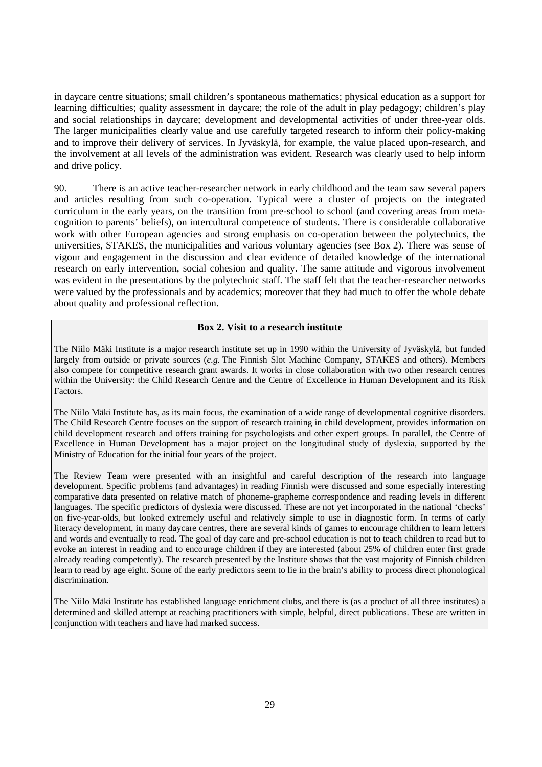in daycare centre situations; small children's spontaneous mathematics; physical education as a support for learning difficulties; quality assessment in daycare; the role of the adult in play pedagogy; children's play and social relationships in daycare; development and developmental activities of under three-year olds. The larger municipalities clearly value and use carefully targeted research to inform their policy-making and to improve their delivery of services. In Jyväskylä, for example, the value placed upon-research, and the involvement at all levels of the administration was evident. Research was clearly used to help inform and drive policy.

90. There is an active teacher-researcher network in early childhood and the team saw several papers and articles resulting from such co-operation. Typical were a cluster of projects on the integrated curriculum in the early years, on the transition from pre-school to school (and covering areas from meta-cognition to parents' beliefs), on intercultural competence of students. There is considerable collaborative work with other European agencies and strong emphasis on co-operation between the polytechnics, the universities, STAKES, the municipalities and various voluntary agencies (see Box 2). There was sense of vigour and engagement in the discussion and clear evidence of detailed knowledge of the international research on early intervention, social cohesion and quality. The same attitude and vigorous involvement was evident in the presentations by the polytechnic staff. The staff felt that the teacher-researcher networks were valued by the professionals and by academics; moreover that they had much to offer the whole debate about quality and professional reflection.

**Box 2. Visit to a research institute**

The Niilo Mäki Institute is a major research institute set up in 1990 within the University of Jyväskylä, but funded largely from outside or private sources (*e.g.* The Finnish Slot Machine Company, STAKES and others). Members also compete for competitive research grant awards. It works in close collaboration with two other research centres within the University: the Child Research Centre and the Centre of Excellence in Human Development and its Risk Factors.

The Niilo Mäki Institute has, as its main focus, the examination of a wide range of developmental cognitive disorders. The Child Research Centre focuses on the support of research training in child development, provides information on child development research and offers training for psychologists and other expert groups. In parallel, the Centre of Excellence in Human Development has a major project on the longitudinal study of dyslexia, supported by the Ministry of Education for the initial four years of the project.

The Review Team were presented with an insightful and careful description of the research into language development. Specific problems (and advantages) in reading Finnish were discussed and some especially interesting comparative data presented on relative match of phoneme-grapheme correspondence and reading levels in different languages. The specific predictors of dyslexia were discussed. These are not yet incorporated in the national 'checks' on five-year-olds, but looked extremely useful and relatively simple to use in diagnostic form. In terms of early literacy development, in many daycare centres, there are several kinds of games to encourage children to learn letters and words and eventually to read. The goal of day care and pre-school education is not to teach children to read but to evoke an interest in reading and to encourage children if they are interested (about 25% of children enter first grade already reading competently). The research presented by the Institute shows that the vast majority of Finnish children learn to read by age eight. Some of the early predictors seem to lie in the brain's ability to process direct phonological discrimination.

The Niilo Mäki Institute has established language enrichment clubs, and there is (as a product of all three institutes) a determined and skilled attempt at reaching practitioners with simple, helpful, direct publications. These are written in conjunction with teachers and have had marked success.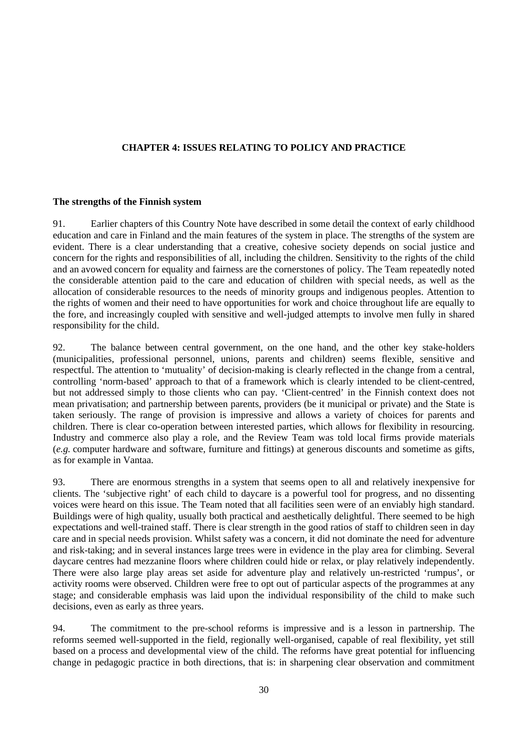## CHAPTER 4: ISSUES RELATING TO POLICY AND PRACTICE

### The strengths of the Finnish system

91. Earlier chapters of this Country Note have described in some detail the context of early childhood education and care in Finland and the main features of the system in place. The strengths of the system are evident. There is a clear understanding that a creative, cohesive society depends on social justice and concern for the rights and responsibilities of all, including the children. Sensitivity to the rights of the child and an avowed concern for equality and fairness are the cornerstones of policy. The Team repeatedly noted the considerable attention paid to the care and education of children with special needs, as well as the allocation of considerable resources to the needs of minority groups and indigenous peoples. Attention to the rights of women and their need to have opportunities for work and choice throughout life are equally to the fore, and increasingly coupled with sensitive and well-judged attempts to involve men fully in shared responsibility for the child.

92. The balance between central government, on the one hand, and the other key stake-holders (municipalities, professional personnel, unions, parents and children) seems flexible, sensitive and respectful. The attention to 'mutuality' of decision-making is clearly reflected in the change from a central, controlling 'norm-based' approach to that of a framework which is clearly intended to be client-centred, but not addressed simply to those clients who can pay. 'Client-centred' in the Finnish context does not mean privatisation; and partnership between parents, providers (be it municipal or private) and the State is taken seriously. The range of provision is impressive and allows a variety of choices for parents and children. There is clear co-operation between interested parties, which allows for flexibility in resourcing. Industry and commerce also play a role, and the Review Team was told local firms provide materials (*e.g.* computer hardware and software, furniture and fittings) at generous discounts and sometime as gifts, as for example in Vantaa.

93. There are enormous strengths in a system that seems open to all and relatively inexpensive for clients. The 'subjective right' of each child to daycare is a powerful tool for progress, and no dissenting voices were heard on this issue. The Team noted that all facilities seen were of an enviably high standard. Buildings were of high quality, usually both practical and aesthetically delightful. There seemed to be high expectations and well-trained staff. There is clear strength in the good ratios of staff to children seen in day care and in special needs provision. Whilst safety was a concern, it did not dominate the need for adventure and risk-taking; and in several instances large trees were in evidence in the play area for climbing. Several daycare centres had mezzanine floors where children could hide or relax, or play relatively independently. There were also large play areas set aside for adventure play and relatively un-restricted 'rumpus', or activity rooms were observed. Children were free to opt out of particular aspects of the programmes at any stage; and considerable emphasis was laid upon the individual responsibility of the child to make such decisions, even as early as three years.

94. The commitment to the pre-school reforms is impressive and is a lesson in partnership. The reforms seemed well-supported in the field, regionally well-organised, capable of real flexibility, yet still based on a process and developmental view of the child. The reforms have great potential for influencing change in pedagogic practice in both directions, that is: in sharpening clear observation and commitment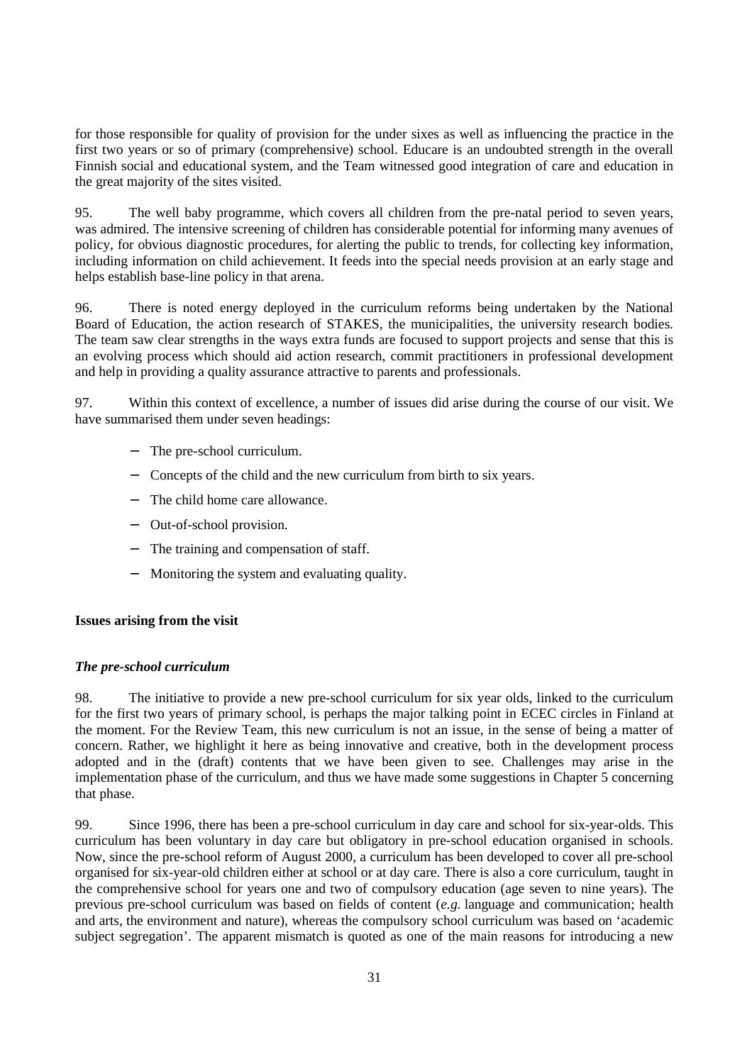for those responsible for quality of provision for the under sixes as well as influencing the practice in the first two years or so of primary (comprehensive) school. Educare is an undoubted strength in the overall Finnish social and educational system, and the Team witnessed good integration of care and education in the great majority of the sites visited.

95. The well baby programme, which covers all children from the pre-natal period to seven years, was admired. The intensive screening of children has considerable potential for informing many avenues of policy, for obvious diagnostic procedures, for alerting the public to trends, for collecting key information, including information on child achievement. It feeds into the special needs provision at an early stage and helps establish base-line policy in that arena.

96. There is noted energy deployed in the curriculum reforms being undertaken by the National Board of Education, the action research of STAKES, the municipalities, the university research bodies. The team saw clear strengths in the ways extra funds are focused to support projects and sense that this is an evolving process which should aid action research, commit practitioners in professional development and help in providing a quality assurance attractive to parents and professionals.

97. Within this context of excellence, a number of issues did arise during the course of our visit. We have summarised them under seven headings:

- The pre-school curriculum.
- Concepts of the child and the new curriculum from birth to six years.
- The child home care allowance.
- Out-of-school provision.
- The training and compensation of staff.
- Monitoring the system and evaluating quality.

**Issues arising from the visit**

***The pre-school curriculum***

98. The initiative to provide a new pre-school curriculum for six year olds, linked to the curriculum for the first two years of primary school, is perhaps the major talking point in ECEC circles in Finland at the moment. For the Review Team, this new curriculum is not an issue, in the sense of being a matter of concern. Rather, we highlight it here as being innovative and creative, both in the development process adopted and in the (draft) contents that we have been given to see. Challenges may arise in the implementation phase of the curriculum, and thus we have made some suggestions in Chapter 5 concerning that phase.

99. Since 1996, there has been a pre-school curriculum in day care and school for six-year-olds. This curriculum has been voluntary in day care but obligatory in pre-school education organised in schools. Now, since the pre-school reform of August 2000, a curriculum has been developed to cover all pre-school organised for six-year-old children either at school or at day care. There is also a core curriculum, taught in the comprehensive school for years one and two of compulsory education (age seven to nine years). The previous pre-school curriculum was based on fields of content (*e.g.* language and communication; health and arts, the environment and nature), whereas the compulsory school curriculum was based on 'academic subject segregation'. The apparent mismatch is quoted as one of the main reasons for introducing a new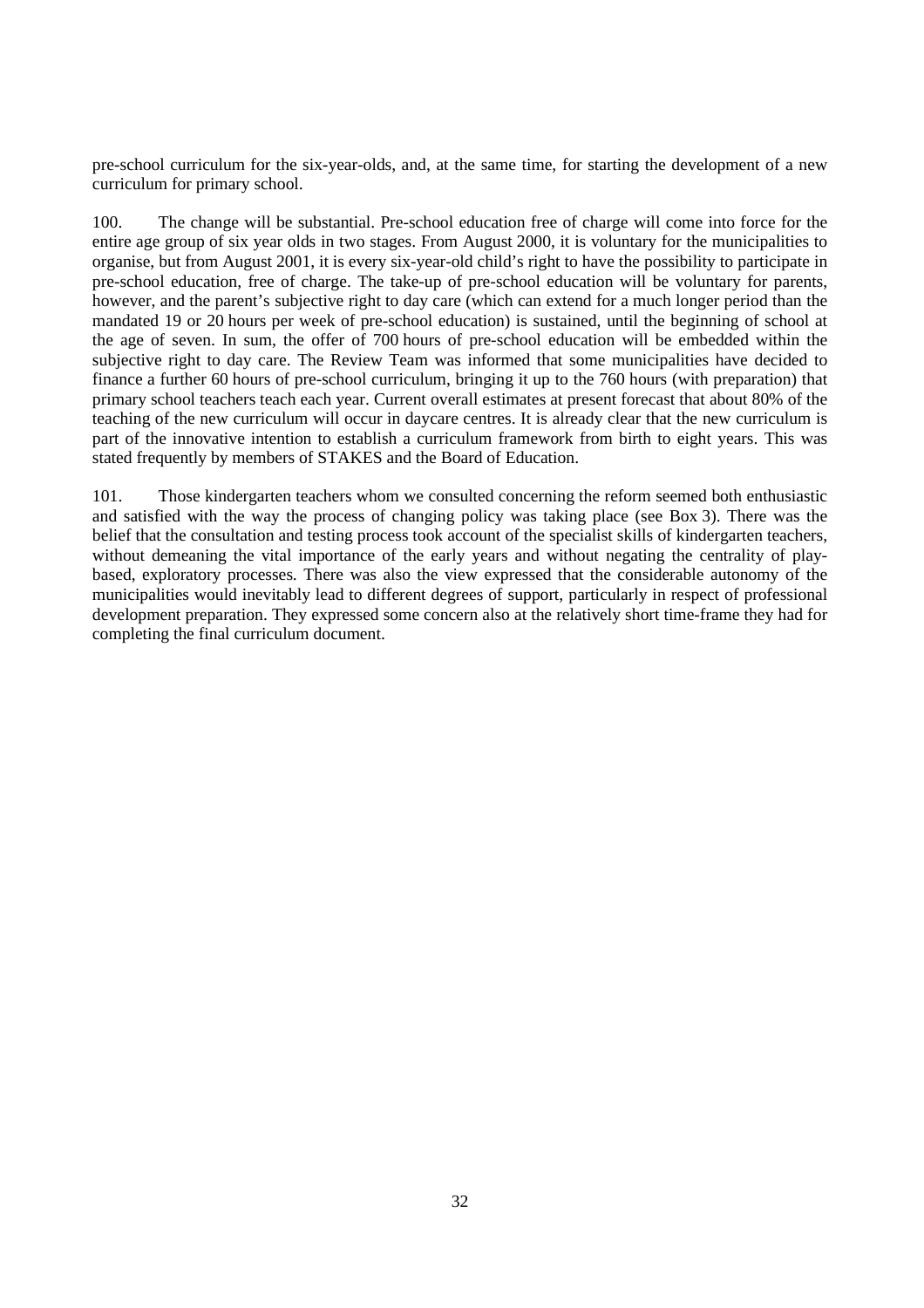pre-school curriculum for the six-year-olds, and, at the same time, for starting the development of a new curriculum for primary school.

100. The change will be substantial. Pre-school education free of charge will come into force for the entire age group of six year olds in two stages. From August 2000, it is voluntary for the municipalities to organise, but from August 2001, it is every six-year-old child's right to have the possibility to participate in pre-school education, free of charge. The take-up of pre-school education will be voluntary for parents, however, and the parent's subjective right to day care (which can extend for a much longer period than the mandated 19 or 20 hours per week of pre-school education) is sustained, until the beginning of school at the age of seven. In sum, the offer of 700 hours of pre-school education will be embedded within the subjective right to day care. The Review Team was informed that some municipalities have decided to finance a further 60 hours of pre-school curriculum, bringing it up to the 760 hours (with preparation) that primary school teachers teach each year. Current overall estimates at present forecast that about 80% of the teaching of the new curriculum will occur in daycare centres. It is already clear that the new curriculum is part of the innovative intention to establish a curriculum framework from birth to eight years. This was stated frequently by members of STAKES and the Board of Education.

101. Those kindergarten teachers whom we consulted concerning the reform seemed both enthusiastic and satisfied with the way the process of changing policy was taking place (see Box 3). There was the belief that the consultation and testing process took account of the specialist skills of kindergarten teachers, without demeaning the vital importance of the early years and without negating the centrality of play-based, exploratory processes. There was also the view expressed that the considerable autonomy of the municipalities would inevitably lead to different degrees of support, particularly in respect of professional development preparation. They expressed some concern also at the relatively short time-frame they had for completing the final curriculum document.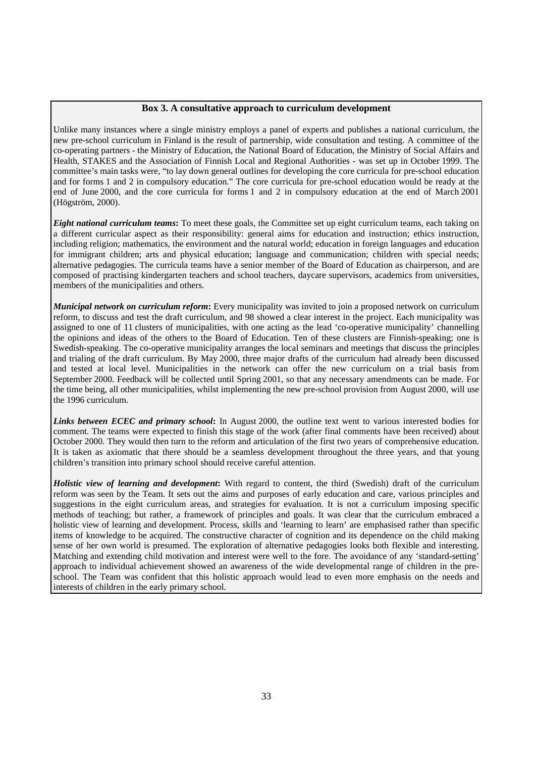**Box 3. A consultative approach to curriculum development**

Unlike many instances where a single ministry employs a panel of experts and publishes a national curriculum, the new pre-school curriculum in Finland is the result of partnership, wide consultation and testing. A committee of the co-operating partners - the Ministry of Education, the National Board of Education, the Ministry of Social Affairs and Health, STAKES and the Association of Finnish Local and Regional Authorities - was set up in October 1999. The committee's main tasks were, "to lay down general outlines for developing the core curricula for pre-school education and for forms 1 and 2 in compulsory education." The core curricula for pre-school education would be ready at the end of June 2000, and the core curricula for forms 1 and 2 in compulsory education at the end of March 2001 (Högström, 2000).

***Eight national curriculum teams*:** To meet these goals, the Committee set up eight curriculum teams, each taking on a different curricular aspect as their responsibility: general aims for education and instruction; ethics instruction, including religion; mathematics, the environment and the natural world; education in foreign languages and education for immigrant children; arts and physical education; language and communication; children with special needs; alternative pedagogies. The curricula teams have a senior member of the Board of Education as chairperson, and are composed of practising kindergarten teachers and school teachers, daycare supervisors, academics from universities, members of the municipalities and others.

***Municipal network on curriculum reform*:** Every municipality was invited to join a proposed network on curriculum reform, to discuss and test the draft curriculum, and 98 showed a clear interest in the project. Each municipality was assigned to one of 11 clusters of municipalities, with one acting as the lead 'co-operative municipality' channelling the opinions and ideas of the others to the Board of Education. Ten of these clusters are Finnish-speaking; one is Swedish-speaking. The co-operative municipality arranges the local seminars and meetings that discuss the principles and trialing of the draft curriculum. By May 2000, three major drafts of the curriculum had already been discussed and tested at local level. Municipalities in the network can offer the new curriculum on a trial basis from September 2000. Feedback will be collected until Spring 2001, so that any necessary amendments can be made. For the time being, all other municipalities, whilst implementing the new pre-school provision from August 2000, will use the 1996 curriculum.

***Links between ECEC and primary school*:** In August 2000, the outline text went to various interested bodies for comment. The teams were expected to finish this stage of the work (after final comments have been received) about October 2000. They would then turn to the reform and articulation of the first two years of comprehensive education. It is taken as axiomatic that there should be a seamless development throughout the three years, and that young children's transition into primary school should receive careful attention.

***Holistic view of learning and development*:** With regard to content, the third (Swedish) draft of the curriculum reform was seen by the Team. It sets out the aims and purposes of early education and care, various principles and suggestions in the eight curriculum areas, and strategies for evaluation. It is not a curriculum imposing specific methods of teaching; but rather, a framework of principles and goals. It was clear that the curriculum embraced a holistic view of learning and development. Process, skills and 'learning to learn' are emphasised rather than specific items of knowledge to be acquired. The constructive character of cognition and its dependence on the child making sense of her own world is presumed. The exploration of alternative pedagogies looks both flexible and interesting. Matching and extending child motivation and interest were well to the fore. The avoidance of any 'standard-setting' approach to individual achievement showed an awareness of the wide developmental range of children in the pre-school. The Team was confident that this holistic approach would lead to even more emphasis on the needs and interests of children in the early primary school.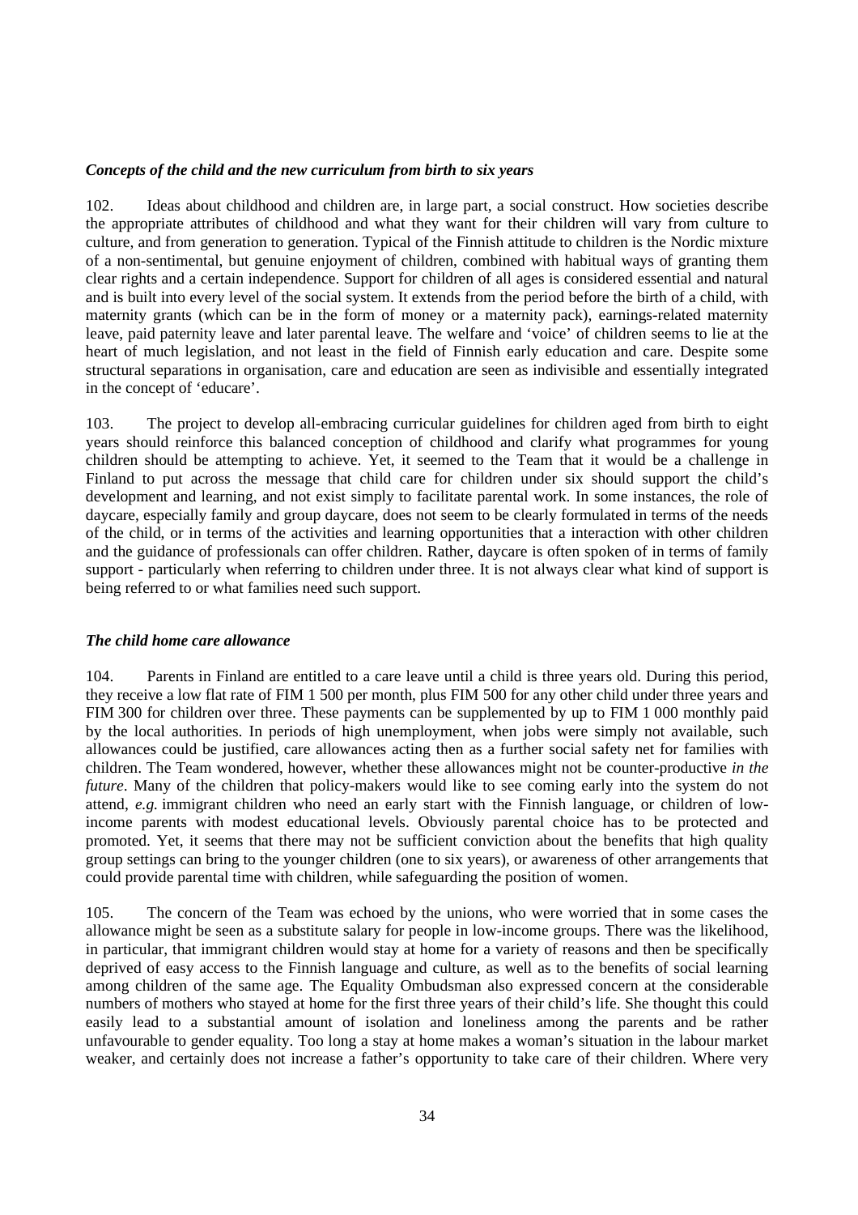### *Concepts of the child and the new curriculum from birth to six years*

102. Ideas about childhood and children are, in large part, a social construct. How societies describe the appropriate attributes of childhood and what they want for their children will vary from culture to culture, and from generation to generation. Typical of the Finnish attitude to children is the Nordic mixture of a non-sentimental, but genuine enjoyment of children, combined with habitual ways of granting them clear rights and a certain independence. Support for children of all ages is considered essential and natural and is built into every level of the social system. It extends from the period before the birth of a child, with maternity grants (which can be in the form of money or a maternity pack), earnings-related maternity leave, paid paternity leave and later parental leave. The welfare and 'voice' of children seems to lie at the heart of much legislation, and not least in the field of Finnish early education and care. Despite some structural separations in organisation, care and education are seen as indivisible and essentially integrated in the concept of 'educare'.

103. The project to develop all-embracing curricular guidelines for children aged from birth to eight years should reinforce this balanced conception of childhood and clarify what programmes for young children should be attempting to achieve. Yet, it seemed to the Team that it would be a challenge in Finland to put across the message that child care for children under six should support the child's development and learning, and not exist simply to facilitate parental work. In some instances, the role of daycare, especially family and group daycare, does not seem to be clearly formulated in terms of the needs of the child, or in terms of the activities and learning opportunities that a interaction with other children and the guidance of professionals can offer children. Rather, daycare is often spoken of in terms of family support - particularly when referring to children under three. It is not always clear what kind of support is being referred to or what families need such support.

### *The child home care allowance*

104. Parents in Finland are entitled to a care leave until a child is three years old. During this period, they receive a low flat rate of FIM 1 500 per month, plus FIM 500 for any other child under three years and FIM 300 for children over three. These payments can be supplemented by up to FIM 1 000 monthly paid by the local authorities. In periods of high unemployment, when jobs were simply not available, such allowances could be justified, care allowances acting then as a further social safety net for families with children. The Team wondered, however, whether these allowances might not be counter-productive *in the future*. Many of the children that policy-makers would like to see coming early into the system do not attend, *e.g.* immigrant children who need an early start with the Finnish language, or children of low-income parents with modest educational levels. Obviously parental choice has to be protected and promoted. Yet, it seems that there may not be sufficient conviction about the benefits that high quality group settings can bring to the younger children (one to six years), or awareness of other arrangements that could provide parental time with children, while safeguarding the position of women.

105. The concern of the Team was echoed by the unions, who were worried that in some cases the allowance might be seen as a substitute salary for people in low-income groups. There was the likelihood, in particular, that immigrant children would stay at home for a variety of reasons and then be specifically deprived of easy access to the Finnish language and culture, as well as to the benefits of social learning among children of the same age. The Equality Ombudsman also expressed concern at the considerable numbers of mothers who stayed at home for the first three years of their child's life. She thought this could easily lead to a substantial amount of isolation and loneliness among the parents and be rather unfavourable to gender equality. Too long a stay at home makes a woman's situation in the labour market weaker, and certainly does not increase a father's opportunity to take care of their children. Where very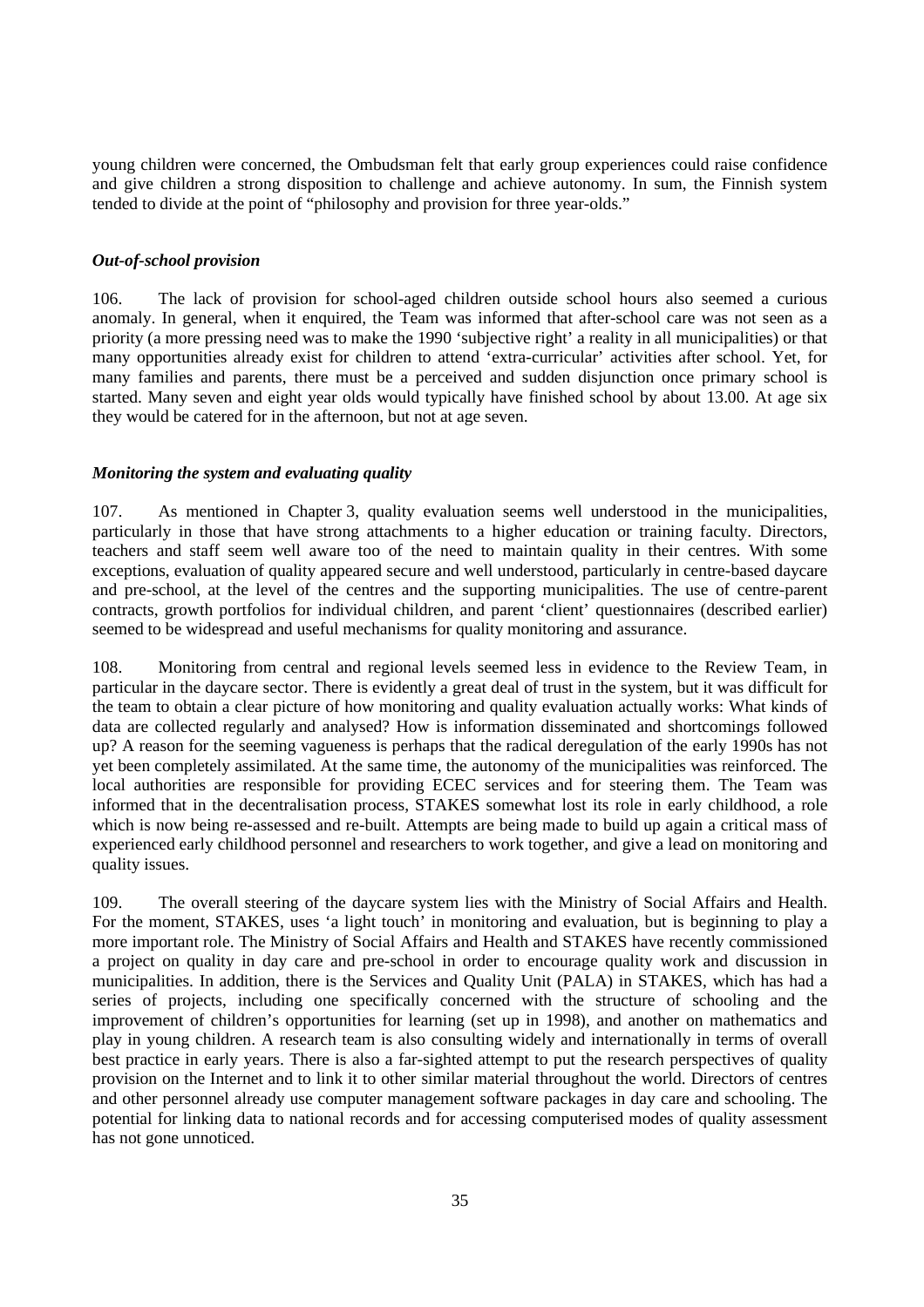young children were concerned, the Ombudsman felt that early group experiences could raise confidence and give children a strong disposition to challenge and achieve autonomy. In sum, the Finnish system tended to divide at the point of "philosophy and provision for three year-olds."

### *Out-of-school provision*

106. The lack of provision for school-aged children outside school hours also seemed a curious anomaly. In general, when it enquired, the Team was informed that after-school care was not seen as a priority (a more pressing need was to make the 1990 'subjective right' a reality in all municipalities) or that many opportunities already exist for children to attend 'extra-curricular' activities after school. Yet, for many families and parents, there must be a perceived and sudden disjunction once primary school is started. Many seven and eight year olds would typically have finished school by about 13.00. At age six they would be catered for in the afternoon, but not at age seven.

### *Monitoring the system and evaluating quality*

107. As mentioned in Chapter 3, quality evaluation seems well understood in the municipalities, particularly in those that have strong attachments to a higher education or training faculty. Directors, teachers and staff seem well aware too of the need to maintain quality in their centres. With some exceptions, evaluation of quality appeared secure and well understood, particularly in centre-based daycare and pre-school, at the level of the centres and the supporting municipalities. The use of centre-parent contracts, growth portfolios for individual children, and parent 'client' questionnaires (described earlier) seemed to be widespread and useful mechanisms for quality monitoring and assurance.

108. Monitoring from central and regional levels seemed less in evidence to the Review Team, in particular in the daycare sector. There is evidently a great deal of trust in the system, but it was difficult for the team to obtain a clear picture of how monitoring and quality evaluation actually works: What kinds of data are collected regularly and analysed? How is information disseminated and shortcomings followed up? A reason for the seeming vagueness is perhaps that the radical deregulation of the early 1990s has not yet been completely assimilated. At the same time, the autonomy of the municipalities was reinforced. The local authorities are responsible for providing ECEC services and for steering them. The Team was informed that in the decentralisation process, STAKES somewhat lost its role in early childhood, a role which is now being re-assessed and re-built. Attempts are being made to build up again a critical mass of experienced early childhood personnel and researchers to work together, and give a lead on monitoring and quality issues.

109. The overall steering of the daycare system lies with the Ministry of Social Affairs and Health. For the moment, STAKES, uses 'a light touch' in monitoring and evaluation, but is beginning to play a more important role. The Ministry of Social Affairs and Health and STAKES have recently commissioned a project on quality in day care and pre-school in order to encourage quality work and discussion in municipalities. In addition, there is the Services and Quality Unit (PALA) in STAKES, which has had a series of projects, including one specifically concerned with the structure of schooling and the improvement of children's opportunities for learning (set up in 1998), and another on mathematics and play in young children. A research team is also consulting widely and internationally in terms of overall best practice in early years. There is also a far-sighted attempt to put the research perspectives of quality provision on the Internet and to link it to other similar material throughout the world. Directors of centres and other personnel already use computer management software packages in day care and schooling. The potential for linking data to national records and for accessing computerised modes of quality assessment has not gone unnoticed.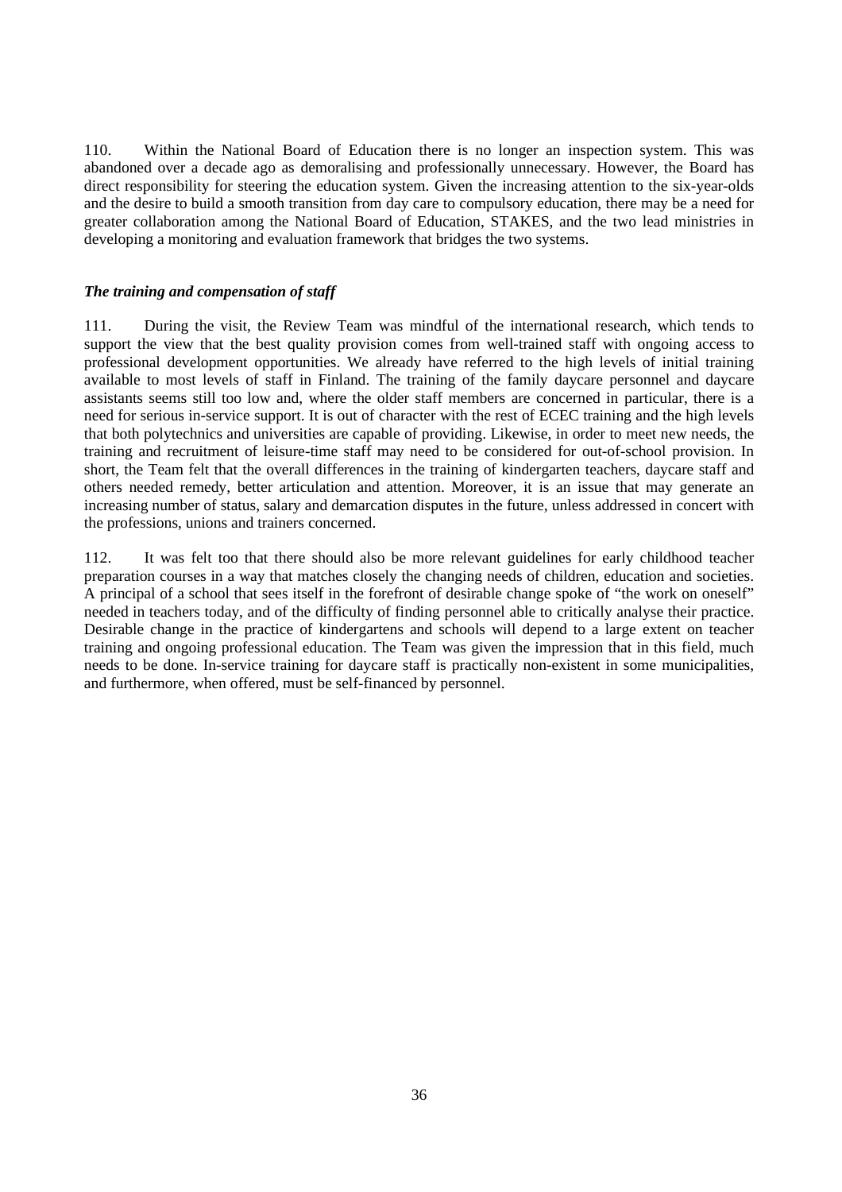110. Within the National Board of Education there is no longer an inspection system. This was abandoned over a decade ago as demoralising and professionally unnecessary. However, the Board has direct responsibility for steering the education system. Given the increasing attention to the six-year-olds and the desire to build a smooth transition from day care to compulsory education, there may be a need for greater collaboration among the National Board of Education, STAKES, and the two lead ministries in developing a monitoring and evaluation framework that bridges the two systems.

***The training and compensation of staff***

111. During the visit, the Review Team was mindful of the international research, which tends to support the view that the best quality provision comes from well-trained staff with ongoing access to professional development opportunities. We already have referred to the high levels of initial training available to most levels of staff in Finland. The training of the family daycare personnel and daycare assistants seems still too low and, where the older staff members are concerned in particular, there is a need for serious in-service support. It is out of character with the rest of ECEC training and the high levels that both polytechnics and universities are capable of providing. Likewise, in order to meet new needs, the training and recruitment of leisure-time staff may need to be considered for out-of-school provision. In short, the Team felt that the overall differences in the training of kindergarten teachers, daycare staff and others needed remedy, better articulation and attention. Moreover, it is an issue that may generate an increasing number of status, salary and demarcation disputes in the future, unless addressed in concert with the professions, unions and trainers concerned.

112. It was felt too that there should also be more relevant guidelines for early childhood teacher preparation courses in a way that matches closely the changing needs of children, education and societies. A principal of a school that sees itself in the forefront of desirable change spoke of "the work on oneself" needed in teachers today, and of the difficulty of finding personnel able to critically analyse their practice. Desirable change in the practice of kindergartens and schools will depend to a large extent on teacher training and ongoing professional education. The Team was given the impression that in this field, much needs to be done. In-service training for daycare staff is practically non-existent in some municipalities, and furthermore, when offered, must be self-financed by personnel.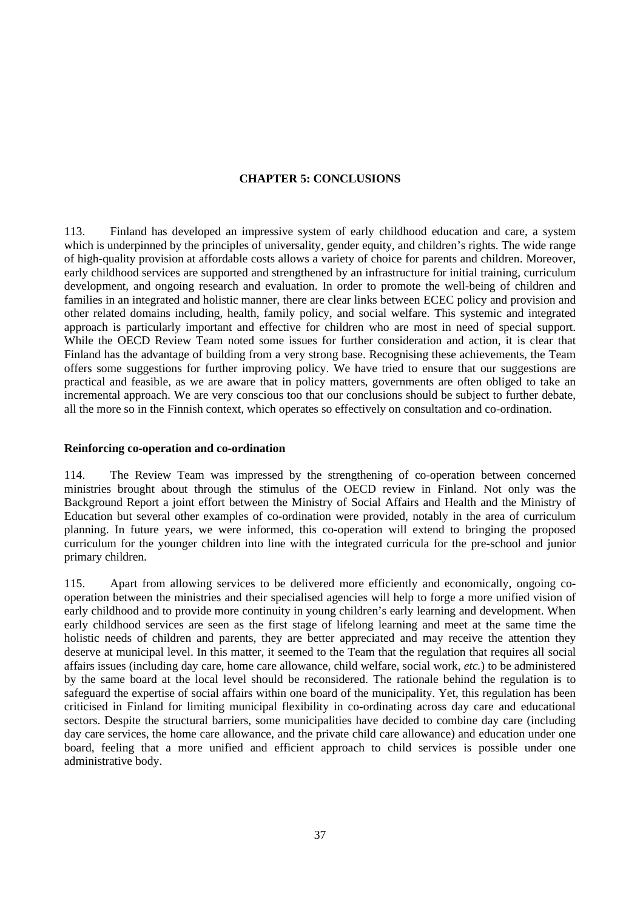# CHAPTER 5: CONCLUSIONS

113. Finland has developed an impressive system of early childhood education and care, a system which is underpinned by the principles of universality, gender equity, and children's rights. The wide range of high-quality provision at affordable costs allows a variety of choice for parents and children. Moreover, early childhood services are supported and strengthened by an infrastructure for initial training, curriculum development, and ongoing research and evaluation. In order to promote the well-being of children and families in an integrated and holistic manner, there are clear links between ECEC policy and provision and other related domains including, health, family policy, and social welfare. This systemic and integrated approach is particularly important and effective for children who are most in need of special support. While the OECD Review Team noted some issues for further consideration and action, it is clear that Finland has the advantage of building from a very strong base. Recognising these achievements, the Team offers some suggestions for further improving policy. We have tried to ensure that our suggestions are practical and feasible, as we are aware that in policy matters, governments are often obliged to take an incremental approach. We are very conscious too that our conclusions should be subject to further debate, all the more so in the Finnish context, which operates so effectively on consultation and co-ordination.

### Reinforcing co-operation and co-ordination

114. The Review Team was impressed by the strengthening of co-operation between concerned ministries brought about through the stimulus of the OECD review in Finland. Not only was the Background Report a joint effort between the Ministry of Social Affairs and Health and the Ministry of Education but several other examples of co-ordination were provided, notably in the area of curriculum planning. In future years, we were informed, this co-operation will extend to bringing the proposed curriculum for the younger children into line with the integrated curricula for the pre-school and junior primary children.

115. Apart from allowing services to be delivered more efficiently and economically, ongoing co-operation between the ministries and their specialised agencies will help to forge a more unified vision of early childhood and to provide more continuity in young children's early learning and development. When early childhood services are seen as the first stage of lifelong learning and meet at the same time the holistic needs of children and parents, they are better appreciated and may receive the attention they deserve at municipal level. In this matter, it seemed to the Team that the regulation that requires all social affairs issues (including day care, home care allowance, child welfare, social work, *etc.*) to be administered by the same board at the local level should be reconsidered. The rationale behind the regulation is to safeguard the expertise of social affairs within one board of the municipality. Yet, this regulation has been criticised in Finland for limiting municipal flexibility in co-ordinating across day care and educational sectors. Despite the structural barriers, some municipalities have decided to combine day care (including day care services, the home care allowance, and the private child care allowance) and education under one board, feeling that a more unified and efficient approach to child services is possible under one administrative body.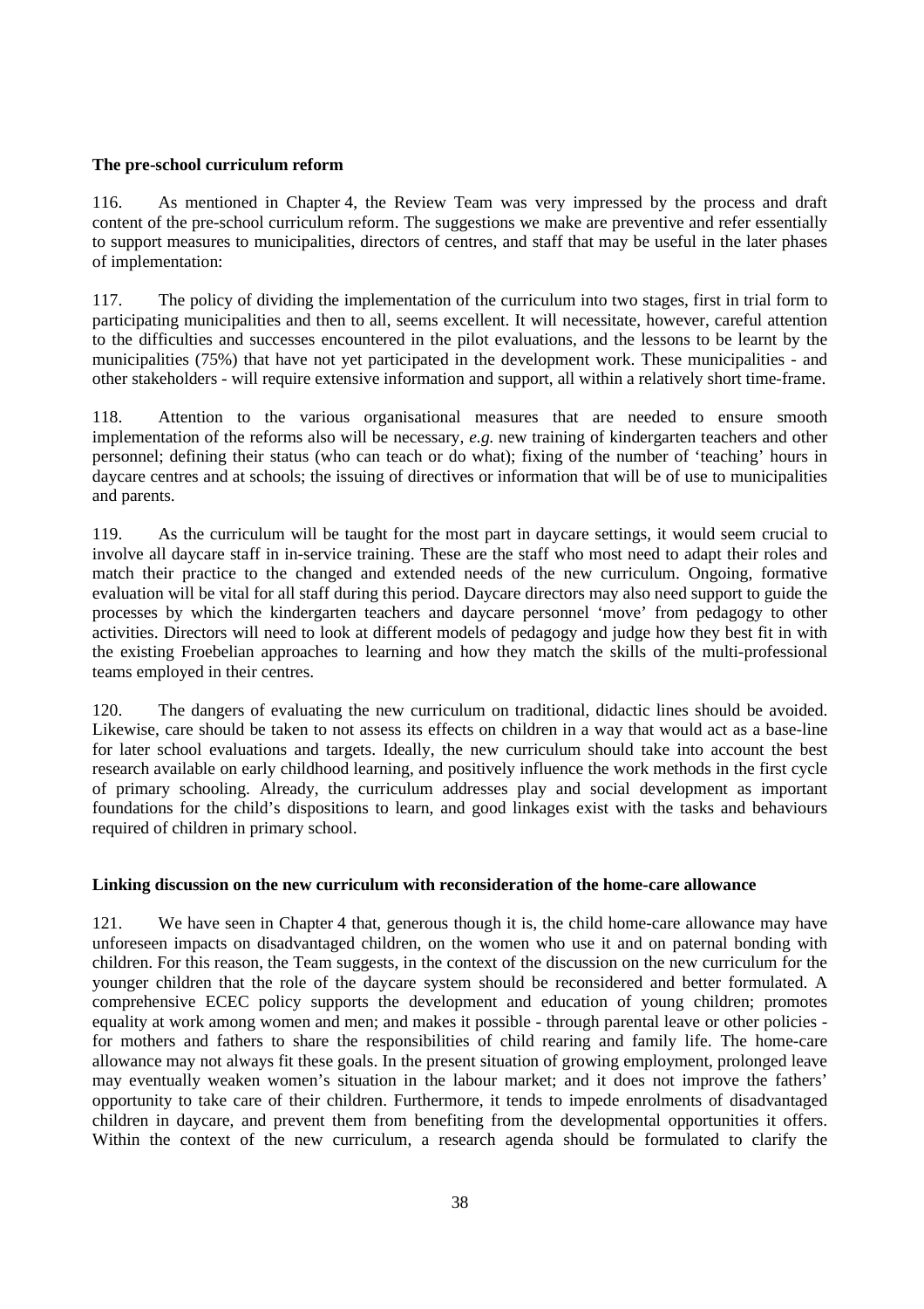**The pre-school curriculum reform**

116. As mentioned in Chapter 4, the Review Team was very impressed by the process and draft content of the pre-school curriculum reform. The suggestions we make are preventive and refer essentially to support measures to municipalities, directors of centres, and staff that may be useful in the later phases of implementation:

117. The policy of dividing the implementation of the curriculum into two stages, first in trial form to participating municipalities and then to all, seems excellent. It will necessitate, however, careful attention to the difficulties and successes encountered in the pilot evaluations, and the lessons to be learnt by the municipalities (75%) that have not yet participated in the development work. These municipalities - and other stakeholders - will require extensive information and support, all within a relatively short time-frame.

118. Attention to the various organisational measures that are needed to ensure smooth implementation of the reforms also will be necessary, *e.g.* new training of kindergarten teachers and other personnel; defining their status (who can teach or do what); fixing of the number of 'teaching' hours in daycare centres and at schools; the issuing of directives or information that will be of use to municipalities and parents.

119. As the curriculum will be taught for the most part in daycare settings, it would seem crucial to involve all daycare staff in in-service training. These are the staff who most need to adapt their roles and match their practice to the changed and extended needs of the new curriculum. Ongoing, formative evaluation will be vital for all staff during this period. Daycare directors may also need support to guide the processes by which the kindergarten teachers and daycare personnel 'move' from pedagogy to other activities. Directors will need to look at different models of pedagogy and judge how they best fit in with the existing Froebelian approaches to learning and how they match the skills of the multi-professional teams employed in their centres.

120. The dangers of evaluating the new curriculum on traditional, didactic lines should be avoided. Likewise, care should be taken to not assess its effects on children in a way that would act as a base-line for later school evaluations and targets. Ideally, the new curriculum should take into account the best research available on early childhood learning, and positively influence the work methods in the first cycle of primary schooling. Already, the curriculum addresses play and social development as important foundations for the child's dispositions to learn, and good linkages exist with the tasks and behaviours required of children in primary school.

**Linking discussion on the new curriculum with reconsideration of the home-care allowance**

121. We have seen in Chapter 4 that, generous though it is, the child home-care allowance may have unforeseen impacts on disadvantaged children, on the women who use it and on paternal bonding with children. For this reason, the Team suggests, in the context of the discussion on the new curriculum for the younger children that the role of the daycare system should be reconsidered and better formulated. A comprehensive ECEC policy supports the development and education of young children; promotes equality at work among women and men; and makes it possible - through parental leave or other policies - for mothers and fathers to share the responsibilities of child rearing and family life. The home-care allowance may not always fit these goals. In the present situation of growing employment, prolonged leave may eventually weaken women's situation in the labour market; and it does not improve the fathers' opportunity to take care of their children. Furthermore, it tends to impede enrolments of disadvantaged children in daycare, and prevent them from benefiting from the developmental opportunities it offers. Within the context of the new curriculum, a research agenda should be formulated to clarify the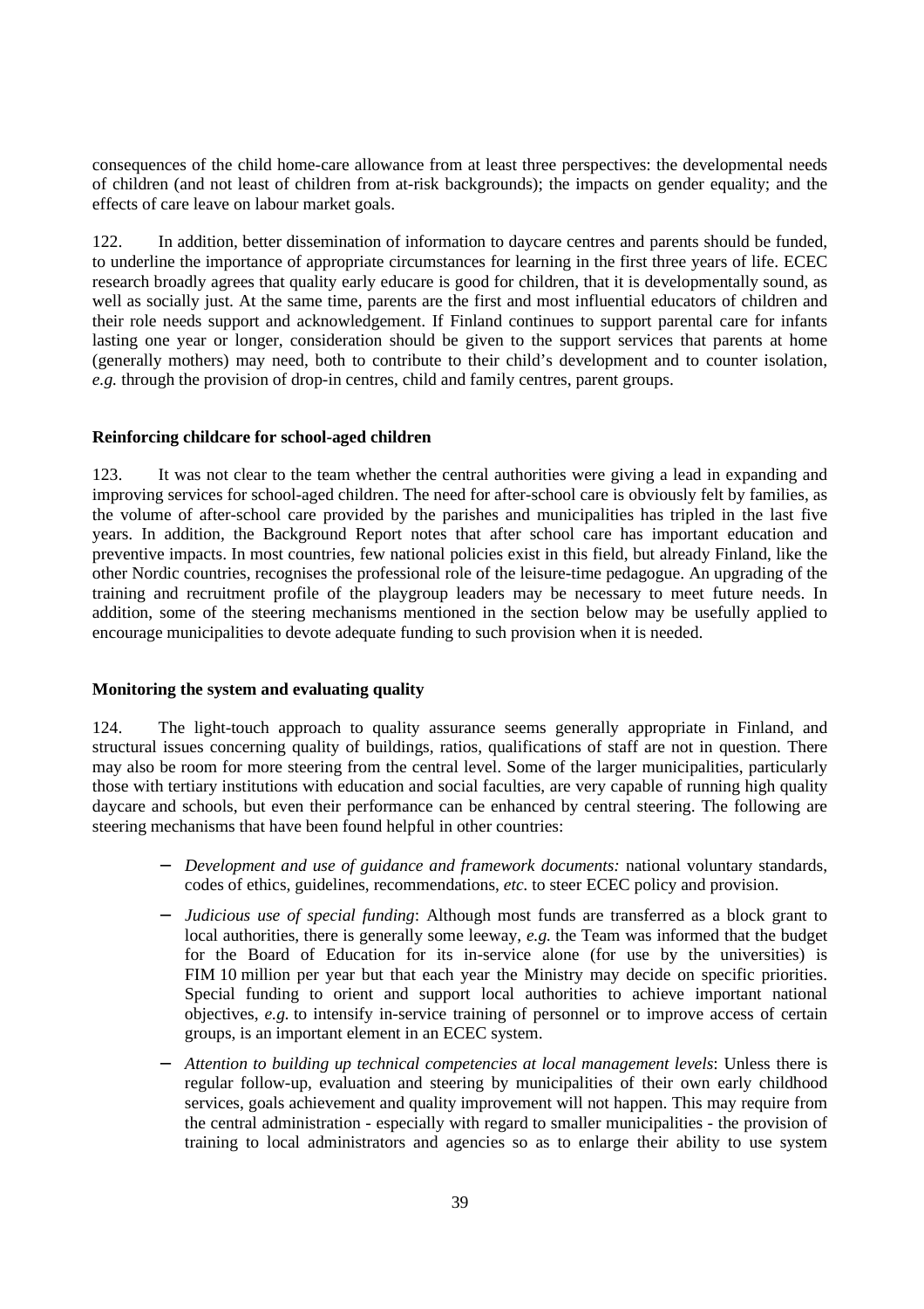consequences of the child home-care allowance from at least three perspectives: the developmental needs of children (and not least of children from at-risk backgrounds); the impacts on gender equality; and the effects of care leave on labour market goals.

122. In addition, better dissemination of information to daycare centres and parents should be funded, to underline the importance of appropriate circumstances for learning in the first three years of life. ECEC research broadly agrees that quality early educare is good for children, that it is developmentally sound, as well as socially just. At the same time, parents are the first and most influential educators of children and their role needs support and acknowledgement. If Finland continues to support parental care for infants lasting one year or longer, consideration should be given to the support services that parents at home (generally mothers) may need, both to contribute to their child's development and to counter isolation, *e.g.* through the provision of drop-in centres, child and family centres, parent groups.

**Reinforcing childcare for school-aged children**

123. It was not clear to the team whether the central authorities were giving a lead in expanding and improving services for school-aged children. The need for after-school care is obviously felt by families, as the volume of after-school care provided by the parishes and municipalities has tripled in the last five years. In addition, the Background Report notes that after school care has important education and preventive impacts. In most countries, few national policies exist in this field, but already Finland, like the other Nordic countries, recognises the professional role of the leisure-time pedagogue. An upgrading of the training and recruitment profile of the playgroup leaders may be necessary to meet future needs. In addition, some of the steering mechanisms mentioned in the section below may be usefully applied to encourage municipalities to devote adequate funding to such provision when it is needed.

**Monitoring the system and evaluating quality**

124. The light-touch approach to quality assurance seems generally appropriate in Finland, and structural issues concerning quality of buildings, ratios, qualifications of staff are not in question. There may also be room for more steering from the central level. Some of the larger municipalities, particularly those with tertiary institutions with education and social faculties, are very capable of running high quality daycare and schools, but even their performance can be enhanced by central steering. The following are steering mechanisms that have been found helpful in other countries:

- *Development and use of guidance and framework documents:* national voluntary standards, codes of ethics, guidelines, recommendations, *etc.* to steer ECEC policy and provision.
- *Judicious use of special funding*: Although most funds are transferred as a block grant to local authorities, there is generally some leeway, *e.g.* the Team was informed that the budget for the Board of Education for its in-service alone (for use by the universities) is FIM 10 million per year but that each year the Ministry may decide on specific priorities. Special funding to orient and support local authorities to achieve important national objectives, *e.g.* to intensify in-service training of personnel or to improve access of certain groups, is an important element in an ECEC system.
- *Attention to building up technical competencies at local management levels*: Unless there is regular follow-up, evaluation and steering by municipalities of their own early childhood services, goals achievement and quality improvement will not happen. This may require from the central administration - especially with regard to smaller municipalities - the provision of training to local administrators and agencies so as to enlarge their ability to use system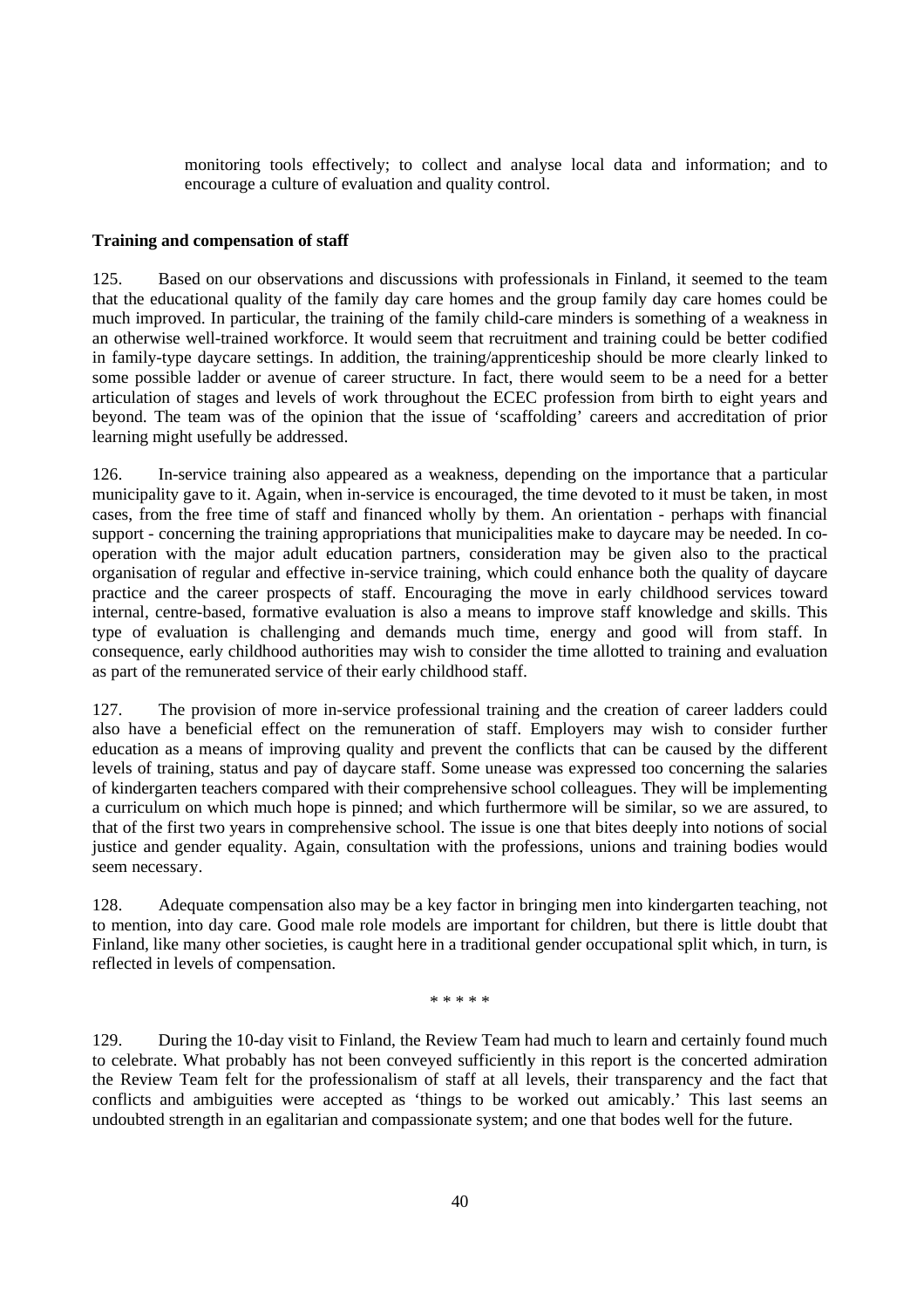monitoring tools effectively; to collect and analyse local data and information; and to encourage a culture of evaluation and quality control.

**Training and compensation of staff**

125. Based on our observations and discussions with professionals in Finland, it seemed to the team that the educational quality of the family day care homes and the group family day care homes could be much improved. In particular, the training of the family child-care minders is something of a weakness in an otherwise well-trained workforce. It would seem that recruitment and training could be better codified in family-type daycare settings. In addition, the training/apprenticeship should be more clearly linked to some possible ladder or avenue of career structure. In fact, there would seem to be a need for a better articulation of stages and levels of work throughout the ECEC profession from birth to eight years and beyond. The team was of the opinion that the issue of 'scaffolding' careers and accreditation of prior learning might usefully be addressed.

126. In-service training also appeared as a weakness, depending on the importance that a particular municipality gave to it. Again, when in-service is encouraged, the time devoted to it must be taken, in most cases, from the free time of staff and financed wholly by them. An orientation - perhaps with financial support - concerning the training appropriations that municipalities make to daycare may be needed. In co-operation with the major adult education partners, consideration may be given also to the practical organisation of regular and effective in-service training, which could enhance both the quality of daycare practice and the career prospects of staff. Encouraging the move in early childhood services toward internal, centre-based, formative evaluation is also a means to improve staff knowledge and skills. This type of evaluation is challenging and demands much time, energy and good will from staff. In consequence, early childhood authorities may wish to consider the time allotted to training and evaluation as part of the remunerated service of their early childhood staff.

127. The provision of more in-service professional training and the creation of career ladders could also have a beneficial effect on the remuneration of staff. Employers may wish to consider further education as a means of improving quality and prevent the conflicts that can be caused by the different levels of training, status and pay of daycare staff. Some unease was expressed too concerning the salaries of kindergarten teachers compared with their comprehensive school colleagues. They will be implementing a curriculum on which much hope is pinned; and which furthermore will be similar, so we are assured, to that of the first two years in comprehensive school. The issue is one that bites deeply into notions of social justice and gender equality. Again, consultation with the professions, unions and training bodies would seem necessary.

128. Adequate compensation also may be a key factor in bringing men into kindergarten teaching, not to mention, into day care. Good male role models are important for children, but there is little doubt that Finland, like many other societies, is caught here in a traditional gender occupational split which, in turn, is reflected in levels of compensation.

\* \* \* \* \*

129. During the 10-day visit to Finland, the Review Team had much to learn and certainly found much to celebrate. What probably has not been conveyed sufficiently in this report is the concerted admiration the Review Team felt for the professionalism of staff at all levels, their transparency and the fact that conflicts and ambiguities were accepted as 'things to be worked out amicably.' This last seems an undoubted strength in an egalitarian and compassionate system; and one that bodes well for the future.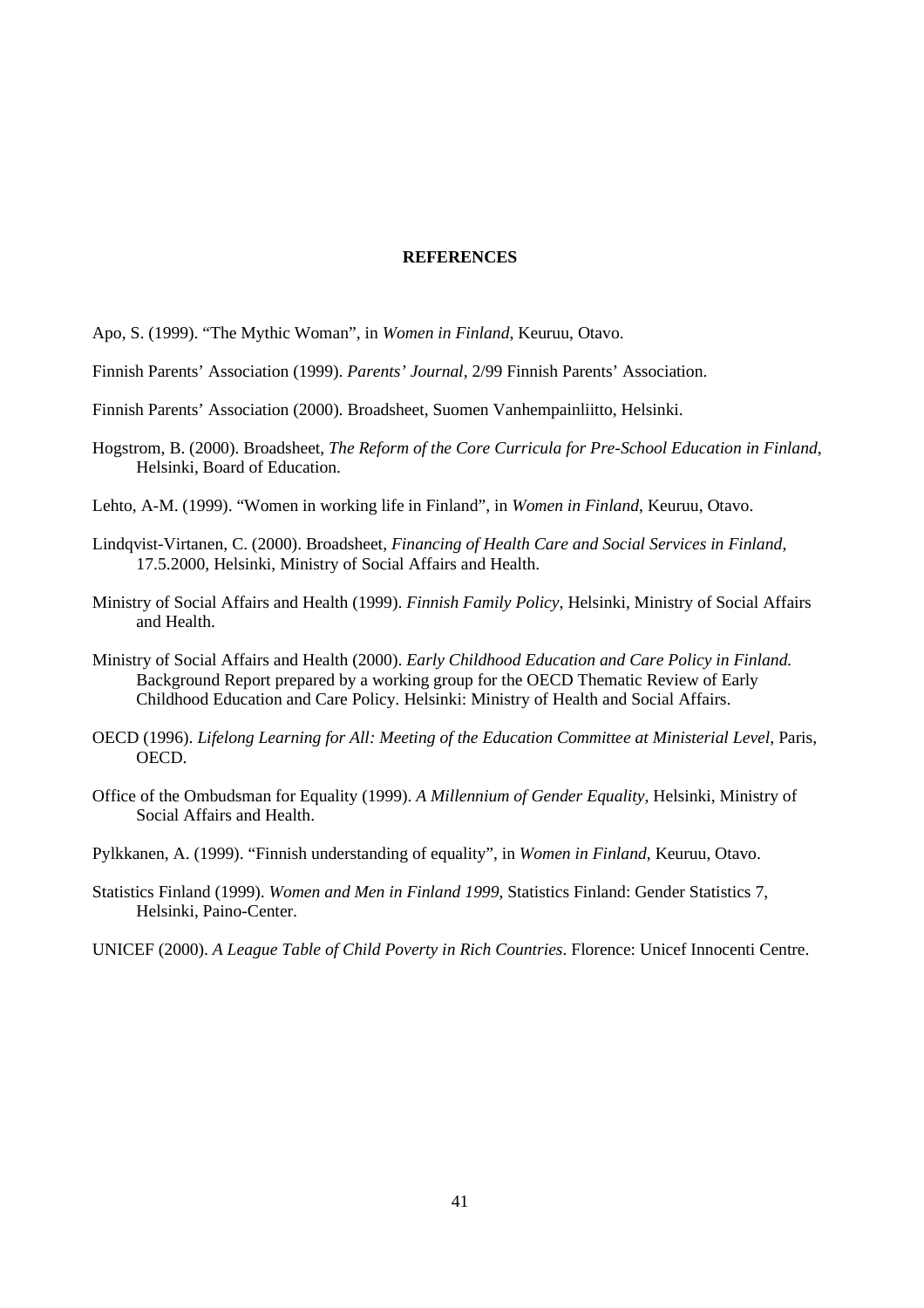## REFERENCES

Apo, S. (1999). "The Mythic Woman", in *Women in Finland*, Keuruu, Otavo.

Finnish Parents' Association (1999). *Parents' Journal*, 2/99 Finnish Parents' Association.

Finnish Parents' Association (2000). Broadsheet, Suomen Vanhempainliitto, Helsinki.

Hogstrom, B. (2000). Broadsheet, *The Reform of the Core Curricula for Pre-School Education in Finland*, Helsinki, Board of Education.

Lehto, A-M. (1999). "Women in working life in Finland", in *Women in Finland*, Keuruu, Otavo.

Lindqvist-Virtanen, C. (2000). Broadsheet, *Financing of Health Care and Social Services in Finland*, 17.5.2000, Helsinki, Ministry of Social Affairs and Health.

Ministry of Social Affairs and Health (1999). *Finnish Family Policy*, Helsinki, Ministry of Social Affairs and Health.

Ministry of Social Affairs and Health (2000). *Early Childhood Education and Care Policy in Finland.* Background Report prepared by a working group for the OECD Thematic Review of Early Childhood Education and Care Policy. Helsinki: Ministry of Health and Social Affairs.

OECD (1996). *Lifelong Learning for All: Meeting of the Education Committee at Ministerial Level*, Paris, OECD.

Office of the Ombudsman for Equality (1999). *A Millennium of Gender Equality*, Helsinki, Ministry of Social Affairs and Health.

Pylkkanen, A. (1999). "Finnish understanding of equality", in *Women in Finland*, Keuruu, Otavo.

Statistics Finland (1999). *Women and Men in Finland 1999*, Statistics Finland: Gender Statistics 7, Helsinki, Paino-Center.

UNICEF (2000). *A League Table of Child Poverty in Rich Countries*. Florence: Unicef Innocenti Centre.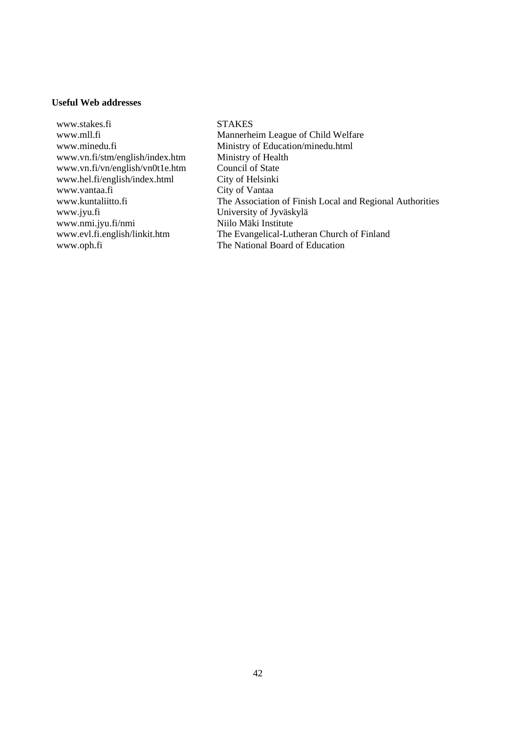**Useful Web addresses**

| | |
|---|---|
| www.stakes.fi | STAKES |
| www.mll.fi | Mannerheim League of Child Welfare |
| www.minedu.fi | Ministry of Education/minedu.html |
| www.vn.fi/stm/english/index.htm | Ministry of Health |
| www.vn.fi/vn/english/vn0t1e.htm | Council of State |
| www.hel.fi/english/index.html | City of Helsinki |
| www.vantaa.fi | City of Vantaa |
| www.kuntaliitto.fi | The Association of Finish Local and Regional Authorities |
| www.jyu.fi | University of Jyväskylä |
| www.nmi.jyu.fi/nmi | Niilo Mäki Institute |
| www.evl.fi.english/linkit.htm | The Evangelical-Lutheran Church of Finland |
| www.oph.fi | The National Board of Education |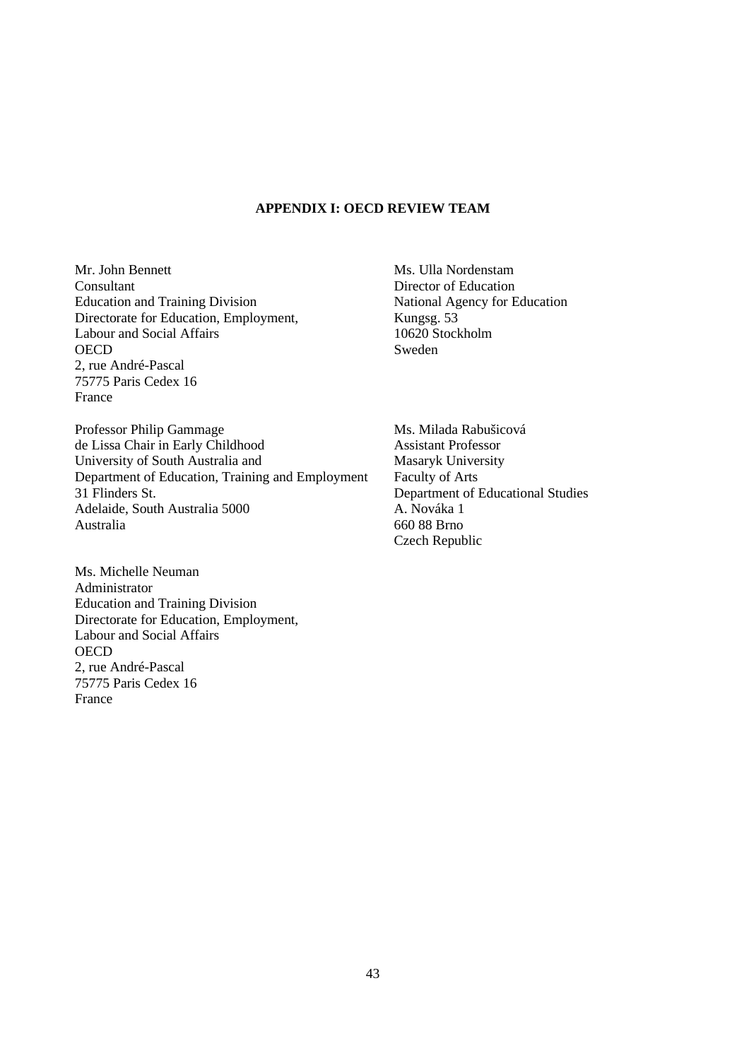**APPENDIX I: OECD REVIEW TEAM**

Mr. John Bennett
Consultant
Education and Training Division
Directorate for Education, Employment,
Labour and Social Affairs
OECD
2, rue André-Pascal
75775 Paris Cedex 16
France

Ms. Ulla Nordenstam
Director of Education
National Agency for Education
Kungsg. 53
10620 Stockholm
Sweden

Professor Philip Gammage
de Lissa Chair in Early Childhood
University of South Australia and
Department of Education, Training and Employment
31 Flinders St.
Adelaide, South Australia 5000
Australia

Ms. Milada Rabušicová
Assistant Professor
Masaryk University
Faculty of Arts
Department of Educational Studies
A. Nováka 1
660 88 Brno
Czech Republic

Ms. Michelle Neuman
Administrator
Education and Training Division
Directorate for Education, Employment,
Labour and Social Affairs
OECD
2, rue André-Pascal
75775 Paris Cedex 16
France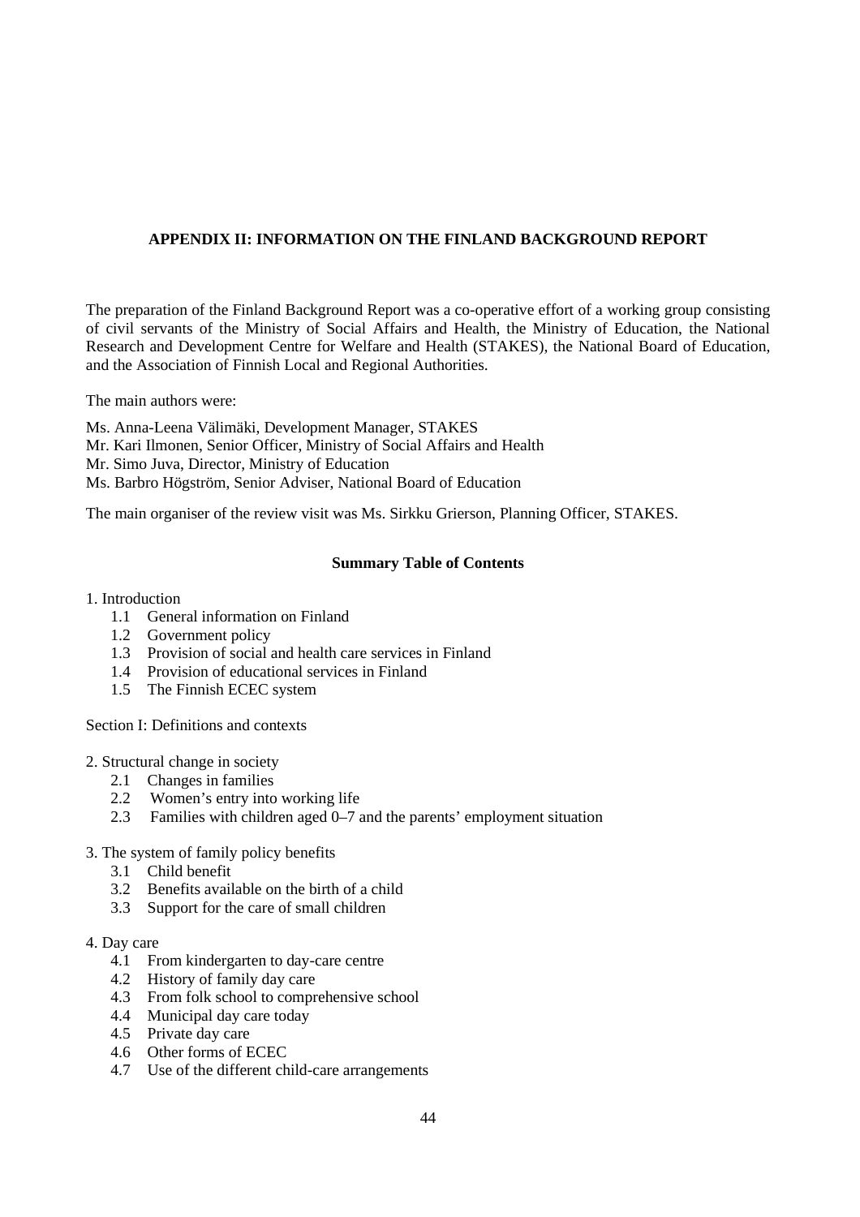## APPENDIX II: INFORMATION ON THE FINLAND BACKGROUND REPORT

The preparation of the Finland Background Report was a co-operative effort of a working group consisting of civil servants of the Ministry of Social Affairs and Health, the Ministry of Education, the National Research and Development Centre for Welfare and Health (STAKES), the National Board of Education, and the Association of Finnish Local and Regional Authorities.

The main authors were:

Ms. Anna-Leena Välimäki, Development Manager, STAKES
Mr. Kari Ilmonen, Senior Officer, Ministry of Social Affairs and Health
Mr. Simo Juva, Director, Ministry of Education
Ms. Barbro Högström, Senior Adviser, National Board of Education

The main organiser of the review visit was Ms. Sirkku Grierson, Planning Officer, STAKES.

### Summary Table of Contents

1. Introduction
    - 1.1 General information on Finland
    - 1.2 Government policy
    - 1.3 Provision of social and health care services in Finland
    - 1.4 Provision of educational services in Finland
    - 1.5 The Finnish ECEC system

Section I: Definitions and contexts

2. Structural change in society
    - 2.1 Changes in families
    - 2.2 Women's entry into working life
    - 2.3 Families with children aged 0–7 and the parents' employment situation

3. The system of family policy benefits
    - 3.1 Child benefit
    - 3.2 Benefits available on the birth of a child
    - 3.3 Support for the care of small children

4. Day care
    - 4.1 From kindergarten to day-care centre
    - 4.2 History of family day care
    - 4.3 From folk school to comprehensive school
    - 4.4 Municipal day care today
    - 4.5 Private day care
    - 4.6 Other forms of ECEC
    - 4.7 Use of the different child-care arrangements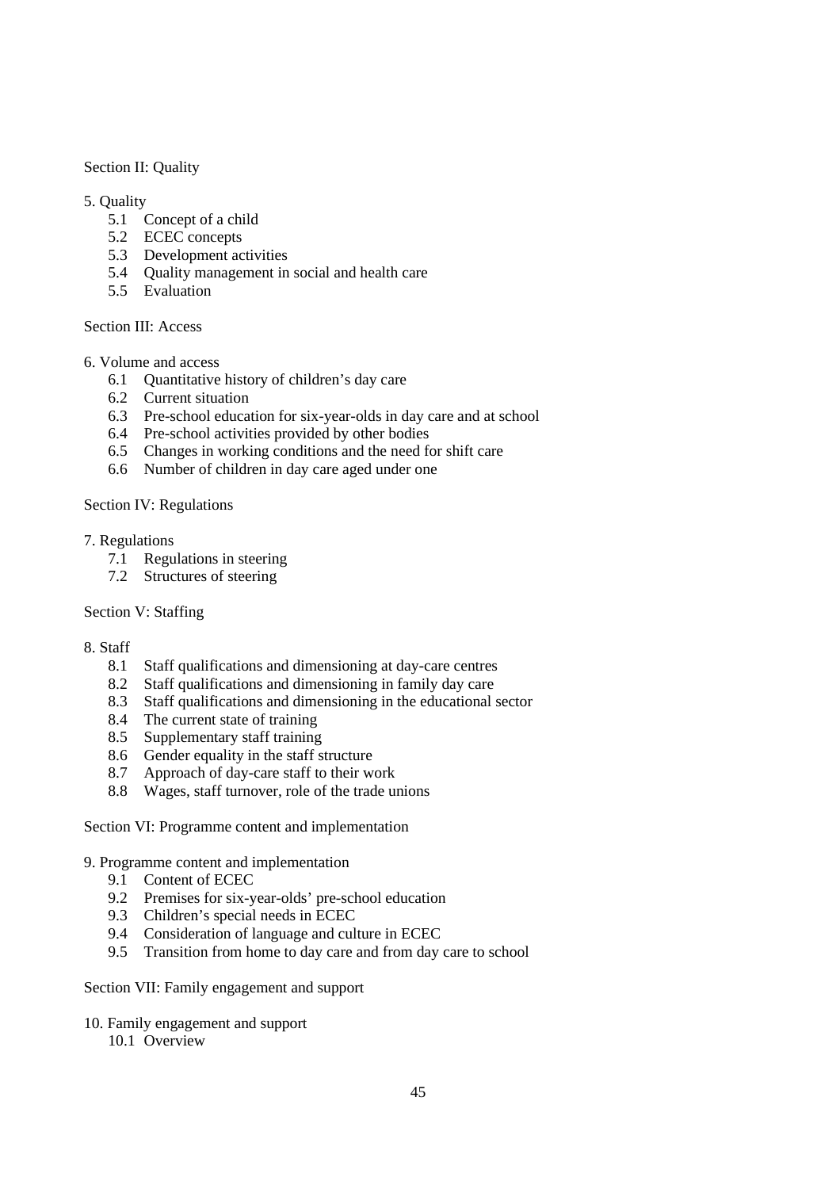Section II: Quality

5. Quality
    - 5.1 Concept of a child
    - 5.2 ECEC concepts
    - 5.3 Development activities
    - 5.4 Quality management in social and health care
    - 5.5 Evaluation

Section III: Access

6. Volume and access
    - 6.1 Quantitative history of children's day care
    - 6.2 Current situation
    - 6.3 Pre-school education for six-year-olds in day care and at school
    - 6.4 Pre-school activities provided by other bodies
    - 6.5 Changes in working conditions and the need for shift care
    - 6.6 Number of children in day care aged under one

Section IV: Regulations

7. Regulations
    - 7.1 Regulations in steering
    - 7.2 Structures of steering

Section V: Staffing

8. Staff
    - 8.1 Staff qualifications and dimensioning at day-care centres
    - 8.2 Staff qualifications and dimensioning in family day care
    - 8.3 Staff qualifications and dimensioning in the educational sector
    - 8.4 The current state of training
    - 8.5 Supplementary staff training
    - 8.6 Gender equality in the staff structure
    - 8.7 Approach of day-care staff to their work
    - 8.8 Wages, staff turnover, role of the trade unions

Section VI: Programme content and implementation

9. Programme content and implementation
    - 9.1 Content of ECEC
    - 9.2 Premises for six-year-olds' pre-school education
    - 9.3 Children's special needs in ECEC
    - 9.4 Consideration of language and culture in ECEC
    - 9.5 Transition from home to day care and from day care to school

Section VII: Family engagement and support

10. Family engagement and support
    - 10.1 Overview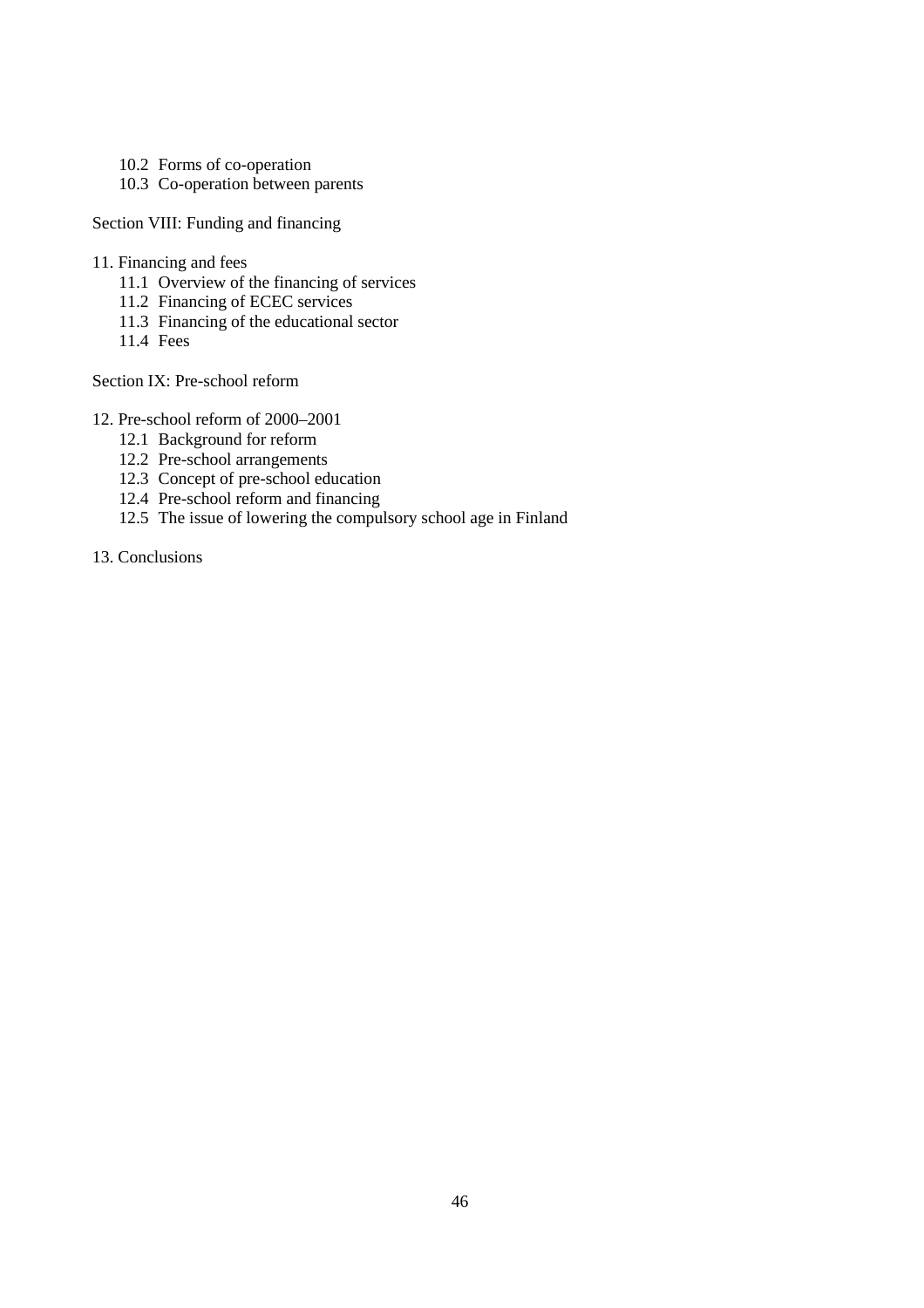- 10.2 Forms of co-operation
- 10.3 Co-operation between parents

Section VIII: Funding and financing

11. Financing and fees
    - 11.1 Overview of the financing of services
    - 11.2 Financing of ECEC services
    - 11.3 Financing of the educational sector
    - 11.4 Fees

Section IX: Pre-school reform

12. Pre-school reform of 2000–2001
    - 12.1 Background for reform
    - 12.2 Pre-school arrangements
    - 12.3 Concept of pre-school education
    - 12.4 Pre-school reform and financing
    - 12.5 The issue of lowering the compulsory school age in Finland

13. Conclusions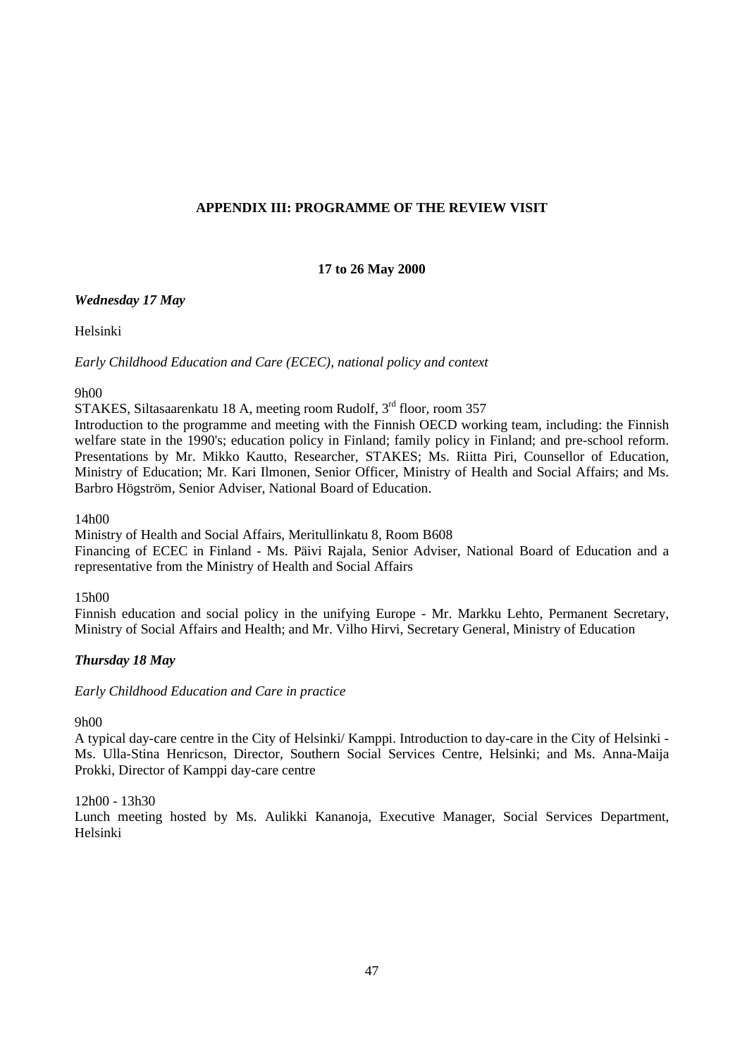## APPENDIX III: PROGRAMME OF THE REVIEW VISIT

**17 to 26 May 2000**

***Wednesday 17 May***

Helsinki

*Early Childhood Education and Care (ECEC), national policy and context*

9h00

STAKES, Siltasaarenkatu 18 A, meeting room Rudolf, 3rd floor, room 357

Introduction to the programme and meeting with the Finnish OECD working team, including: the Finnish welfare state in the 1990's; education policy in Finland; family policy in Finland; and pre-school reform. Presentations by Mr. Mikko Kautto, Researcher, STAKES; Ms. Riitta Piri, Counsellor of Education, Ministry of Education; Mr. Kari Ilmonen, Senior Officer, Ministry of Health and Social Affairs; and Ms. Barbro Högström, Senior Adviser, National Board of Education.

14h00

Ministry of Health and Social Affairs, Meritullinkatu 8, Room B608

Financing of ECEC in Finland - Ms. Päivi Rajala, Senior Adviser, National Board of Education and a representative from the Ministry of Health and Social Affairs

15h00

Finnish education and social policy in the unifying Europe - Mr. Markku Lehto, Permanent Secretary, Ministry of Social Affairs and Health; and Mr. Vilho Hirvi, Secretary General, Ministry of Education

***Thursday 18 May***

*Early Childhood Education and Care in practice*

9h00

A typical day-care centre in the City of Helsinki/ Kamppi. Introduction to day-care in the City of Helsinki - Ms. Ulla-Stina Henricson, Director, Southern Social Services Centre, Helsinki; and Ms. Anna-Maija Prokki, Director of Kamppi day-care centre

12h00 - 13h30

Lunch meeting hosted by Ms. Aulikki Kananoja, Executive Manager, Social Services Department, Helsinki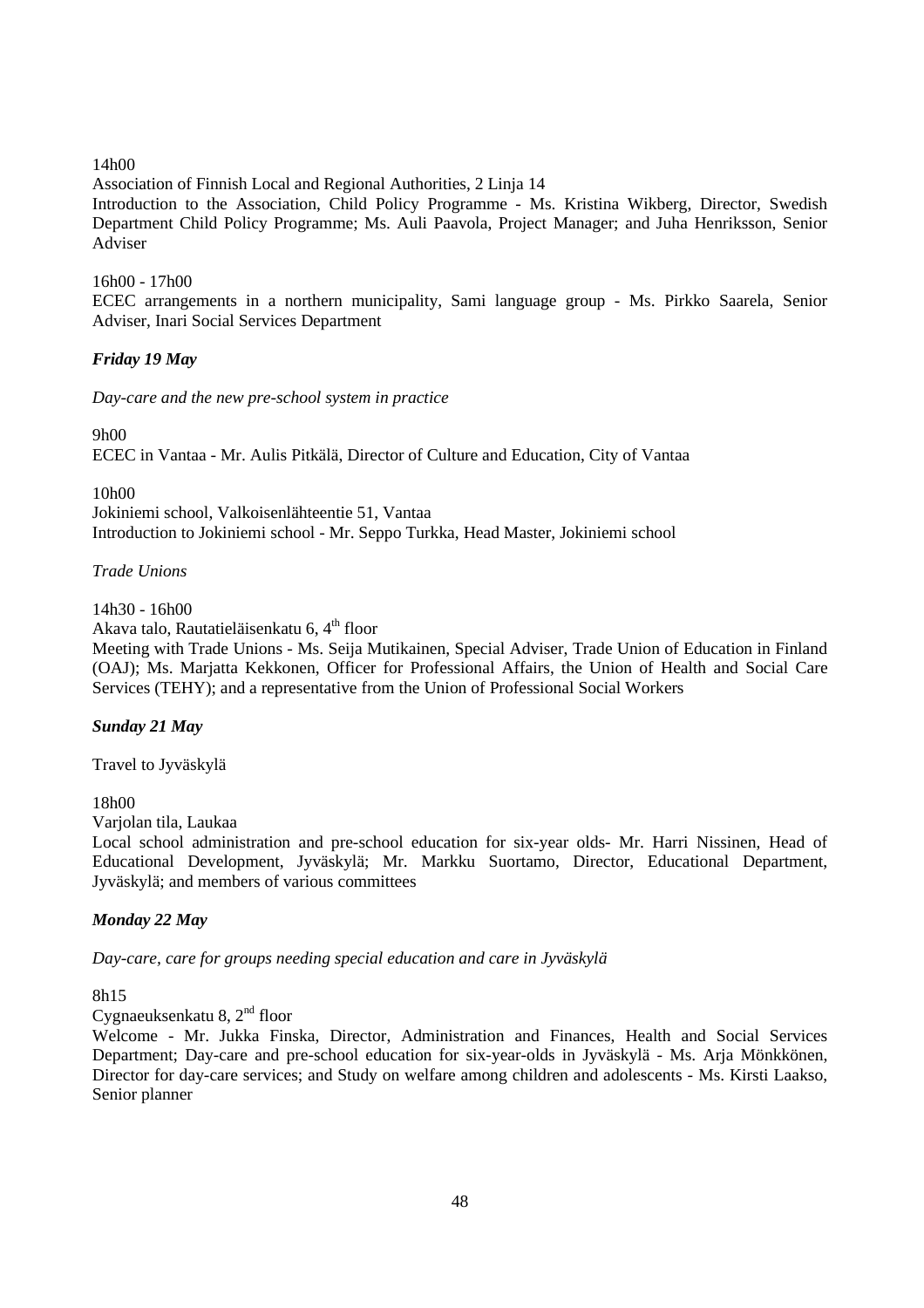14h00

Association of Finnish Local and Regional Authorities, 2 Linja 14

Introduction to the Association, Child Policy Programme - Ms. Kristina Wikberg, Director, Swedish Department Child Policy Programme; Ms. Auli Paavola, Project Manager; and Juha Henriksson, Senior Adviser

16h00 - 17h00

ECEC arrangements in a northern municipality, Sami language group - Ms. Pirkko Saarela, Senior Adviser, Inari Social Services Department

***Friday 19 May***

*Day-care and the new pre-school system in practice*

9h00

ECEC in Vantaa - Mr. Aulis Pitkälä, Director of Culture and Education, City of Vantaa

10h00

Jokiniemi school, Valkoisenlähteentie 51, Vantaa

Introduction to Jokiniemi school - Mr. Seppo Turkka, Head Master, Jokiniemi school

*Trade Unions*

14h30 - 16h00

Akava talo, Rautatieläisenkatu 6, 4th floor

Meeting with Trade Unions - Ms. Seija Mutikainen, Special Adviser, Trade Union of Education in Finland (OAJ); Ms. Marjatta Kekkonen, Officer for Professional Affairs, the Union of Health and Social Care Services (TEHY); and a representative from the Union of Professional Social Workers

***Sunday 21 May***

Travel to Jyväskylä

18h00

Varjolan tila, Laukaa

Local school administration and pre-school education for six-year olds- Mr. Harri Nissinen, Head of Educational Development, Jyväskylä; Mr. Markku Suortamo, Director, Educational Department, Jyväskylä; and members of various committees

***Monday 22 May***

*Day-care, care for groups needing special education and care in Jyväskylä*

8h15

Cygnaeuksenkatu 8, 2nd floor

Welcome - Mr. Jukka Finska, Director, Administration and Finances, Health and Social Services Department; Day-care and pre-school education for six-year-olds in Jyväskylä - Ms. Arja Mönkkönen, Director for day-care services; and Study on welfare among children and adolescents - Ms. Kirsti Laakso, Senior planner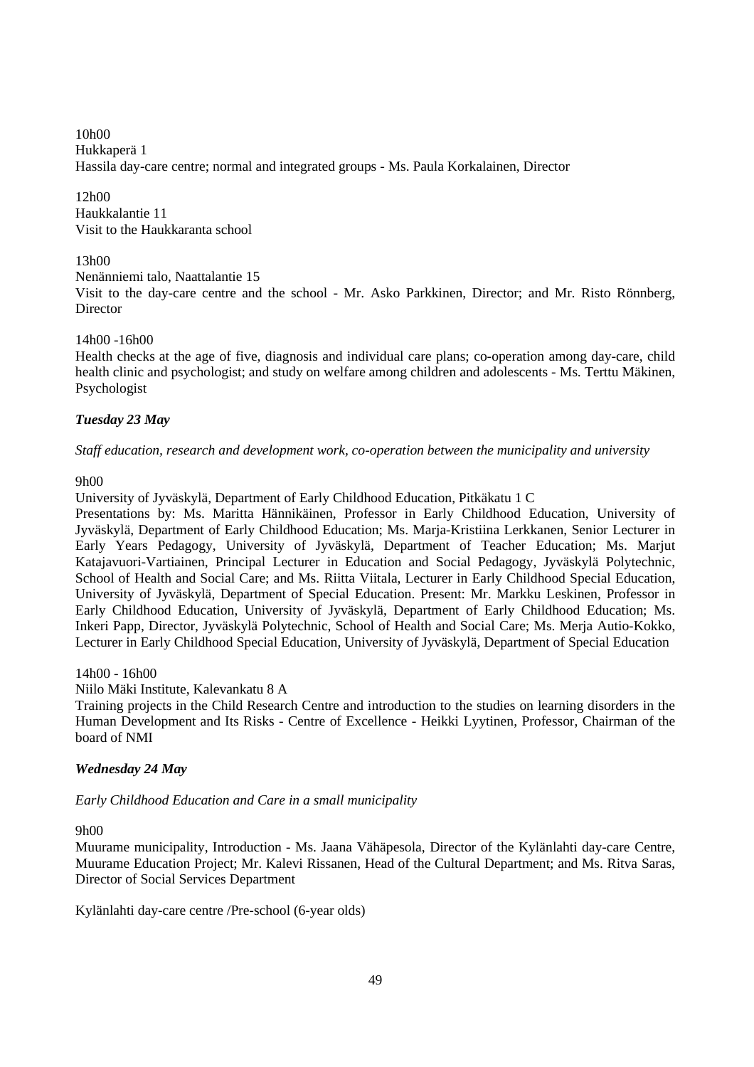10h00
Hukkaperä 1
Hassila day-care centre; normal and integrated groups - Ms. Paula Korkalainen, Director

12h00
Haukkalantie 11
Visit to the Haukkaranta school

13h00
Nenänniemi talo, Naattalantie 15
Visit to the day-care centre and the school - Mr. Asko Parkkinen, Director; and Mr. Risto Rönnberg, Director

14h00 -16h00
Health checks at the age of five, diagnosis and individual care plans; co-operation among day-care, child health clinic and psychologist; and study on welfare among children and adolescents - Ms. Terttu Mäkinen, Psychologist

***Tuesday 23 May***

*Staff education, research and development work, co-operation between the municipality and university*

9h00
University of Jyväskylä, Department of Early Childhood Education, Pitkäkatu 1 C
Presentations by: Ms. Maritta Hännikäinen, Professor in Early Childhood Education, University of Jyväskylä, Department of Early Childhood Education; Ms. Marja-Kristiina Lerkkanen, Senior Lecturer in Early Years Pedagogy, University of Jyväskylä, Department of Teacher Education; Ms. Marjut Katajavuori-Vartiainen, Principal Lecturer in Education and Social Pedagogy, Jyväskylä Polytechnic, School of Health and Social Care; and Ms. Riitta Viitala, Lecturer in Early Childhood Special Education, University of Jyväskylä, Department of Special Education. Present: Mr. Markku Leskinen, Professor in Early Childhood Education, University of Jyväskylä, Department of Early Childhood Education; Ms. Inkeri Papp, Director, Jyväskylä Polytechnic, School of Health and Social Care; Ms. Merja Autio-Kokko, Lecturer in Early Childhood Special Education, University of Jyväskylä, Department of Special Education

14h00 - 16h00
Niilo Mäki Institute, Kalevankatu 8 A
Training projects in the Child Research Centre and introduction to the studies on learning disorders in the Human Development and Its Risks - Centre of Excellence - Heikki Lyytinen, Professor, Chairman of the board of NMI

***Wednesday 24 May***

*Early Childhood Education and Care in a small municipality*

9h00
Muurame municipality, Introduction - Ms. Jaana Vähäpesola, Director of the Kylänlahti day-care Centre, Muurame Education Project; Mr. Kalevi Rissanen, Head of the Cultural Department; and Ms. Ritva Saras, Director of Social Services Department

Kylänlahti day-care centre /Pre-school (6-year olds)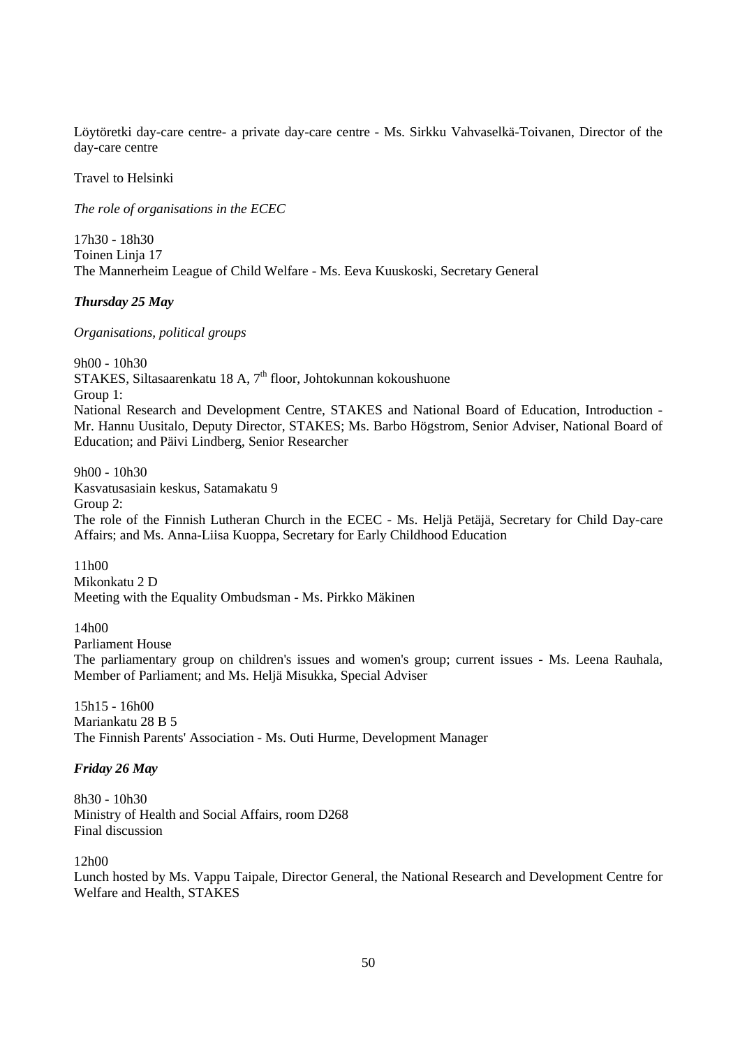Löytöretki day-care centre- a private day-care centre - Ms. Sirkku Vahvaselkä-Toivanen, Director of the day-care centre

Travel to Helsinki

*The role of organisations in the ECEC*

17h30 - 18h30
Toinen Linja 17
The Mannerheim League of Child Welfare - Ms. Eeva Kuuskoski, Secretary General

***Thursday 25 May***

*Organisations, political groups*

9h00 - 10h30
STAKES, Siltasaarenkatu 18 A, 7th floor, Johtokunnan kokoushuone
Group 1:
National Research and Development Centre, STAKES and National Board of Education, Introduction - Mr. Hannu Uusitalo, Deputy Director, STAKES; Ms. Barbo Högstrom, Senior Adviser, National Board of Education; and Päivi Lindberg, Senior Researcher

9h00 - 10h30
Kasvatusasiain keskus, Satamakatu 9
Group 2:
The role of the Finnish Lutheran Church in the ECEC - Ms. Heljä Petäjä, Secretary for Child Day-care Affairs; and Ms. Anna-Liisa Kuoppa, Secretary for Early Childhood Education

11h00
Mikonkatu 2 D
Meeting with the Equality Ombudsman - Ms. Pirkko Mäkinen

14h00
Parliament House
The parliamentary group on children's issues and women's group; current issues - Ms. Leena Rauhala, Member of Parliament; and Ms. Heljä Misukka, Special Adviser

15h15 - 16h00
Mariankatu 28 B 5
The Finnish Parents' Association - Ms. Outi Hurme, Development Manager

***Friday 26 May***

8h30 - 10h30
Ministry of Health and Social Affairs, room D268
Final discussion

12h00
Lunch hosted by Ms. Vappu Taipale, Director General, the National Research and Development Centre for Welfare and Health, STAKES